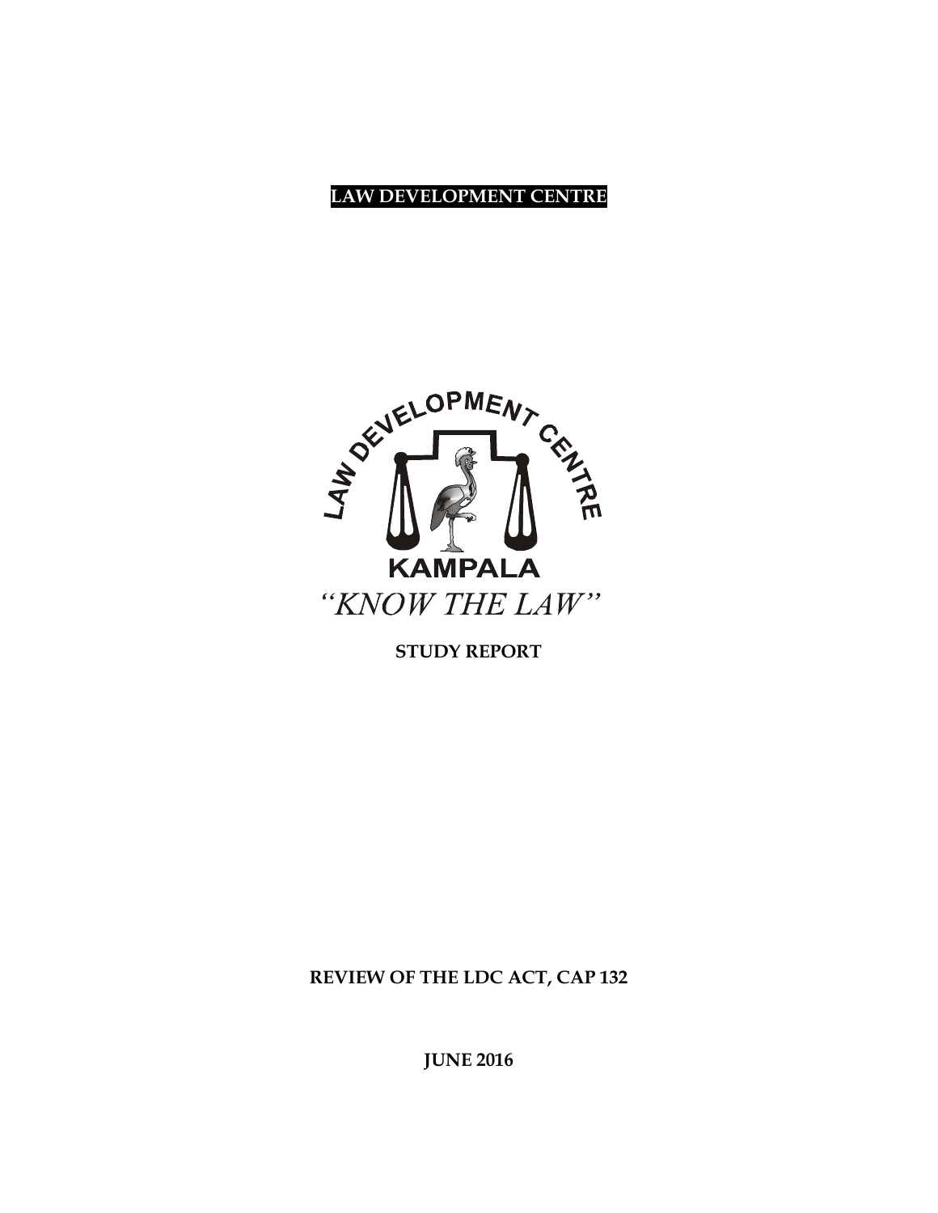**LAW DEVELOPMENT CENTRE**

LAW DEVELOPMENT CENTRE

KAMPALA

*"KNOW THE LAW"*

**STUDY REPORT**

**REVIEW OF THE LDC ACT, CAP 132**

**JUNE 2016**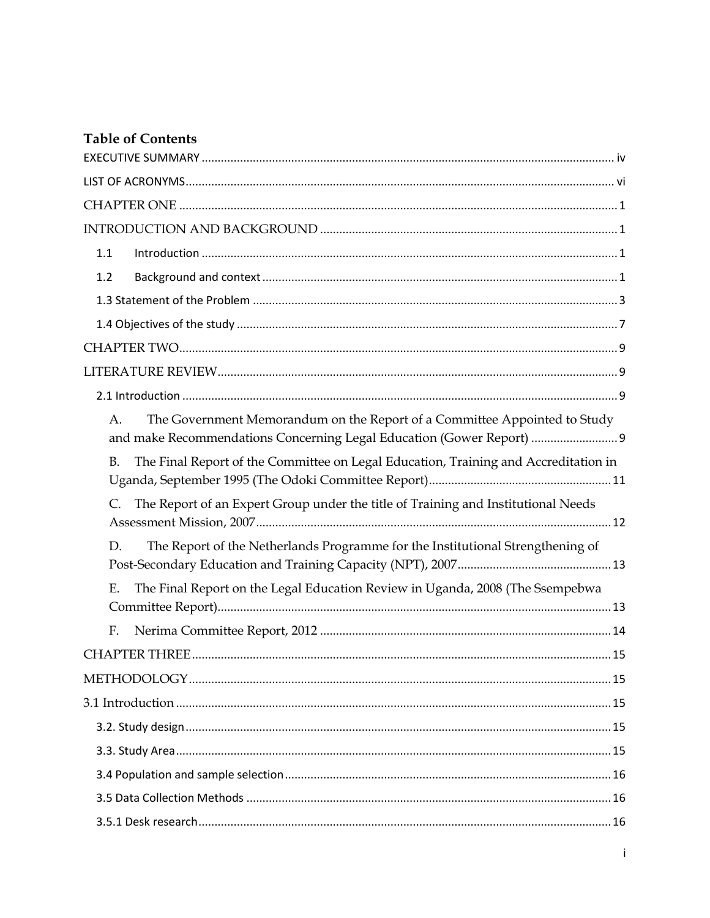## Table of Contents

EXECUTIVE SUMMARY ..... iv

LIST OF ACRONYMS ..... vi

CHAPTER ONE ..... 1

INTRODUCTION AND BACKGROUND ..... 1

- 1.1 Introduction ..... 1
- 1.2 Background and context ..... 1
- 1.3 Statement of the Problem ..... 3
- 1.4 Objectives of the study ..... 7

CHAPTER TWO ..... 9

LITERATURE REVIEW ..... 9

- 2.1 Introduction ..... 9
  - A. The Government Memorandum on the Report of a Committee Appointed to Study and make Recommendations Concerning Legal Education (Gower Report) ..... 9
  - B. The Final Report of the Committee on Legal Education, Training and Accreditation in Uganda, September 1995 (The Odoki Committee Report) ..... 11
  - C. The Report of an Expert Group under the title of Training and Institutional Needs Assessment Mission, 2007 ..... 12
  - D. The Report of the Netherlands Programme for the Institutional Strengthening of Post-Secondary Education and Training Capacity (NPT), 2007 ..... 13
  - E. The Final Report on the Legal Education Review in Uganda, 2008 (The Ssempebwa Committee Report) ..... 13
  - F. Nerima Committee Report, 2012 ..... 14

CHAPTER THREE ..... 15

METHODOLOGY ..... 15

3.1 Introduction ..... 15

- 3.2. Study design ..... 15
- 3.3. Study Area ..... 15
- 3.4 Population and sample selection ..... 16
- 3.5 Data Collection Methods ..... 16
- 3.5.1 Desk research ..... 16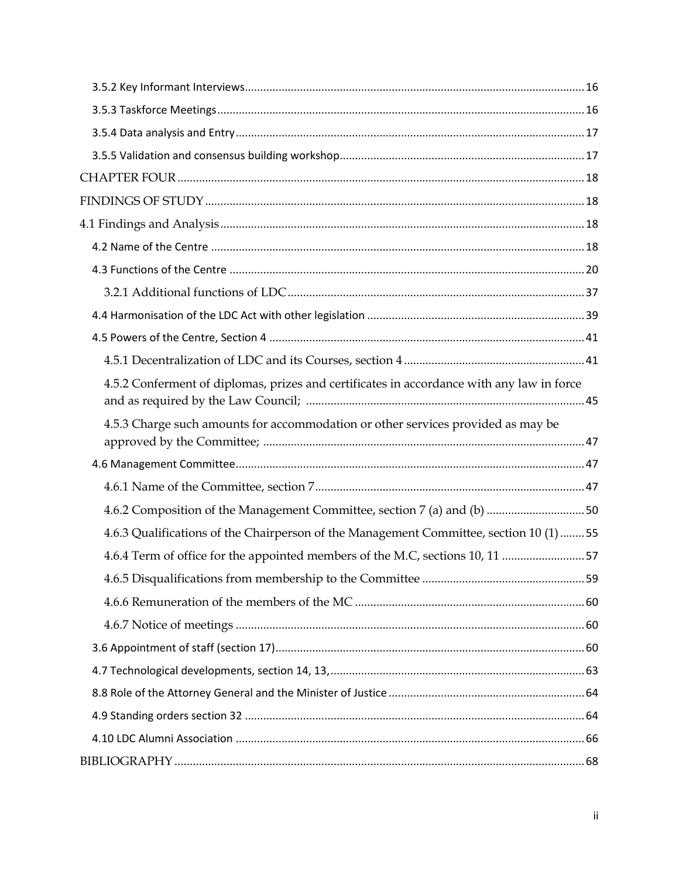3.5.2 Key Informant Interviews ..... 16

3.5.3 Taskforce Meetings ..... 16

3.5.4 Data analysis and Entry ..... 17

3.5.5 Validation and consensus building workshop ..... 17

CHAPTER FOUR ..... 18

FINDINGS OF STUDY ..... 18

4.1 Findings and Analysis ..... 18

4.2 Name of the Centre ..... 18

4.3 Functions of the Centre ..... 20

3.2.1 Additional functions of LDC ..... 37

4.4 Harmonisation of the LDC Act with other legislation ..... 39

4.5 Powers of the Centre, Section 4 ..... 41

4.5.1 Decentralization of LDC and its Courses, section 4 ..... 41

4.5.2 Conferment of diplomas, prizes and certificates in accordance with any law in force and as required by the Law Council; ..... 45

4.5.3 Charge such amounts for accommodation or other services provided as may be approved by the Committee; ..... 47

4.6 Management Committee ..... 47

4.6.1 Name of the Committee, section 7 ..... 47

4.6.2 Composition of the Management Committee, section 7 (a) and (b) ..... 50

4.6.3 Qualifications of the Chairperson of the Management Committee, section 10 (1) ..... 55

4.6.4 Term of office for the appointed members of the M.C, sections 10, 11 ..... 57

4.6.5 Disqualifications from membership to the Committee ..... 59

4.6.6 Remuneration of the members of the MC ..... 60

4.6.7 Notice of meetings ..... 60

3.6 Appointment of staff (section 17) ..... 60

4.7 Technological developments, section 14, 13, ..... 63

8.8 Role of the Attorney General and the Minister of Justice ..... 64

4.9 Standing orders section 32 ..... 64

4.10 LDC Alumni Association ..... 66

BIBLIOGRAPHY ..... 68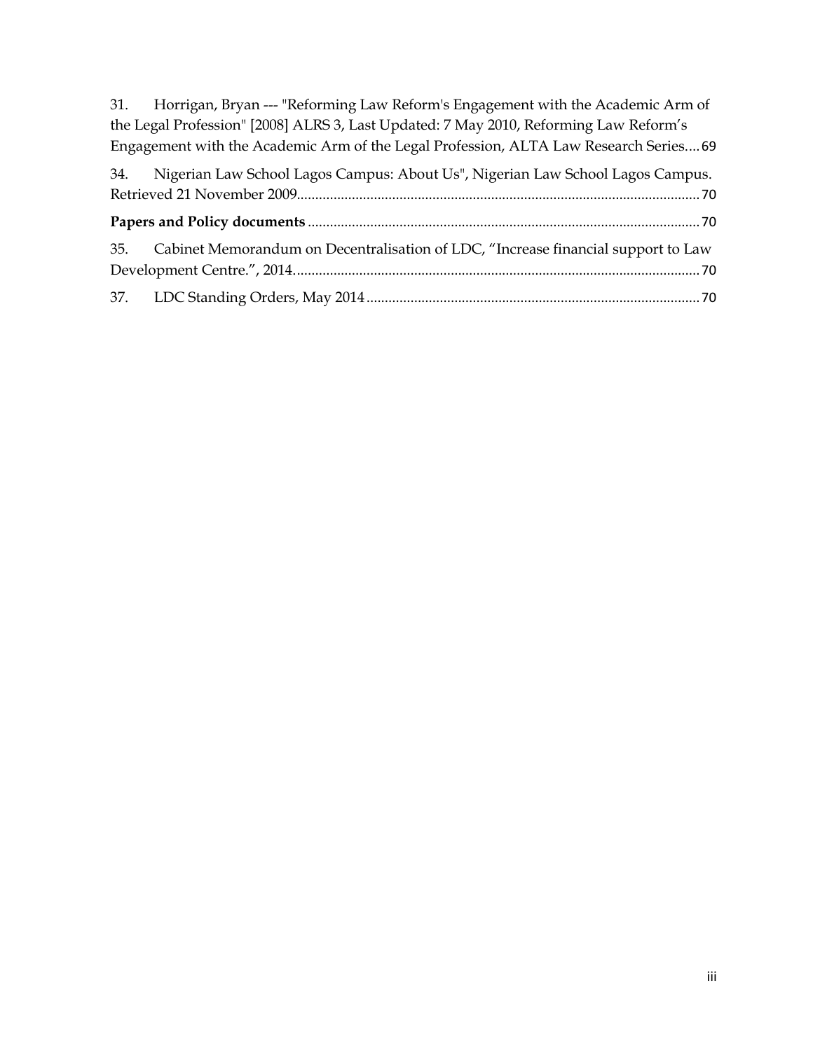31. Horrigan, Bryan --- "Reforming Law Reform's Engagement with the Academic Arm of the Legal Profession" [2008] ALRS 3, Last Updated: 7 May 2010, Reforming Law Reform's Engagement with the Academic Arm of the Legal Profession, ALTA Law Research Series.... 69

34. Nigerian Law School Lagos Campus: About Us", Nigerian Law School Lagos Campus. Retrieved 21 November 2009............................................................................................................ 70

**Papers and Policy documents** .......................................................................................................... 70

35. Cabinet Memorandum on Decentralisation of LDC, "Increase financial support to Law Development Centre.", 2014.............................................................................................................. 70

37. LDC Standing Orders, May 2014 .......................................................................................... 70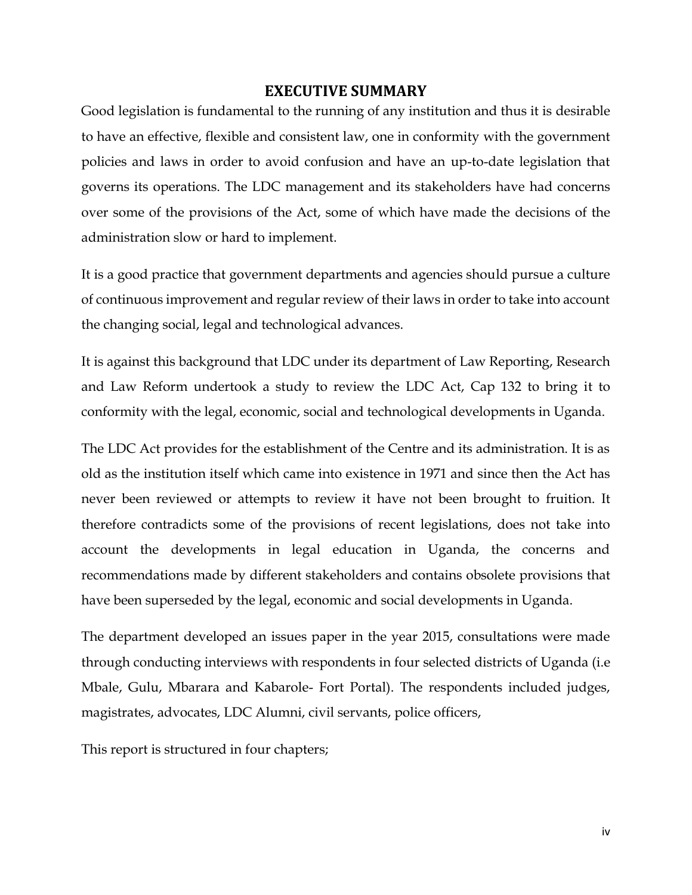## EXECUTIVE SUMMARY

Good legislation is fundamental to the running of any institution and thus it is desirable to have an effective, flexible and consistent law, one in conformity with the government policies and laws in order to avoid confusion and have an up-to-date legislation that governs its operations. The LDC management and its stakeholders have had concerns over some of the provisions of the Act, some of which have made the decisions of the administration slow or hard to implement.

It is a good practice that government departments and agencies should pursue a culture of continuous improvement and regular review of their laws in order to take into account the changing social, legal and technological advances.

It is against this background that LDC under its department of Law Reporting, Research and Law Reform undertook a study to review the LDC Act, Cap 132 to bring it to conformity with the legal, economic, social and technological developments in Uganda.

The LDC Act provides for the establishment of the Centre and its administration. It is as old as the institution itself which came into existence in 1971 and since then the Act has never been reviewed or attempts to review it have not been brought to fruition. It therefore contradicts some of the provisions of recent legislations, does not take into account the developments in legal education in Uganda, the concerns and recommendations made by different stakeholders and contains obsolete provisions that have been superseded by the legal, economic and social developments in Uganda.

The department developed an issues paper in the year 2015, consultations were made through conducting interviews with respondents in four selected districts of Uganda (i.e Mbale, Gulu, Mbarara and Kabarole- Fort Portal). The respondents included judges, magistrates, advocates, LDC Alumni, civil servants, police officers,

This report is structured in four chapters;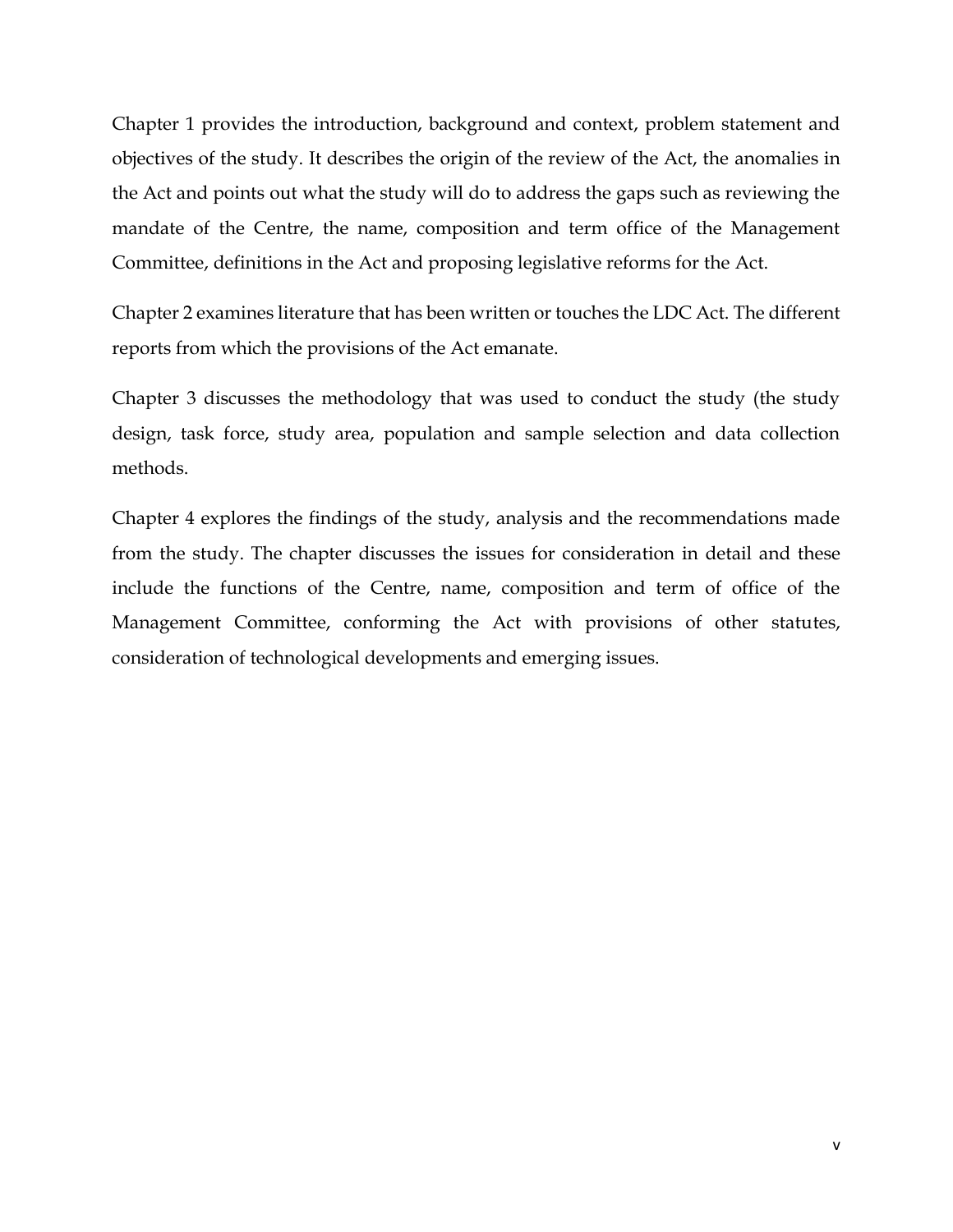Chapter 1 provides the introduction, background and context, problem statement and objectives of the study. It describes the origin of the review of the Act, the anomalies in the Act and points out what the study will do to address the gaps such as reviewing the mandate of the Centre, the name, composition and term office of the Management Committee, definitions in the Act and proposing legislative reforms for the Act.

Chapter 2 examines literature that has been written or touches the LDC Act. The different reports from which the provisions of the Act emanate.

Chapter 3 discusses the methodology that was used to conduct the study (the study design, task force, study area, population and sample selection and data collection methods.

Chapter 4 explores the findings of the study, analysis and the recommendations made from the study. The chapter discusses the issues for consideration in detail and these include the functions of the Centre, name, composition and term of office of the Management Committee, conforming the Act with provisions of other statutes, consideration of technological developments and emerging issues.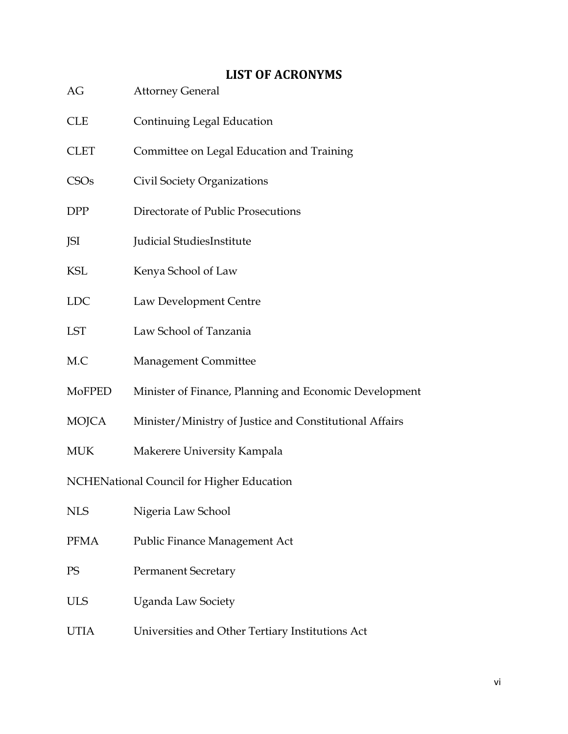## LIST OF ACRONYMS

| | |
|---|---|
| AG | Attorney General |
| CLE | Continuing Legal Education |
| CLET | Committee on Legal Education and Training |
| CSOs | Civil Society Organizations |
| DPP | Directorate of Public Prosecutions |
| JSI | Judicial StudiesInstitute |
| KSL | Kenya School of Law |
| LDC | Law Development Centre |
| LST | Law School of Tanzania |
| M.C | Management Committee |
| MoFPED | Minister of Finance, Planning and Economic Development |
| MOJCA | Minister/Ministry of Justice and Constitutional Affairs |
| MUK | Makerere University Kampala |
| NCHE | National Council for Higher Education |
| NLS | Nigeria Law School |
| PFMA | Public Finance Management Act |
| PS | Permanent Secretary |
| ULS | Uganda Law Society |
| UTIA | Universities and Other Tertiary Institutions Act |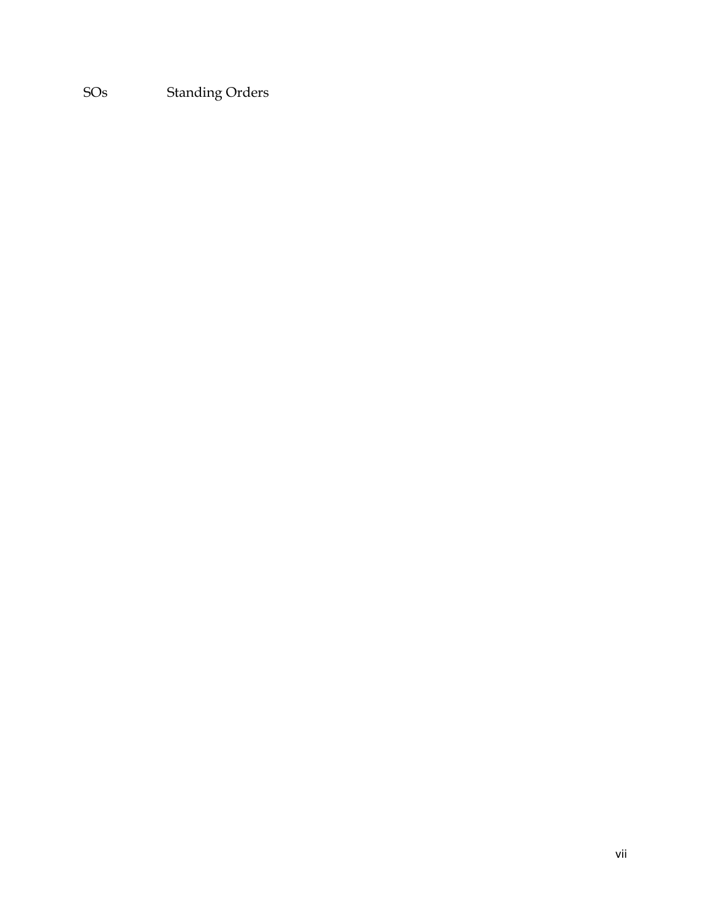| | |
|---|---|
| SOs | Standing Orders |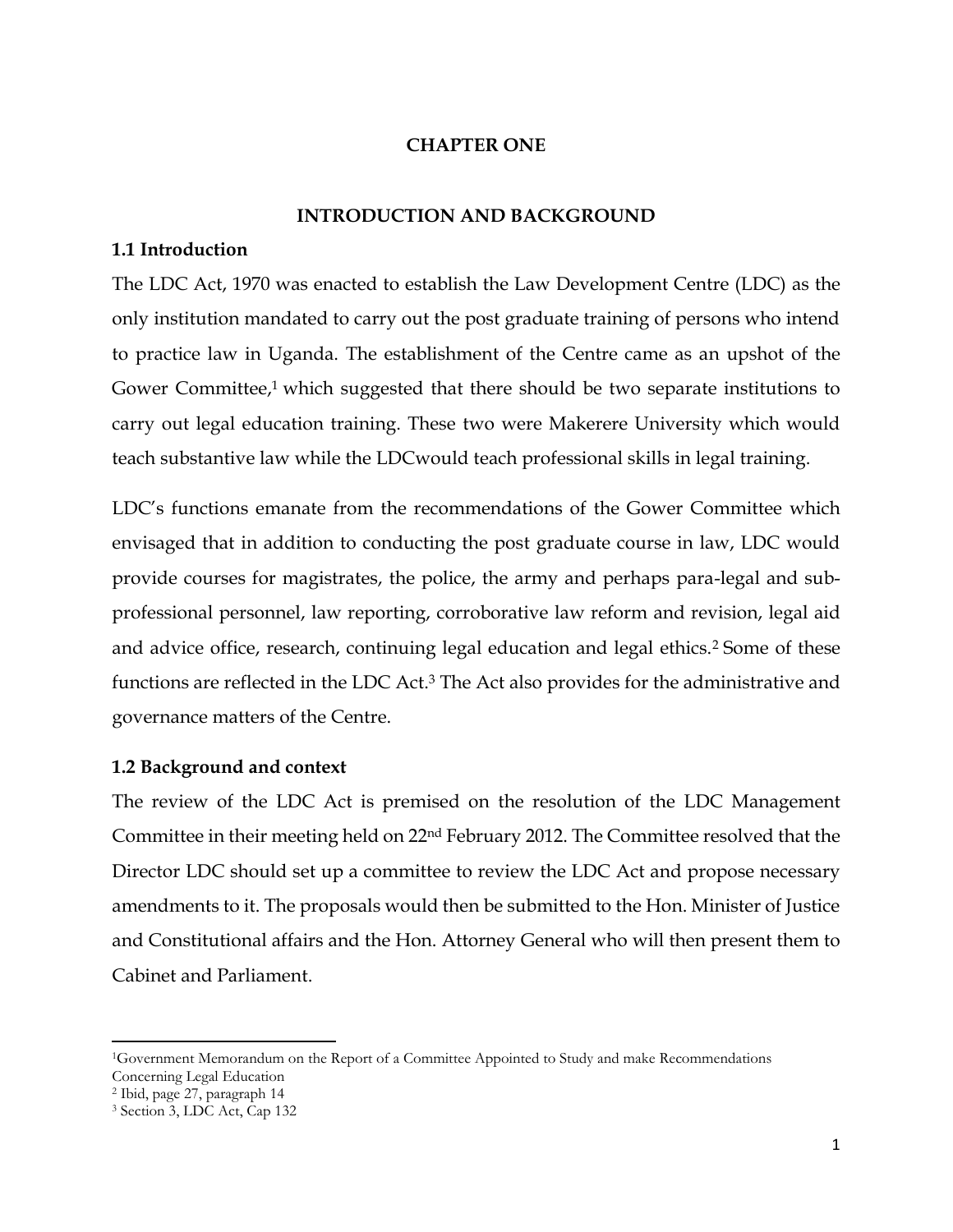# CHAPTER ONE

## INTRODUCTION AND BACKGROUND

### 1.1 Introduction

The LDC Act, 1970 was enacted to establish the Law Development Centre (LDC) as the only institution mandated to carry out the post graduate training of persons who intend to practice law in Uganda. The establishment of the Centre came as an upshot of the Gower Committee,[1] which suggested that there should be two separate institutions to carry out legal education training. These two were Makerere University which would teach substantive law while the LDCwould teach professional skills in legal training.

LDC's functions emanate from the recommendations of the Gower Committee which envisaged that in addition to conducting the post graduate course in law, LDC would provide courses for magistrates, the police, the army and perhaps para-legal and sub-professional personnel, law reporting, corroborative law reform and revision, legal aid and advice office, research, continuing legal education and legal ethics.[2] Some of these functions are reflected in the LDC Act.[3] The Act also provides for the administrative and governance matters of the Centre.

### 1.2 Background and context

The review of the LDC Act is premised on the resolution of the LDC Management Committee in their meeting held on 22nd February 2012. The Committee resolved that the Director LDC should set up a committee to review the LDC Act and propose necessary amendments to it. The proposals would then be submitted to the Hon. Minister of Justice and Constitutional affairs and the Hon. Attorney General who will then present them to Cabinet and Parliament.

---

[1] Government Memorandum on the Report of a Committee Appointed to Study and make Recommendations Concerning Legal Education

[2] Ibid, page 27, paragraph 14

[3] Section 3, LDC Act, Cap 132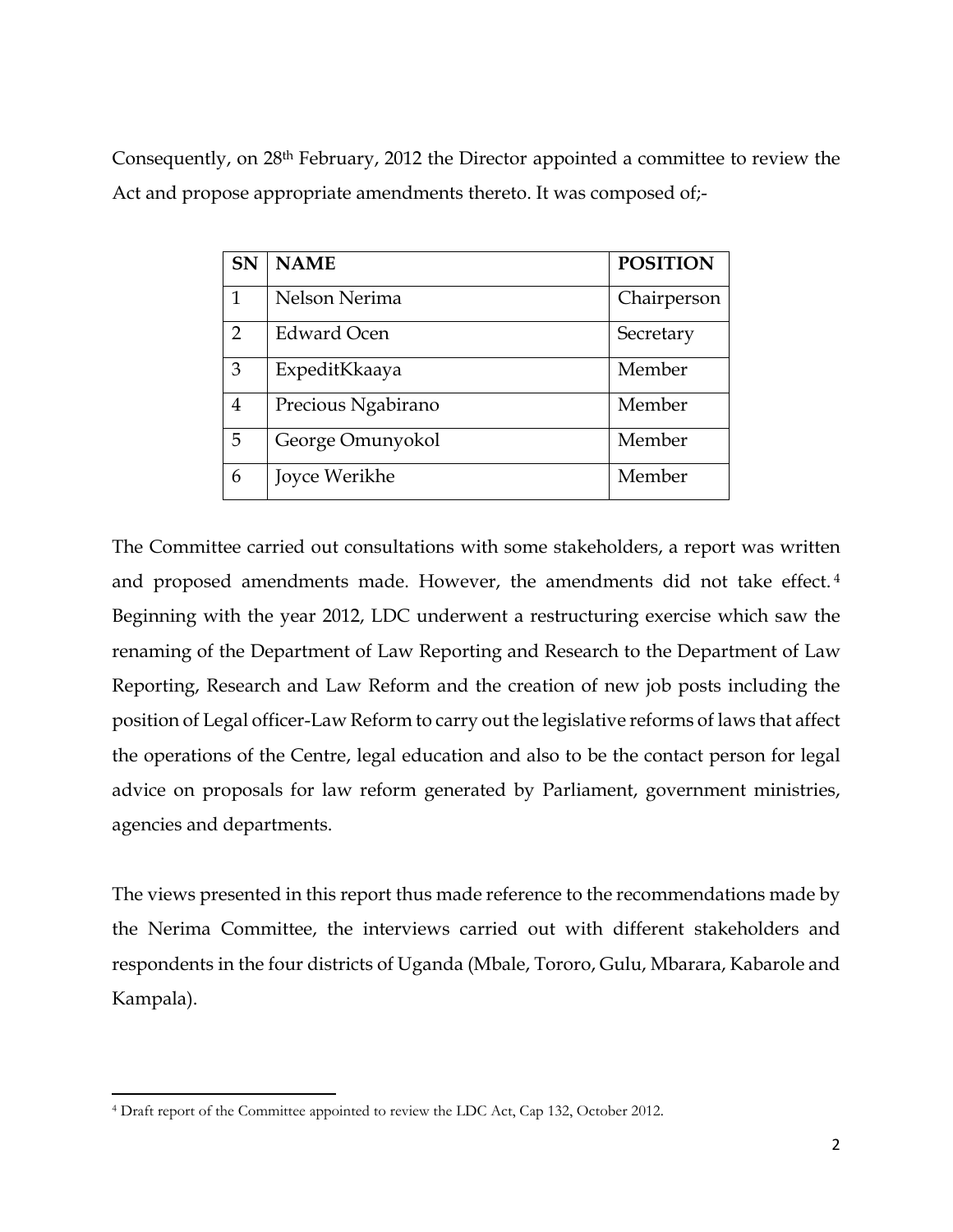Consequently, on 28th February, 2012 the Director appointed a committee to review the Act and propose appropriate amendments thereto. It was composed of;-

| SN | NAME | POSITION |
|---|---|---|
| 1 | Nelson Nerima | Chairperson |
| 2 | Edward Ocen | Secretary |
| 3 | ExpeditKkaaya | Member |
| 4 | Precious Ngabirano | Member |
| 5 | George Omunyokol | Member |
| 6 | Joyce Werikhe | Member |

The Committee carried out consultations with some stakeholders, a report was written and proposed amendments made. However, the amendments did not take effect.[4] Beginning with the year 2012, LDC underwent a restructuring exercise which saw the renaming of the Department of Law Reporting and Research to the Department of Law Reporting, Research and Law Reform and the creation of new job posts including the position of Legal officer-Law Reform to carry out the legislative reforms of laws that affect the operations of the Centre, legal education and also to be the contact person for legal advice on proposals for law reform generated by Parliament, government ministries, agencies and departments.

The views presented in this report thus made reference to the recommendations made by the Nerima Committee, the interviews carried out with different stakeholders and respondents in the four districts of Uganda (Mbale, Tororo, Gulu, Mbarara, Kabarole and Kampala).

[4] Draft report of the Committee appointed to review the LDC Act, Cap 132, October 2012.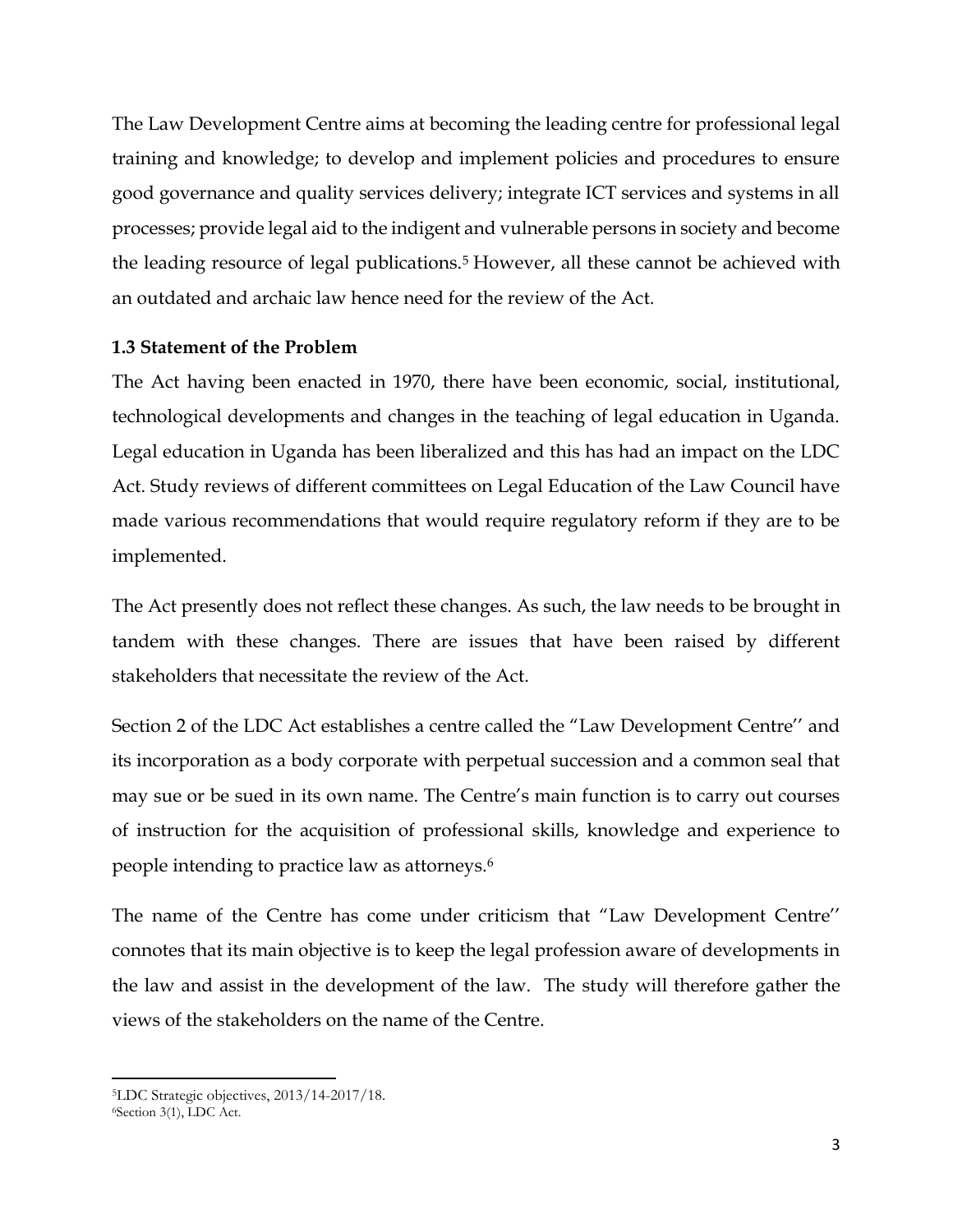The Law Development Centre aims at becoming the leading centre for professional legal training and knowledge; to develop and implement policies and procedures to ensure good governance and quality services delivery; integrate ICT services and systems in all processes; provide legal aid to the indigent and vulnerable persons in society and become the leading resource of legal publications.[5] However, all these cannot be achieved with an outdated and archaic law hence need for the review of the Act.

### 1.3 Statement of the Problem

The Act having been enacted in 1970, there have been economic, social, institutional, technological developments and changes in the teaching of legal education in Uganda. Legal education in Uganda has been liberalized and this has had an impact on the LDC Act. Study reviews of different committees on Legal Education of the Law Council have made various recommendations that would require regulatory reform if they are to be implemented.

The Act presently does not reflect these changes. As such, the law needs to be brought in tandem with these changes. There are issues that have been raised by different stakeholders that necessitate the review of the Act.

Section 2 of the LDC Act establishes a centre called the "Law Development Centre'' and its incorporation as a body corporate with perpetual succession and a common seal that may sue or be sued in its own name. The Centre's main function is to carry out courses of instruction for the acquisition of professional skills, knowledge and experience to people intending to practice law as attorneys.[6]

The name of the Centre has come under criticism that "Law Development Centre'' connotes that its main objective is to keep the legal profession aware of developments in the law and assist in the development of the law. The study will therefore gather the views of the stakeholders on the name of the Centre.

---

[5] LDC Strategic objectives, 2013/14-2017/18.

[6] Section 3(1), LDC Act.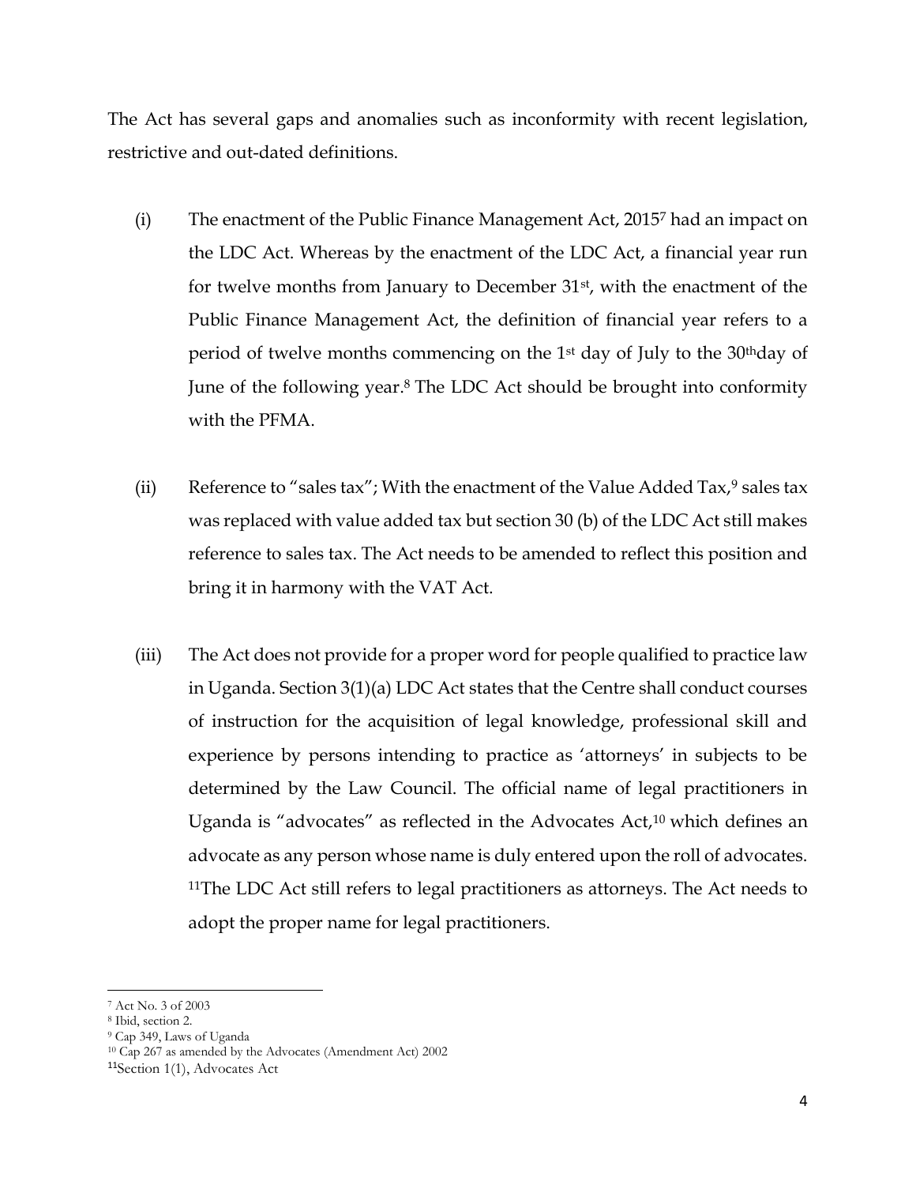The Act has several gaps and anomalies such as inconformity with recent legislation, restrictive and out-dated definitions.

(i) The enactment of the Public Finance Management Act, 2015[7] had an impact on the LDC Act. Whereas by the enactment of the LDC Act, a financial year run for twelve months from January to December 31st, with the enactment of the Public Finance Management Act, the definition of financial year refers to a period of twelve months commencing on the 1st day of July to the 30th day of June of the following year.[8] The LDC Act should be brought into conformity with the PFMA.

(ii) Reference to "sales tax"; With the enactment of the Value Added Tax,[9] sales tax was replaced with value added tax but section 30 (b) of the LDC Act still makes reference to sales tax. The Act needs to be amended to reflect this position and bring it in harmony with the VAT Act.

(iii) The Act does not provide for a proper word for people qualified to practice law in Uganda. Section 3(1)(a) LDC Act states that the Centre shall conduct courses of instruction for the acquisition of legal knowledge, professional skill and experience by persons intending to practice as 'attorneys' in subjects to be determined by the Law Council. The official name of legal practitioners in Uganda is "advocates" as reflected in the Advocates Act,[10] which defines an advocate as any person whose name is duly entered upon the roll of advocates.[11] The LDC Act still refers to legal practitioners as attorneys. The Act needs to adopt the proper name for legal practitioners.

---

[7] Act No. 3 of 2003

[8] Ibid, section 2.

[9] Cap 349, Laws of Uganda

[10] Cap 267 as amended by the Advocates (Amendment Act) 2002

[11] Section 1(1), Advocates Act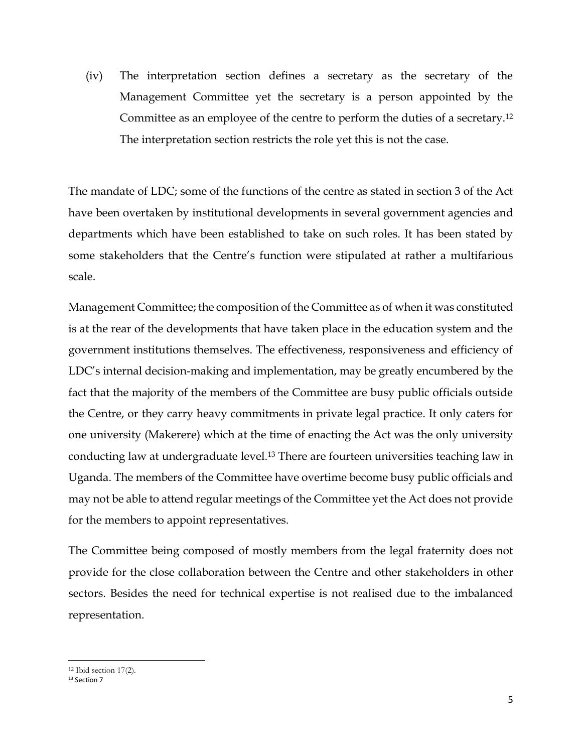(iv) The interpretation section defines a secretary as the secretary of the Management Committee yet the secretary is a person appointed by the Committee as an employee of the centre to perform the duties of a secretary.[12] The interpretation section restricts the role yet this is not the case.

The mandate of LDC; some of the functions of the centre as stated in section 3 of the Act have been overtaken by institutional developments in several government agencies and departments which have been established to take on such roles. It has been stated by some stakeholders that the Centre's function were stipulated at rather a multifarious scale.

Management Committee; the composition of the Committee as of when it was constituted is at the rear of the developments that have taken place in the education system and the government institutions themselves. The effectiveness, responsiveness and efficiency of LDC's internal decision-making and implementation, may be greatly encumbered by the fact that the majority of the members of the Committee are busy public officials outside the Centre, or they carry heavy commitments in private legal practice. It only caters for one university (Makerere) which at the time of enacting the Act was the only university conducting law at undergraduate level.[13] There are fourteen universities teaching law in Uganda. The members of the Committee have overtime become busy public officials and may not be able to attend regular meetings of the Committee yet the Act does not provide for the members to appoint representatives.

The Committee being composed of mostly members from the legal fraternity does not provide for the close collaboration between the Centre and other stakeholders in other sectors. Besides the need for technical expertise is not realised due to the imbalanced representation.

---

[12] Ibid section 17(2).

[13] Section 7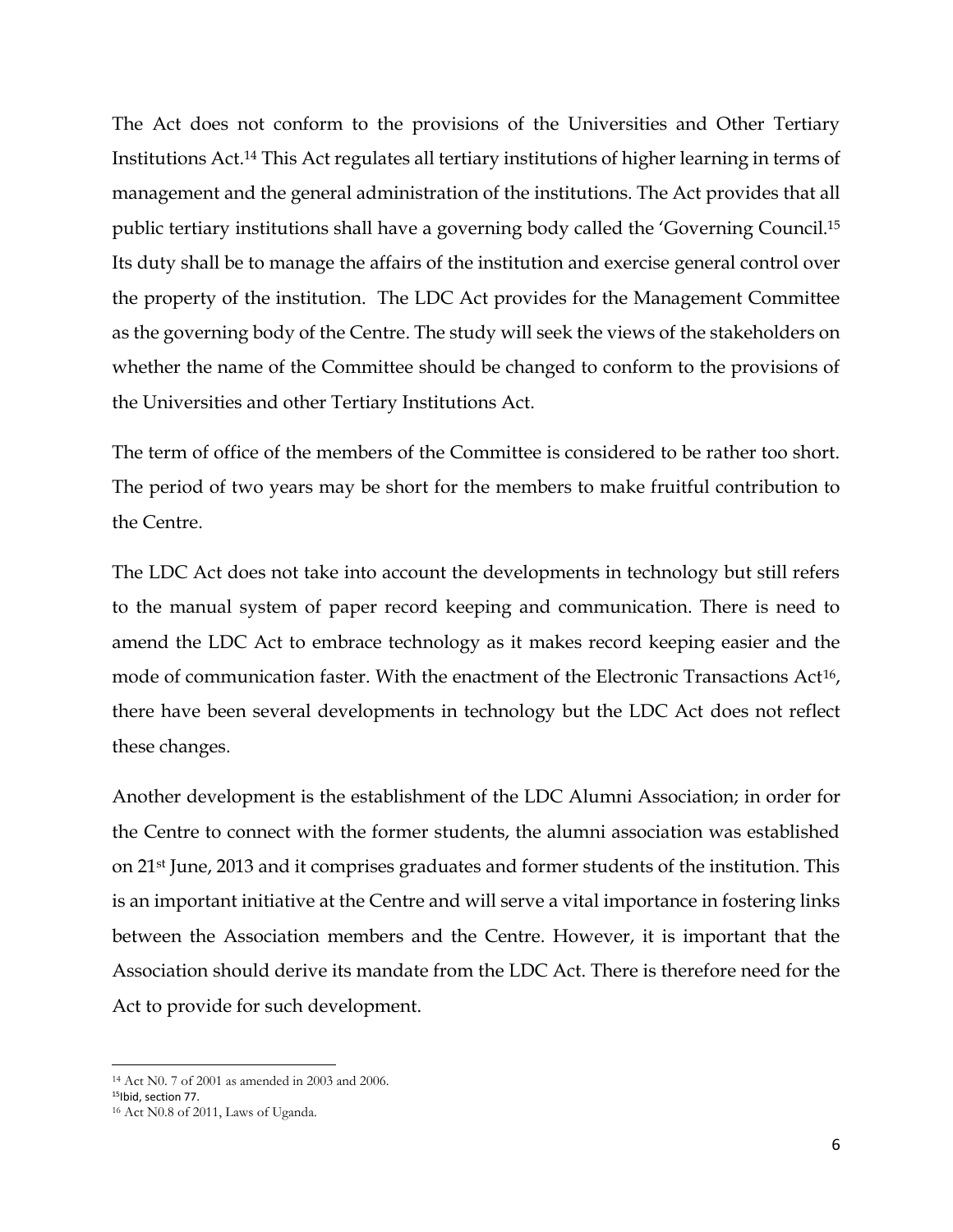The Act does not conform to the provisions of the Universities and Other Tertiary Institutions Act.[14] This Act regulates all tertiary institutions of higher learning in terms of management and the general administration of the institutions. The Act provides that all public tertiary institutions shall have a governing body called the 'Governing Council.[15] Its duty shall be to manage the affairs of the institution and exercise general control over the property of the institution. The LDC Act provides for the Management Committee as the governing body of the Centre. The study will seek the views of the stakeholders on whether the name of the Committee should be changed to conform to the provisions of the Universities and other Tertiary Institutions Act.

The term of office of the members of the Committee is considered to be rather too short. The period of two years may be short for the members to make fruitful contribution to the Centre.

The LDC Act does not take into account the developments in technology but still refers to the manual system of paper record keeping and communication. There is need to amend the LDC Act to embrace technology as it makes record keeping easier and the mode of communication faster. With the enactment of the Electronic Transactions Act[16], there have been several developments in technology but the LDC Act does not reflect these changes.

Another development is the establishment of the LDC Alumni Association; in order for the Centre to connect with the former students, the alumni association was established on 21st June, 2013 and it comprises graduates and former students of the institution. This is an important initiative at the Centre and will serve a vital importance in fostering links between the Association members and the Centre. However, it is important that the Association should derive its mandate from the LDC Act. There is therefore need for the Act to provide for such development.

---

[14] Act N0. 7 of 2001 as amended in 2003 and 2006.

[15] Ibid, section 77.

[16] Act N0.8 of 2011, Laws of Uganda.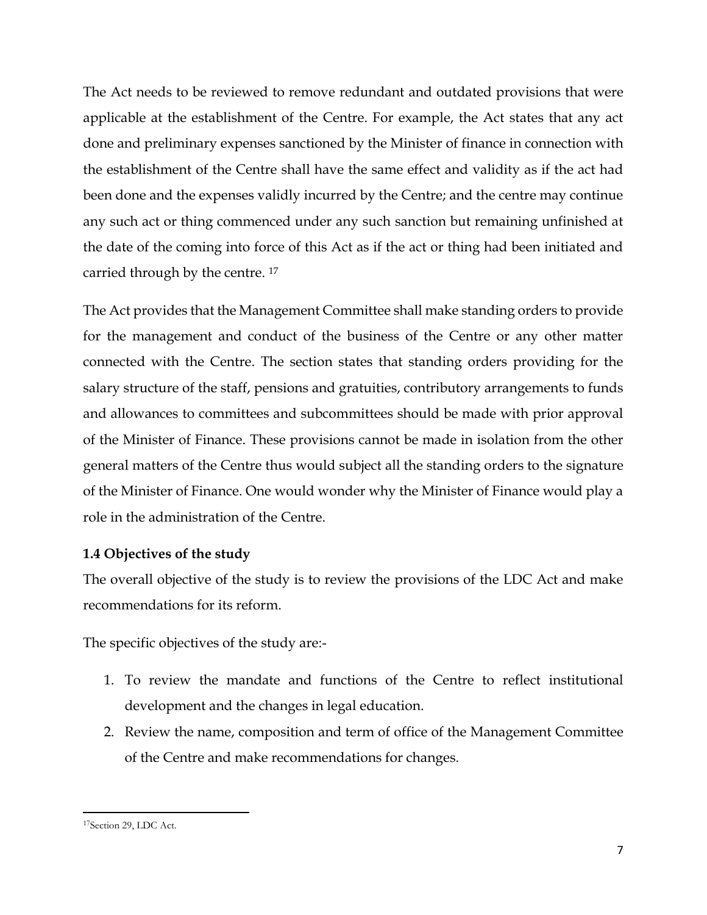The Act needs to be reviewed to remove redundant and outdated provisions that were applicable at the establishment of the Centre. For example, the Act states that any act done and preliminary expenses sanctioned by the Minister of finance in connection with the establishment of the Centre shall have the same effect and validity as if the act had been done and the expenses validly incurred by the Centre; and the centre may continue any such act or thing commenced under any such sanction but remaining unfinished at the date of the coming into force of this Act as if the act or thing had been initiated and carried through by the centre. [17]

The Act provides that the Management Committee shall make standing orders to provide for the management and conduct of the business of the Centre or any other matter connected with the Centre. The section states that standing orders providing for the salary structure of the staff, pensions and gratuities, contributory arrangements to funds and allowances to committees and subcommittees should be made with prior approval of the Minister of Finance. These provisions cannot be made in isolation from the other general matters of the Centre thus would subject all the standing orders to the signature of the Minister of Finance. One would wonder why the Minister of Finance would play a role in the administration of the Centre.

### 1.4 Objectives of the study

The overall objective of the study is to review the provisions of the LDC Act and make recommendations for its reform.

The specific objectives of the study are:-

1. To review the mandate and functions of the Centre to reflect institutional development and the changes in legal education.
2. Review the name, composition and term of office of the Management Committee of the Centre and make recommendations for changes.

---

[17] Section 29, LDC Act.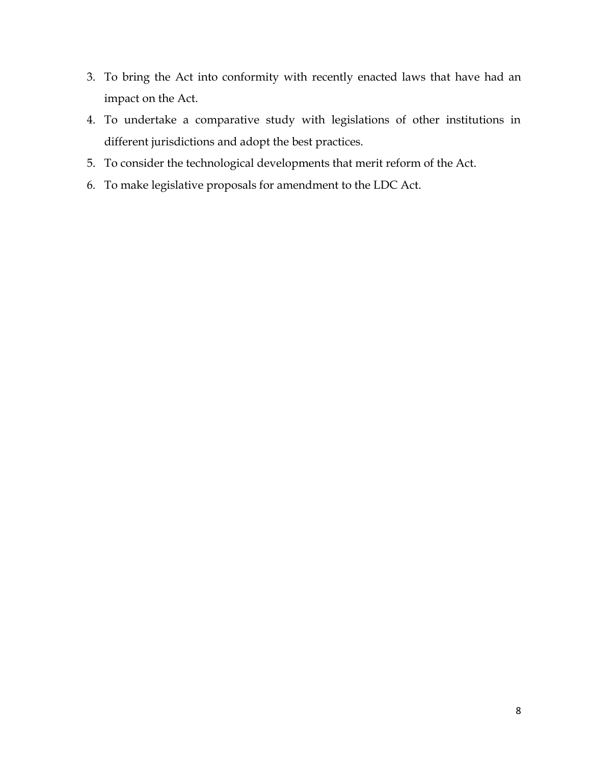3. To bring the Act into conformity with recently enacted laws that have had an impact on the Act.
4. To undertake a comparative study with legislations of other institutions in different jurisdictions and adopt the best practices.
5. To consider the technological developments that merit reform of the Act.
6. To make legislative proposals for amendment to the LDC Act.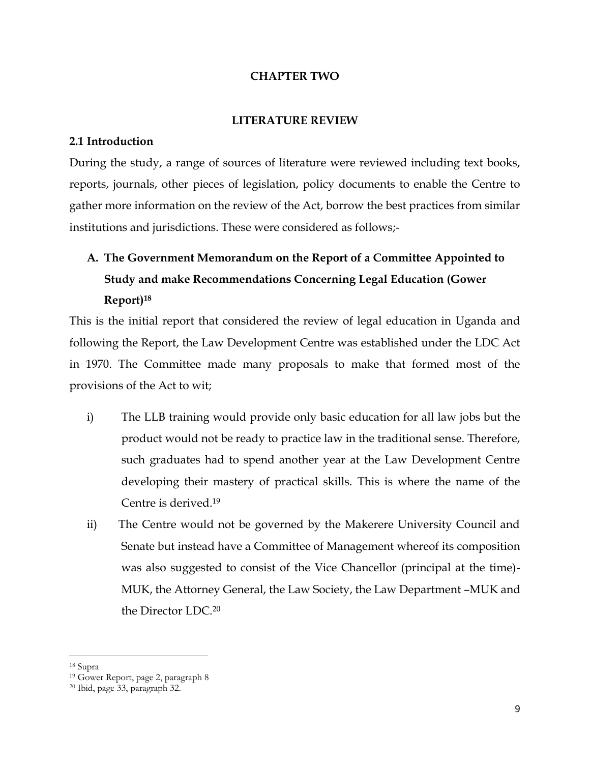# CHAPTER TWO

## LITERATURE REVIEW

### 2.1 Introduction

During the study, a range of sources of literature were reviewed including text books, reports, journals, other pieces of legislation, policy documents to enable the Centre to gather more information on the review of the Act, borrow the best practices from similar institutions and jurisdictions. These were considered as follows;-

**A. The Government Memorandum on the Report of a Committee Appointed to Study and make Recommendations Concerning Legal Education (Gower Report)[18]**

This is the initial report that considered the review of legal education in Uganda and following the Report, the Law Development Centre was established under the LDC Act in 1970. The Committee made many proposals to make that formed most of the provisions of the Act to wit;

i) The LLB training would provide only basic education for all law jobs but the product would not be ready to practice law in the traditional sense. Therefore, such graduates had to spend another year at the Law Development Centre developing their mastery of practical skills. This is where the name of the Centre is derived.[19]

ii) The Centre would not be governed by the Makerere University Council and Senate but instead have a Committee of Management whereof its composition was also suggested to consist of the Vice Chancellor (principal at the time)-MUK, the Attorney General, the Law Society, the Law Department –MUK and the Director LDC.[20]

---

[18] Supra

[19] Gower Report, page 2, paragraph 8

[20] Ibid, page 33, paragraph 32.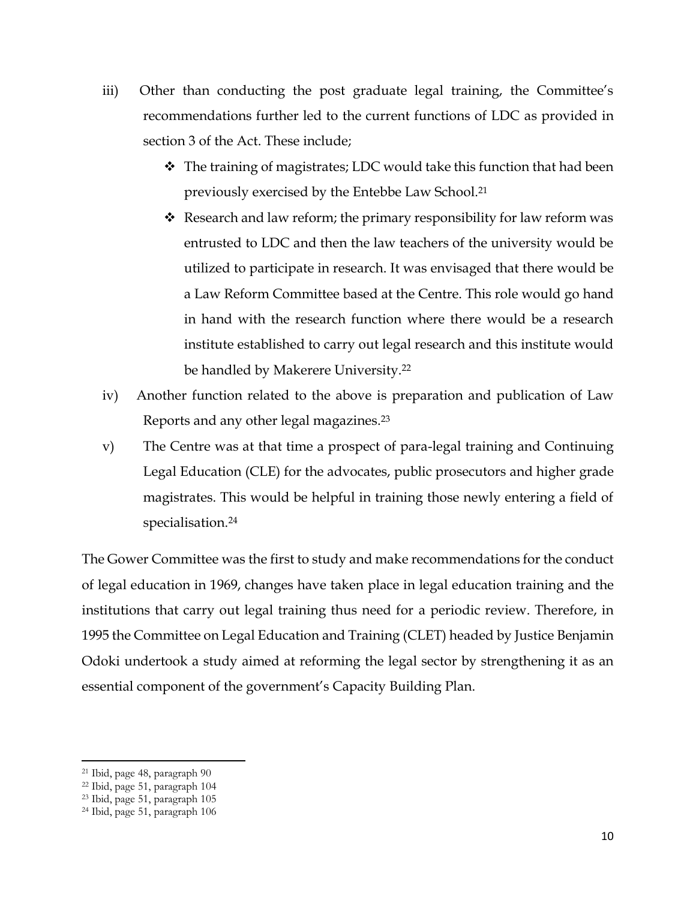iii) Other than conducting the post graduate legal training, the Committee's recommendations further led to the current functions of LDC as provided in section 3 of the Act. These include;

- The training of magistrates; LDC would take this function that had been previously exercised by the Entebbe Law School.[21]
- Research and law reform; the primary responsibility for law reform was entrusted to LDC and then the law teachers of the university would be utilized to participate in research. It was envisaged that there would be a Law Reform Committee based at the Centre. This role would go hand in hand with the research function where there would be a research institute established to carry out legal research and this institute would be handled by Makerere University.[22]

iv) Another function related to the above is preparation and publication of Law Reports and any other legal magazines.[23]

v) The Centre was at that time a prospect of para-legal training and Continuing Legal Education (CLE) for the advocates, public prosecutors and higher grade magistrates. This would be helpful in training those newly entering a field of specialisation.[24]

The Gower Committee was the first to study and make recommendations for the conduct of legal education in 1969, changes have taken place in legal education training and the institutions that carry out legal training thus need for a periodic review. Therefore, in 1995 the Committee on Legal Education and Training (CLET) headed by Justice Benjamin Odoki undertook a study aimed at reforming the legal sector by strengthening it as an essential component of the government's Capacity Building Plan.

---

[21] Ibid, page 48, paragraph 90
[22] Ibid, page 51, paragraph 104
[23] Ibid, page 51, paragraph 105
[24] Ibid, page 51, paragraph 106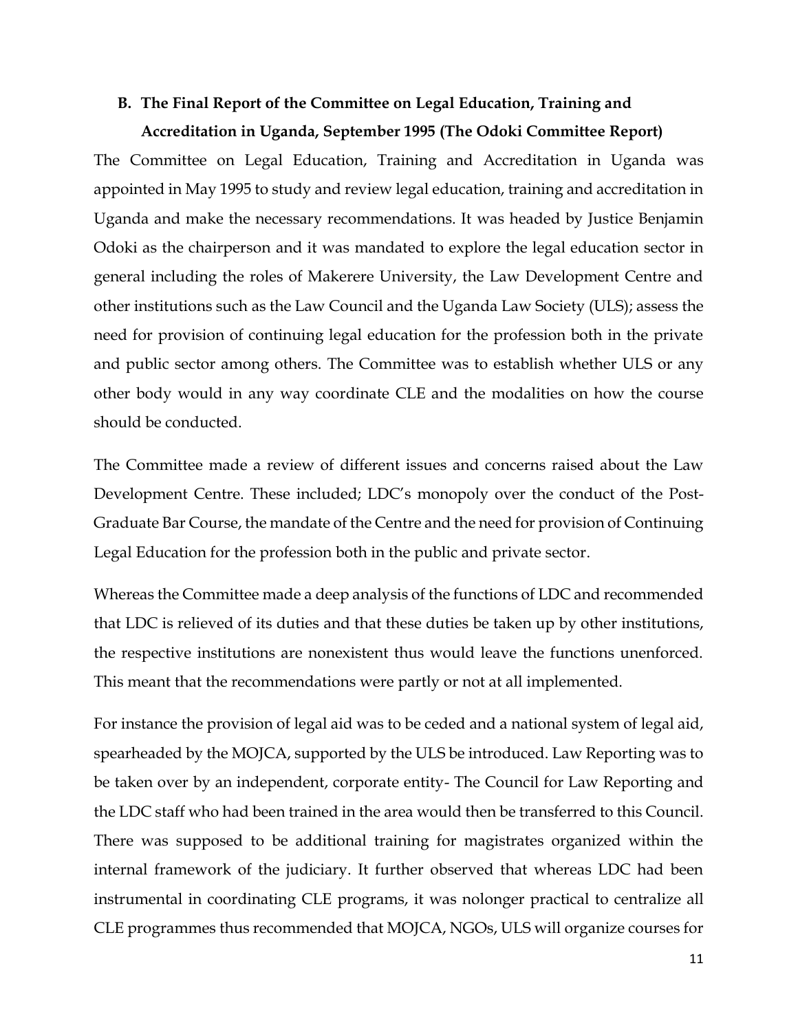### B. The Final Report of the Committee on Legal Education, Training and Accreditation in Uganda, September 1995 (The Odoki Committee Report)

The Committee on Legal Education, Training and Accreditation in Uganda was appointed in May 1995 to study and review legal education, training and accreditation in Uganda and make the necessary recommendations. It was headed by Justice Benjamin Odoki as the chairperson and it was mandated to explore the legal education sector in general including the roles of Makerere University, the Law Development Centre and other institutions such as the Law Council and the Uganda Law Society (ULS); assess the need for provision of continuing legal education for the profession both in the private and public sector among others. The Committee was to establish whether ULS or any other body would in any way coordinate CLE and the modalities on how the course should be conducted.

The Committee made a review of different issues and concerns raised about the Law Development Centre. These included; LDC's monopoly over the conduct of the Post-Graduate Bar Course, the mandate of the Centre and the need for provision of Continuing Legal Education for the profession both in the public and private sector.

Whereas the Committee made a deep analysis of the functions of LDC and recommended that LDC is relieved of its duties and that these duties be taken up by other institutions, the respective institutions are nonexistent thus would leave the functions unenforced. This meant that the recommendations were partly or not at all implemented.

For instance the provision of legal aid was to be ceded and a national system of legal aid, spearheaded by the MOJCA, supported by the ULS be introduced. Law Reporting was to be taken over by an independent, corporate entity- The Council for Law Reporting and the LDC staff who had been trained in the area would then be transferred to this Council. There was supposed to be additional training for magistrates organized within the internal framework of the judiciary. It further observed that whereas LDC had been instrumental in coordinating CLE programs, it was nolonger practical to centralize all CLE programmes thus recommended that MOJCA, NGOs, ULS will organize courses for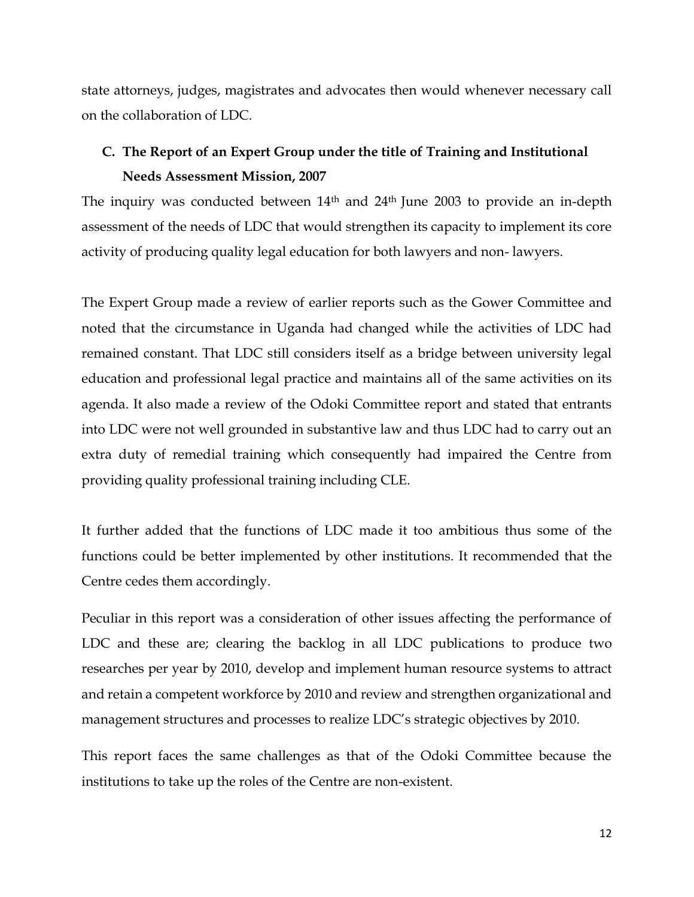state attorneys, judges, magistrates and advocates then would whenever necessary call on the collaboration of LDC.

### C. The Report of an Expert Group under the title of Training and Institutional Needs Assessment Mission, 2007

The inquiry was conducted between 14th and 24th June 2003 to provide an in-depth assessment of the needs of LDC that would strengthen its capacity to implement its core activity of producing quality legal education for both lawyers and non- lawyers.

The Expert Group made a review of earlier reports such as the Gower Committee and noted that the circumstance in Uganda had changed while the activities of LDC had remained constant. That LDC still considers itself as a bridge between university legal education and professional legal practice and maintains all of the same activities on its agenda. It also made a review of the Odoki Committee report and stated that entrants into LDC were not well grounded in substantive law and thus LDC had to carry out an extra duty of remedial training which consequently had impaired the Centre from providing quality professional training including CLE.

It further added that the functions of LDC made it too ambitious thus some of the functions could be better implemented by other institutions. It recommended that the Centre cedes them accordingly.

Peculiar in this report was a consideration of other issues affecting the performance of LDC and these are; clearing the backlog in all LDC publications to produce two researches per year by 2010, develop and implement human resource systems to attract and retain a competent workforce by 2010 and review and strengthen organizational and management structures and processes to realize LDC's strategic objectives by 2010.

This report faces the same challenges as that of the Odoki Committee because the institutions to take up the roles of the Centre are non-existent.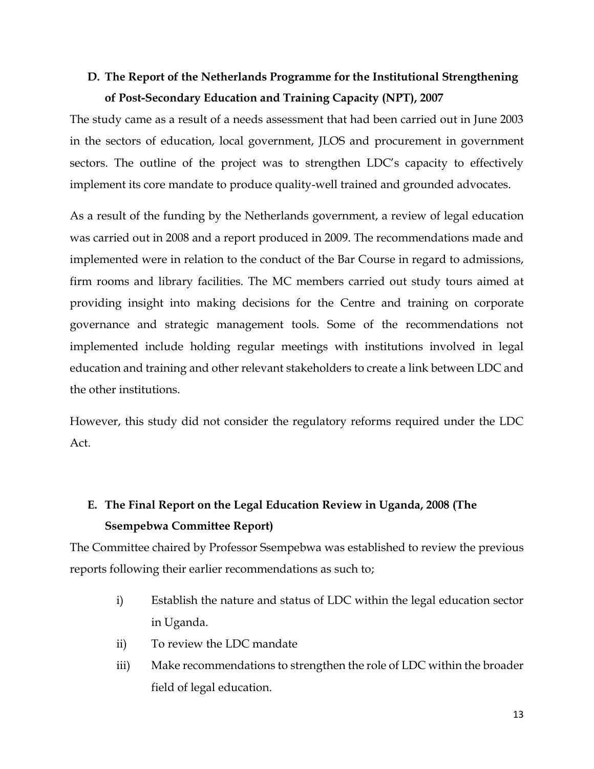## D. The Report of the Netherlands Programme for the Institutional Strengthening of Post-Secondary Education and Training Capacity (NPT), 2007

The study came as a result of a needs assessment that had been carried out in June 2003 in the sectors of education, local government, JLOS and procurement in government sectors. The outline of the project was to strengthen LDC's capacity to effectively implement its core mandate to produce quality-well trained and grounded advocates.

As a result of the funding by the Netherlands government, a review of legal education was carried out in 2008 and a report produced in 2009. The recommendations made and implemented were in relation to the conduct of the Bar Course in regard to admissions, firm rooms and library facilities. The MC members carried out study tours aimed at providing insight into making decisions for the Centre and training on corporate governance and strategic management tools. Some of the recommendations not implemented include holding regular meetings with institutions involved in legal education and training and other relevant stakeholders to create a link between LDC and the other institutions.

However, this study did not consider the regulatory reforms required under the LDC Act.

## E. The Final Report on the Legal Education Review in Uganda, 2008 (The Ssempebwa Committee Report)

The Committee chaired by Professor Ssempebwa was established to review the previous reports following their earlier recommendations as such to;

i) Establish the nature and status of LDC within the legal education sector in Uganda.

ii) To review the LDC mandate

iii) Make recommendations to strengthen the role of LDC within the broader field of legal education.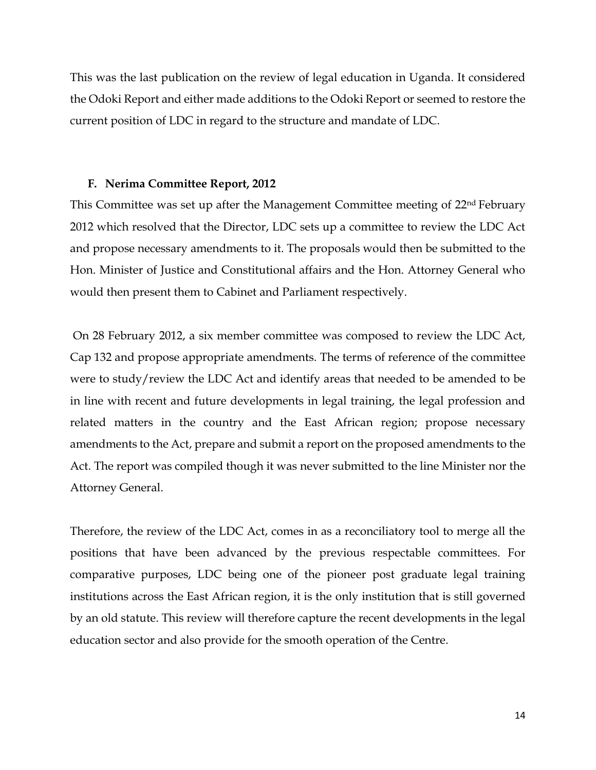This was the last publication on the review of legal education in Uganda. It considered the Odoki Report and either made additions to the Odoki Report or seemed to restore the current position of LDC in regard to the structure and mandate of LDC.

### F. Nerima Committee Report, 2012

This Committee was set up after the Management Committee meeting of 22nd February 2012 which resolved that the Director, LDC sets up a committee to review the LDC Act and propose necessary amendments to it. The proposals would then be submitted to the Hon. Minister of Justice and Constitutional affairs and the Hon. Attorney General who would then present them to Cabinet and Parliament respectively.

On 28 February 2012, a six member committee was composed to review the LDC Act, Cap 132 and propose appropriate amendments. The terms of reference of the committee were to study/review the LDC Act and identify areas that needed to be amended to be in line with recent and future developments in legal training, the legal profession and related matters in the country and the East African region; propose necessary amendments to the Act, prepare and submit a report on the proposed amendments to the Act. The report was compiled though it was never submitted to the line Minister nor the Attorney General.

Therefore, the review of the LDC Act, comes in as a reconciliatory tool to merge all the positions that have been advanced by the previous respectable committees. For comparative purposes, LDC being one of the pioneer post graduate legal training institutions across the East African region, it is the only institution that is still governed by an old statute. This review will therefore capture the recent developments in the legal education sector and also provide for the smooth operation of the Centre.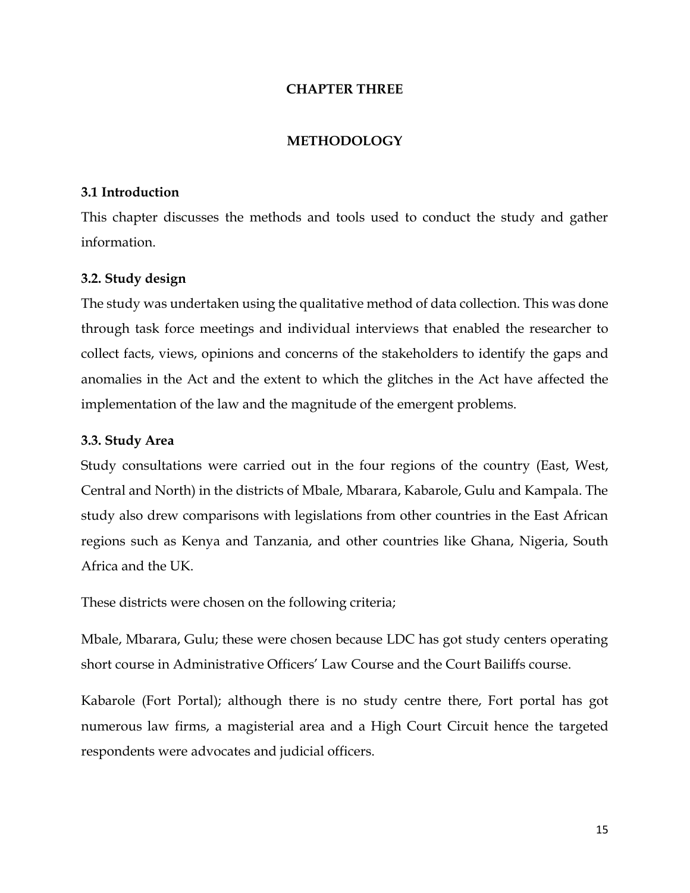# CHAPTER THREE

# METHODOLOGY

## 3.1 Introduction

This chapter discusses the methods and tools used to conduct the study and gather information.

## 3.2. Study design

The study was undertaken using the qualitative method of data collection. This was done through task force meetings and individual interviews that enabled the researcher to collect facts, views, opinions and concerns of the stakeholders to identify the gaps and anomalies in the Act and the extent to which the glitches in the Act have affected the implementation of the law and the magnitude of the emergent problems.

## 3.3. Study Area

Study consultations were carried out in the four regions of the country (East, West, Central and North) in the districts of Mbale, Mbarara, Kabarole, Gulu and Kampala. The study also drew comparisons with legislations from other countries in the East African regions such as Kenya and Tanzania, and other countries like Ghana, Nigeria, South Africa and the UK.

These districts were chosen on the following criteria;

Mbale, Mbarara, Gulu; these were chosen because LDC has got study centers operating short course in Administrative Officers' Law Course and the Court Bailiffs course.

Kabarole (Fort Portal); although there is no study centre there, Fort portal has got numerous law firms, a magisterial area and a High Court Circuit hence the targeted respondents were advocates and judicial officers.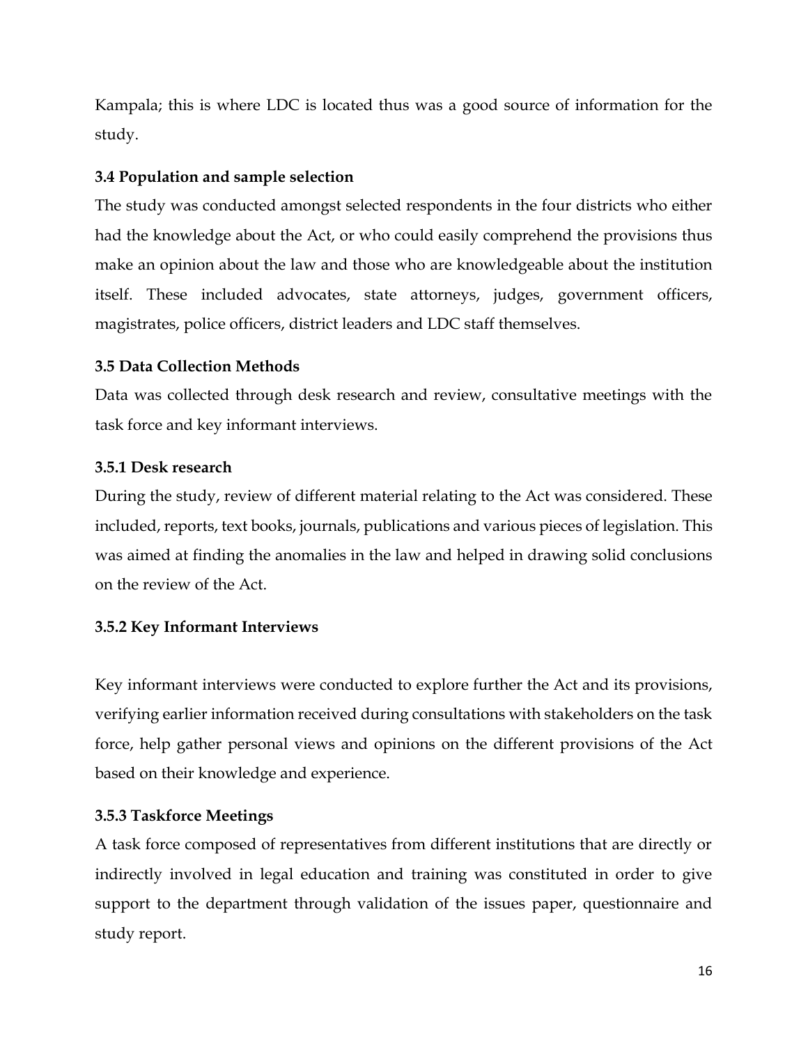Kampala; this is where LDC is located thus was a good source of information for the study.

### 3.4 Population and sample selection

The study was conducted amongst selected respondents in the four districts who either had the knowledge about the Act, or who could easily comprehend the provisions thus make an opinion about the law and those who are knowledgeable about the institution itself. These included advocates, state attorneys, judges, government officers, magistrates, police officers, district leaders and LDC staff themselves.

### 3.5 Data Collection Methods

Data was collected through desk research and review, consultative meetings with the task force and key informant interviews.

#### 3.5.1 Desk research

During the study, review of different material relating to the Act was considered. These included, reports, text books, journals, publications and various pieces of legislation. This was aimed at finding the anomalies in the law and helped in drawing solid conclusions on the review of the Act.

#### 3.5.2 Key Informant Interviews

Key informant interviews were conducted to explore further the Act and its provisions, verifying earlier information received during consultations with stakeholders on the task force, help gather personal views and opinions on the different provisions of the Act based on their knowledge and experience.

#### 3.5.3 Taskforce Meetings

A task force composed of representatives from different institutions that are directly or indirectly involved in legal education and training was constituted in order to give support to the department through validation of the issues paper, questionnaire and study report.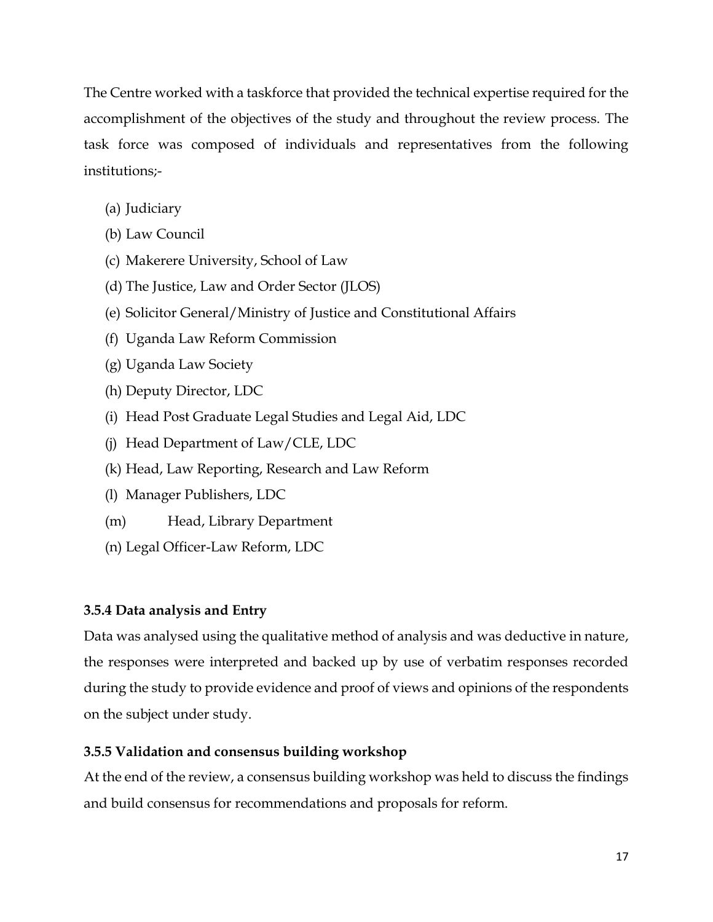The Centre worked with a taskforce that provided the technical expertise required for the accomplishment of the objectives of the study and throughout the review process. The task force was composed of individuals and representatives from the following institutions;-

(a) Judiciary
(b) Law Council
(c) Makerere University, School of Law
(d) The Justice, Law and Order Sector (JLOS)
(e) Solicitor General/Ministry of Justice and Constitutional Affairs
(f) Uganda Law Reform Commission
(g) Uganda Law Society
(h) Deputy Director, LDC
(i) Head Post Graduate Legal Studies and Legal Aid, LDC
(j) Head Department of Law/CLE, LDC
(k) Head, Law Reporting, Research and Law Reform
(l) Manager Publishers, LDC
(m) Head, Library Department
(n) Legal Officer-Law Reform, LDC

#### 3.5.4 Data analysis and Entry

Data was analysed using the qualitative method of analysis and was deductive in nature, the responses were interpreted and backed up by use of verbatim responses recorded during the study to provide evidence and proof of views and opinions of the respondents on the subject under study.

#### 3.5.5 Validation and consensus building workshop

At the end of the review, a consensus building workshop was held to discuss the findings and build consensus for recommendations and proposals for reform.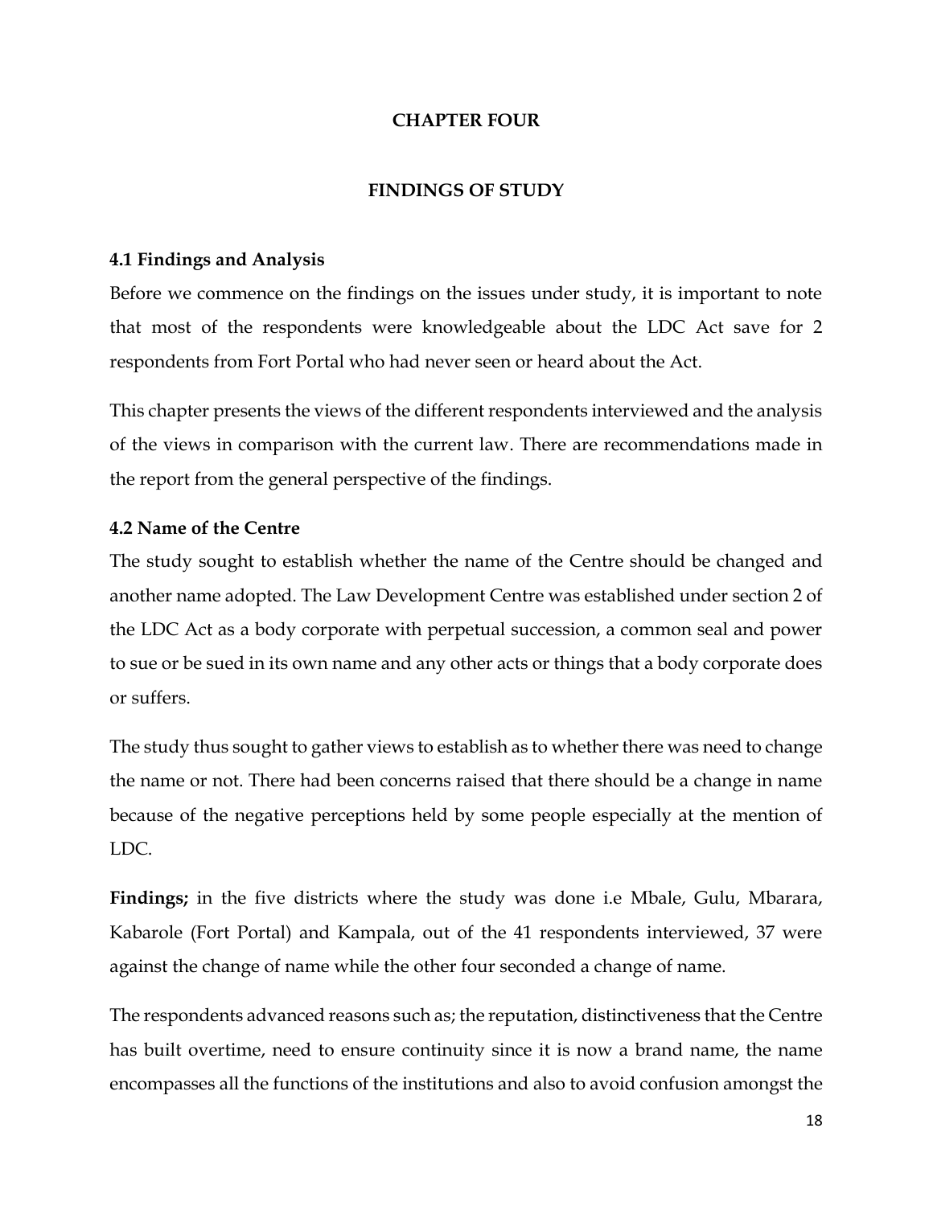# CHAPTER FOUR

# FINDINGS OF STUDY

## 4.1 Findings and Analysis

Before we commence on the findings on the issues under study, it is important to note that most of the respondents were knowledgeable about the LDC Act save for 2 respondents from Fort Portal who had never seen or heard about the Act.

This chapter presents the views of the different respondents interviewed and the analysis of the views in comparison with the current law. There are recommendations made in the report from the general perspective of the findings.

## 4.2 Name of the Centre

The study sought to establish whether the name of the Centre should be changed and another name adopted. The Law Development Centre was established under section 2 of the LDC Act as a body corporate with perpetual succession, a common seal and power to sue or be sued in its own name and any other acts or things that a body corporate does or suffers.

The study thus sought to gather views to establish as to whether there was need to change the name or not. There had been concerns raised that there should be a change in name because of the negative perceptions held by some people especially at the mention of LDC.

**Findings;** in the five districts where the study was done i.e Mbale, Gulu, Mbarara, Kabarole (Fort Portal) and Kampala, out of the 41 respondents interviewed, 37 were against the change of name while the other four seconded a change of name.

The respondents advanced reasons such as; the reputation, distinctiveness that the Centre has built overtime, need to ensure continuity since it is now a brand name, the name encompasses all the functions of the institutions and also to avoid confusion amongst the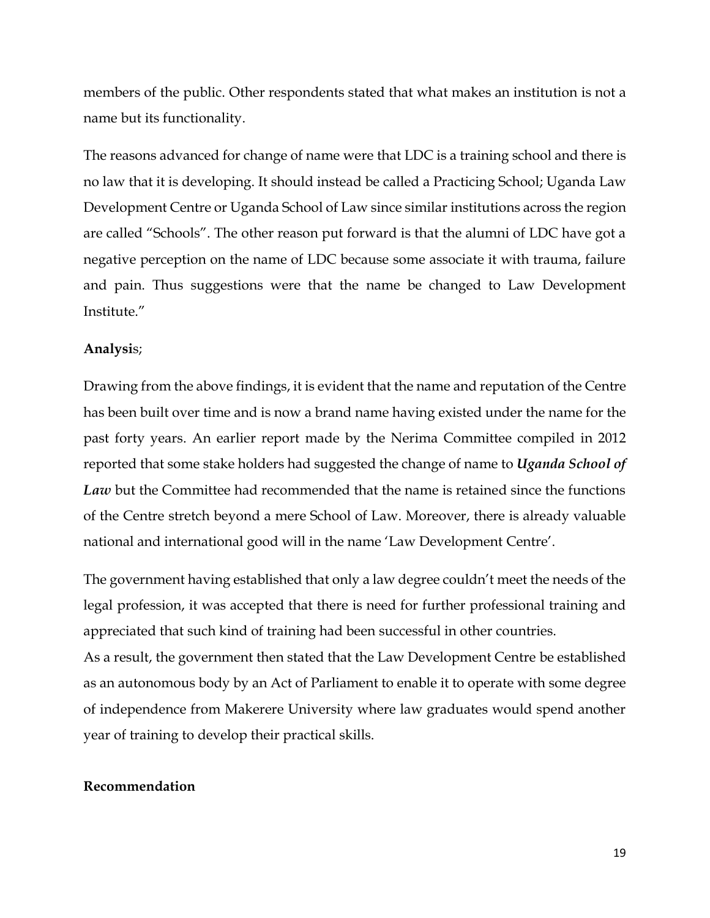members of the public. Other respondents stated that what makes an institution is not a name but its functionality.

The reasons advanced for change of name were that LDC is a training school and there is no law that it is developing. It should instead be called a Practicing School; Uganda Law Development Centre or Uganda School of Law since similar institutions across the region are called "Schools". The other reason put forward is that the alumni of LDC have got a negative perception on the name of LDC because some associate it with trauma, failure and pain. Thus suggestions were that the name be changed to Law Development Institute."

**Analysis**;

Drawing from the above findings, it is evident that the name and reputation of the Centre has been built over time and is now a brand name having existed under the name for the past forty years. An earlier report made by the Nerima Committee compiled in 2012 reported that some stake holders had suggested the change of name to ***Uganda School of Law*** but the Committee had recommended that the name is retained since the functions of the Centre stretch beyond a mere School of Law. Moreover, there is already valuable national and international good will in the name 'Law Development Centre'.

The government having established that only a law degree couldn't meet the needs of the legal profession, it was accepted that there is need for further professional training and appreciated that such kind of training had been successful in other countries.
As a result, the government then stated that the Law Development Centre be established as an autonomous body by an Act of Parliament to enable it to operate with some degree of independence from Makerere University where law graduates would spend another year of training to develop their practical skills.

**Recommendation**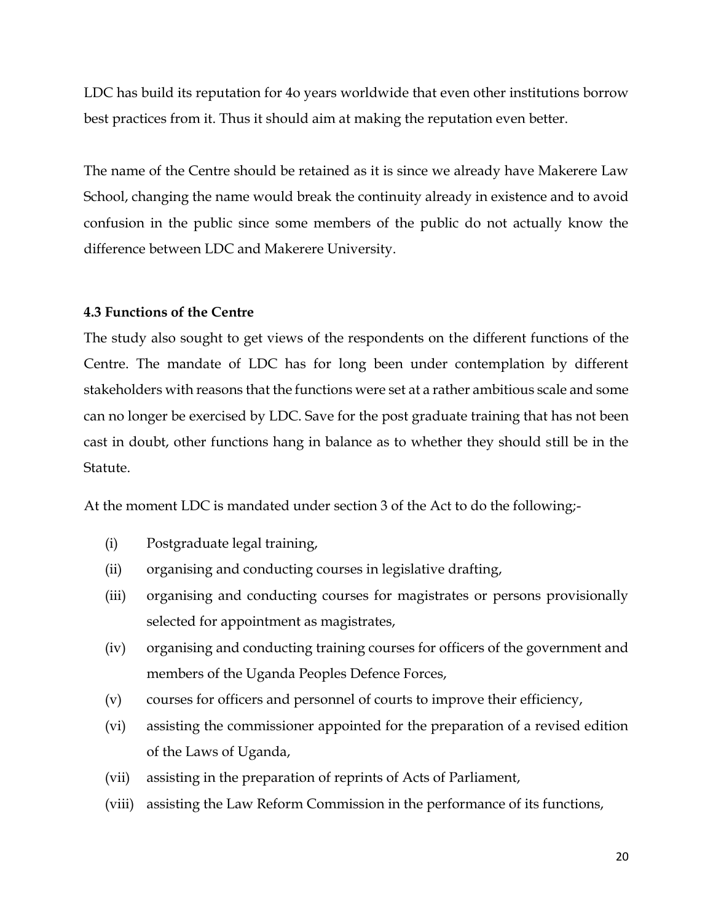LDC has build its reputation for 4o years worldwide that even other institutions borrow best practices from it. Thus it should aim at making the reputation even better.

The name of the Centre should be retained as it is since we already have Makerere Law School, changing the name would break the continuity already in existence and to avoid confusion in the public since some members of the public do not actually know the difference between LDC and Makerere University.

**4.3 Functions of the Centre**

The study also sought to get views of the respondents on the different functions of the Centre. The mandate of LDC has for long been under contemplation by different stakeholders with reasons that the functions were set at a rather ambitious scale and some can no longer be exercised by LDC. Save for the post graduate training that has not been cast in doubt, other functions hang in balance as to whether they should still be in the Statute.

At the moment LDC is mandated under section 3 of the Act to do the following;-

(i) Postgraduate legal training,

(ii) organising and conducting courses in legislative drafting,

(iii) organising and conducting courses for magistrates or persons provisionally selected for appointment as magistrates,

(iv) organising and conducting training courses for officers of the government and members of the Uganda Peoples Defence Forces,

(v) courses for officers and personnel of courts to improve their efficiency,

(vi) assisting the commissioner appointed for the preparation of a revised edition of the Laws of Uganda,

(vii) assisting in the preparation of reprints of Acts of Parliament,

(viii) assisting the Law Reform Commission in the performance of its functions,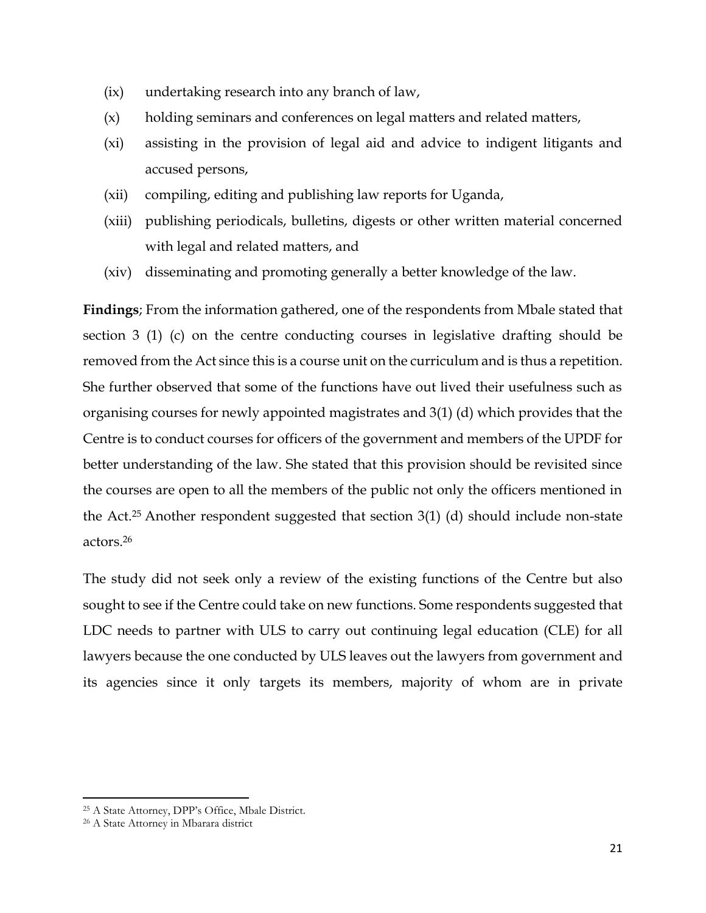(ix) undertaking research into any branch of law,

(x) holding seminars and conferences on legal matters and related matters,

(xi) assisting in the provision of legal aid and advice to indigent litigants and accused persons,

(xii) compiling, editing and publishing law reports for Uganda,

(xiii) publishing periodicals, bulletins, digests or other written material concerned with legal and related matters, and

(xiv) disseminating and promoting generally a better knowledge of the law.

**Findings**; From the information gathered, one of the respondents from Mbale stated that section 3 (1) (c) on the centre conducting courses in legislative drafting should be removed from the Act since this is a course unit on the curriculum and is thus a repetition. She further observed that some of the functions have out lived their usefulness such as organising courses for newly appointed magistrates and 3(1) (d) which provides that the Centre is to conduct courses for officers of the government and members of the UPDF for better understanding of the law. She stated that this provision should be revisited since the courses are open to all the members of the public not only the officers mentioned in the Act.[25] Another respondent suggested that section 3(1) (d) should include non-state actors.[26]

The study did not seek only a review of the existing functions of the Centre but also sought to see if the Centre could take on new functions. Some respondents suggested that LDC needs to partner with ULS to carry out continuing legal education (CLE) for all lawyers because the one conducted by ULS leaves out the lawyers from government and its agencies since it only targets its members, majority of whom are in private

---

[25] A State Attorney, DPP's Office, Mbale District.

[26] A State Attorney in Mbarara district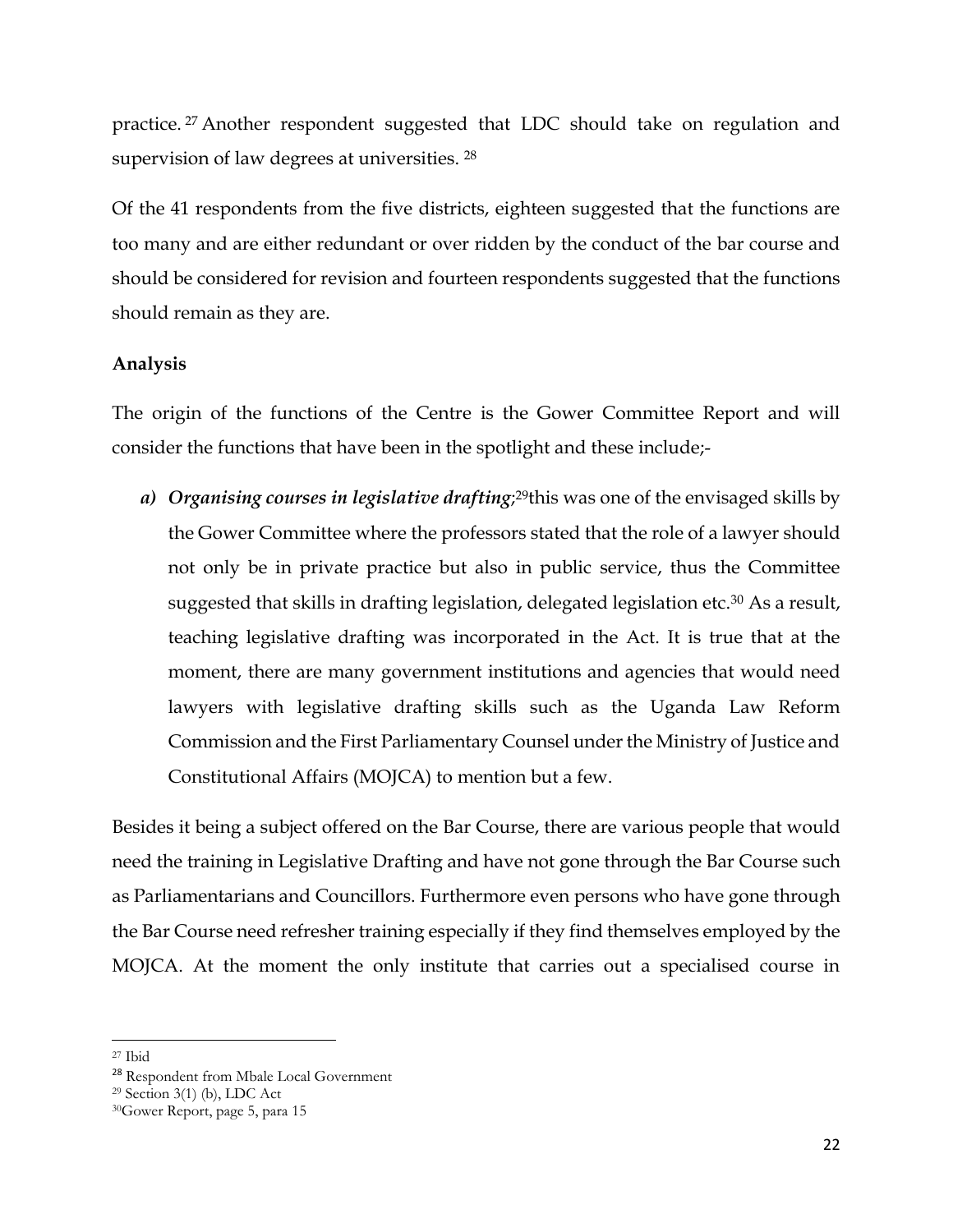practice.[27] Another respondent suggested that LDC should take on regulation and supervision of law degrees at universities. [28]

Of the 41 respondents from the five districts, eighteen suggested that the functions are too many and are either redundant or over ridden by the conduct of the bar course and should be considered for revision and fourteen respondents suggested that the functions should remain as they are.

**Analysis**

The origin of the functions of the Centre is the Gower Committee Report and will consider the functions that have been in the spotlight and these include;-

a) ***Organising courses in legislative drafting***;[29]this was one of the envisaged skills by the Gower Committee where the professors stated that the role of a lawyer should not only be in private practice but also in public service, thus the Committee suggested that skills in drafting legislation, delegated legislation etc.[30] As a result, teaching legislative drafting was incorporated in the Act. It is true that at the moment, there are many government institutions and agencies that would need lawyers with legislative drafting skills such as the Uganda Law Reform Commission and the First Parliamentary Counsel under the Ministry of Justice and Constitutional Affairs (MOJCA) to mention but a few.

Besides it being a subject offered on the Bar Course, there are various people that would need the training in Legislative Drafting and have not gone through the Bar Course such as Parliamentarians and Councillors. Furthermore even persons who have gone through the Bar Course need refresher training especially if they find themselves employed by the MOJCA. At the moment the only institute that carries out a specialised course in

---

[27] Ibid

[28] Respondent from Mbale Local Government

[29] Section 3(1) (b), LDC Act

[30] Gower Report, page 5, para 15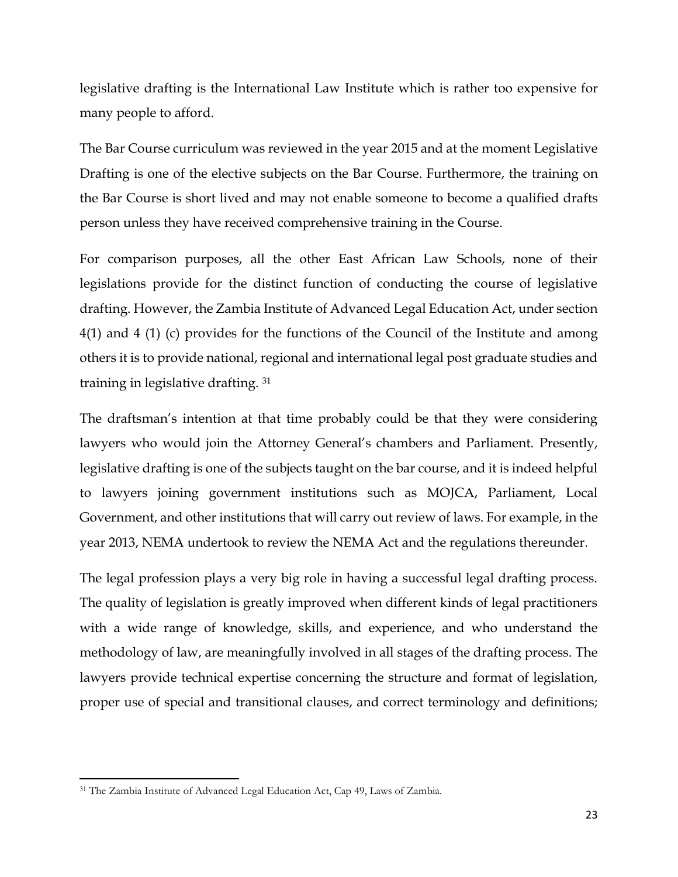legislative drafting is the International Law Institute which is rather too expensive for many people to afford.

The Bar Course curriculum was reviewed in the year 2015 and at the moment Legislative Drafting is one of the elective subjects on the Bar Course. Furthermore, the training on the Bar Course is short lived and may not enable someone to become a qualified drafts person unless they have received comprehensive training in the Course.

For comparison purposes, all the other East African Law Schools, none of their legislations provide for the distinct function of conducting the course of legislative drafting. However, the Zambia Institute of Advanced Legal Education Act, under section 4(1) and 4 (1) (c) provides for the functions of the Council of the Institute and among others it is to provide national, regional and international legal post graduate studies and training in legislative drafting. [31]

The draftsman's intention at that time probably could be that they were considering lawyers who would join the Attorney General's chambers and Parliament. Presently, legislative drafting is one of the subjects taught on the bar course, and it is indeed helpful to lawyers joining government institutions such as MOJCA, Parliament, Local Government, and other institutions that will carry out review of laws. For example, in the year 2013, NEMA undertook to review the NEMA Act and the regulations thereunder.

The legal profession plays a very big role in having a successful legal drafting process. The quality of legislation is greatly improved when different kinds of legal practitioners with a wide range of knowledge, skills, and experience, and who understand the methodology of law, are meaningfully involved in all stages of the drafting process. The lawyers provide technical expertise concerning the structure and format of legislation, proper use of special and transitional clauses, and correct terminology and definitions;

[31] The Zambia Institute of Advanced Legal Education Act, Cap 49, Laws of Zambia.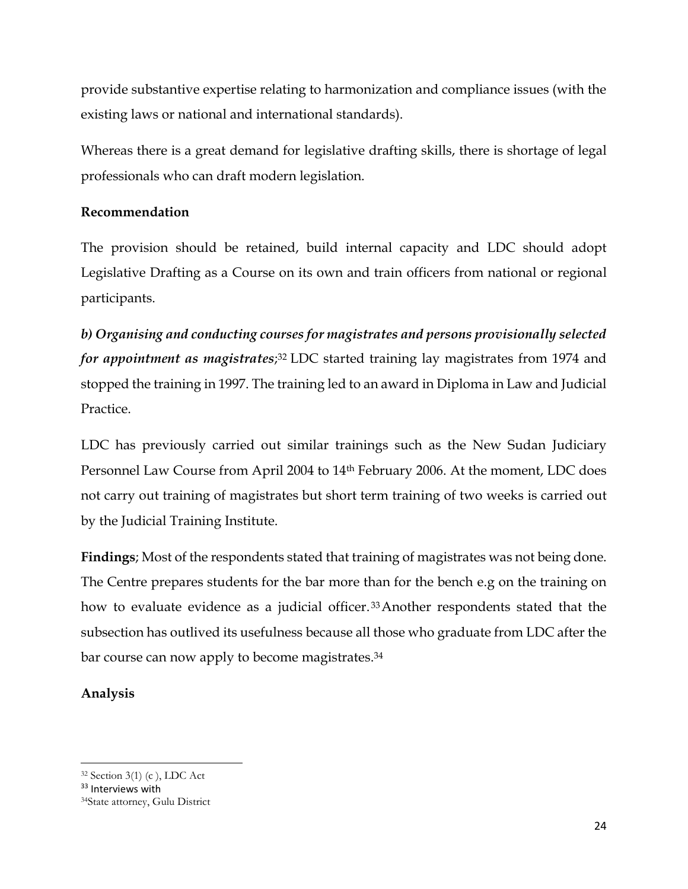provide substantive expertise relating to harmonization and compliance issues (with the existing laws or national and international standards).

Whereas there is a great demand for legislative drafting skills, there is shortage of legal professionals who can draft modern legislation.

**Recommendation**

The provision should be retained, build internal capacity and LDC should adopt Legislative Drafting as a Course on its own and train officers from national or regional participants.

***b) Organising and conducting courses for magistrates and persons provisionally selected for appointment as magistrates****;*[32] LDC started training lay magistrates from 1974 and stopped the training in 1997. The training led to an award in Diploma in Law and Judicial Practice.

LDC has previously carried out similar trainings such as the New Sudan Judiciary Personnel Law Course from April 2004 to 14th February 2006. At the moment, LDC does not carry out training of magistrates but short term training of two weeks is carried out by the Judicial Training Institute.

**Findings**; Most of the respondents stated that training of magistrates was not being done. The Centre prepares students for the bar more than for the bench e.g on the training on how to evaluate evidence as a judicial officer.[33] Another respondents stated that the subsection has outlived its usefulness because all those who graduate from LDC after the bar course can now apply to become magistrates.[34]

**Analysis**

---

[32] Section 3(1) (c ), LDC Act

[33] Interviews with

[34] State attorney, Gulu District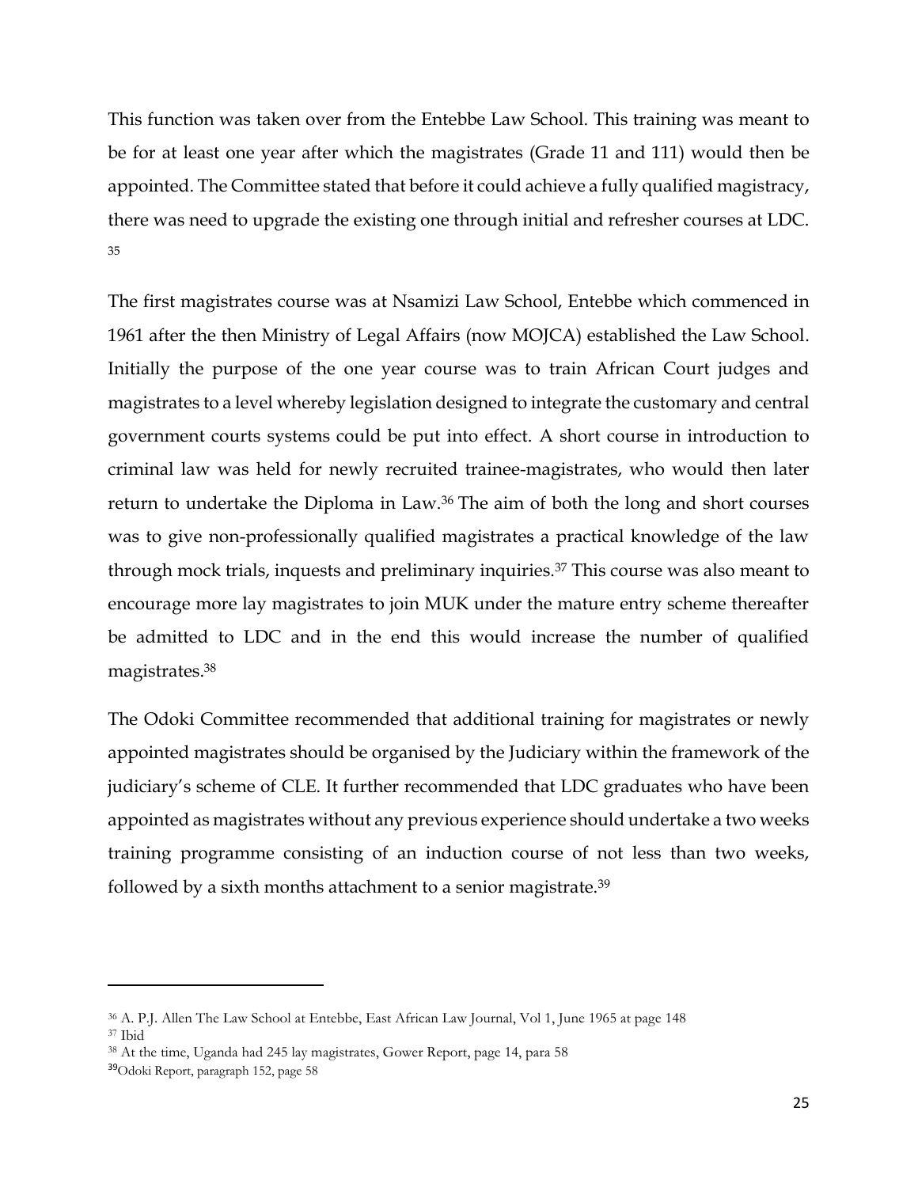This function was taken over from the Entebbe Law School. This training was meant to be for at least one year after which the magistrates (Grade 11 and 111) would then be appointed. The Committee stated that before it could achieve a fully qualified magistracy, there was need to upgrade the existing one through initial and refresher courses at LDC. [35]

The first magistrates course was at Nsamizi Law School, Entebbe which commenced in 1961 after the then Ministry of Legal Affairs (now MOJCA) established the Law School. Initially the purpose of the one year course was to train African Court judges and magistrates to a level whereby legislation designed to integrate the customary and central government courts systems could be put into effect. A short course in introduction to criminal law was held for newly recruited trainee-magistrates, who would then later return to undertake the Diploma in Law.[36] The aim of both the long and short courses was to give non-professionally qualified magistrates a practical knowledge of the law through mock trials, inquests and preliminary inquiries.[37] This course was also meant to encourage more lay magistrates to join MUK under the mature entry scheme thereafter be admitted to LDC and in the end this would increase the number of qualified magistrates.[38]

The Odoki Committee recommended that additional training for magistrates or newly appointed magistrates should be organised by the Judiciary within the framework of the judiciary's scheme of CLE. It further recommended that LDC graduates who have been appointed as magistrates without any previous experience should undertake a two weeks training programme consisting of an induction course of not less than two weeks, followed by a sixth months attachment to a senior magistrate.[39]

---

[36] A. P.J. Allen The Law School at Entebbe, East African Law Journal, Vol 1, June 1965 at page 148

[37] Ibid

[38] At the time, Uganda had 245 lay magistrates, Gower Report, page 14, para 58

[39] Odoki Report, paragraph 152, page 58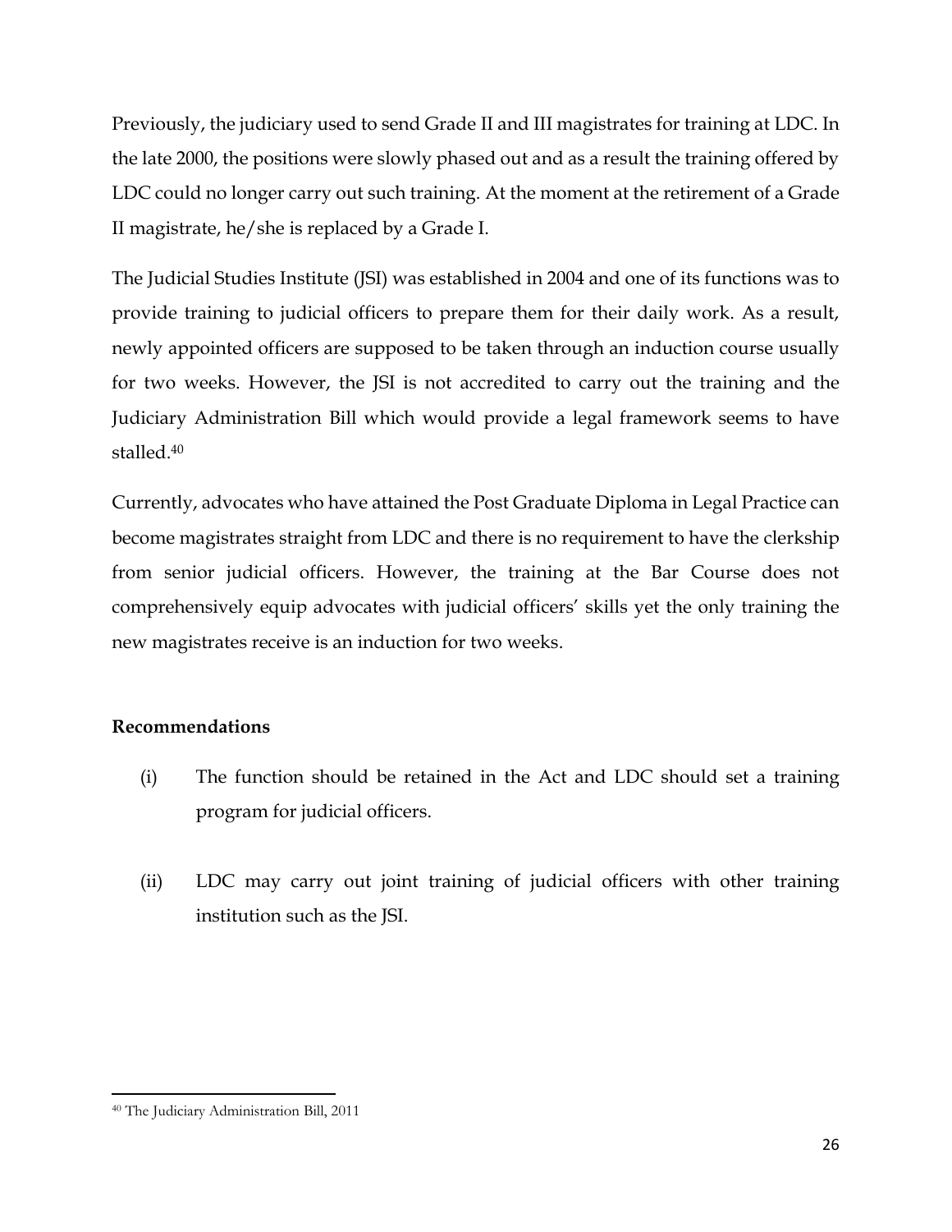Previously, the judiciary used to send Grade II and III magistrates for training at LDC. In the late 2000, the positions were slowly phased out and as a result the training offered by LDC could no longer carry out such training. At the moment at the retirement of a Grade II magistrate, he/she is replaced by a Grade I.

The Judicial Studies Institute (JSI) was established in 2004 and one of its functions was to provide training to judicial officers to prepare them for their daily work. As a result, newly appointed officers are supposed to be taken through an induction course usually for two weeks. However, the JSI is not accredited to carry out the training and the Judiciary Administration Bill which would provide a legal framework seems to have stalled.[40]

Currently, advocates who have attained the Post Graduate Diploma in Legal Practice can become magistrates straight from LDC and there is no requirement to have the clerkship from senior judicial officers. However, the training at the Bar Course does not comprehensively equip advocates with judicial officers' skills yet the only training the new magistrates receive is an induction for two weeks.

**Recommendations**

(i) The function should be retained in the Act and LDC should set a training program for judicial officers.

(ii) LDC may carry out joint training of judicial officers with other training institution such as the JSI.

---

[40] The Judiciary Administration Bill, 2011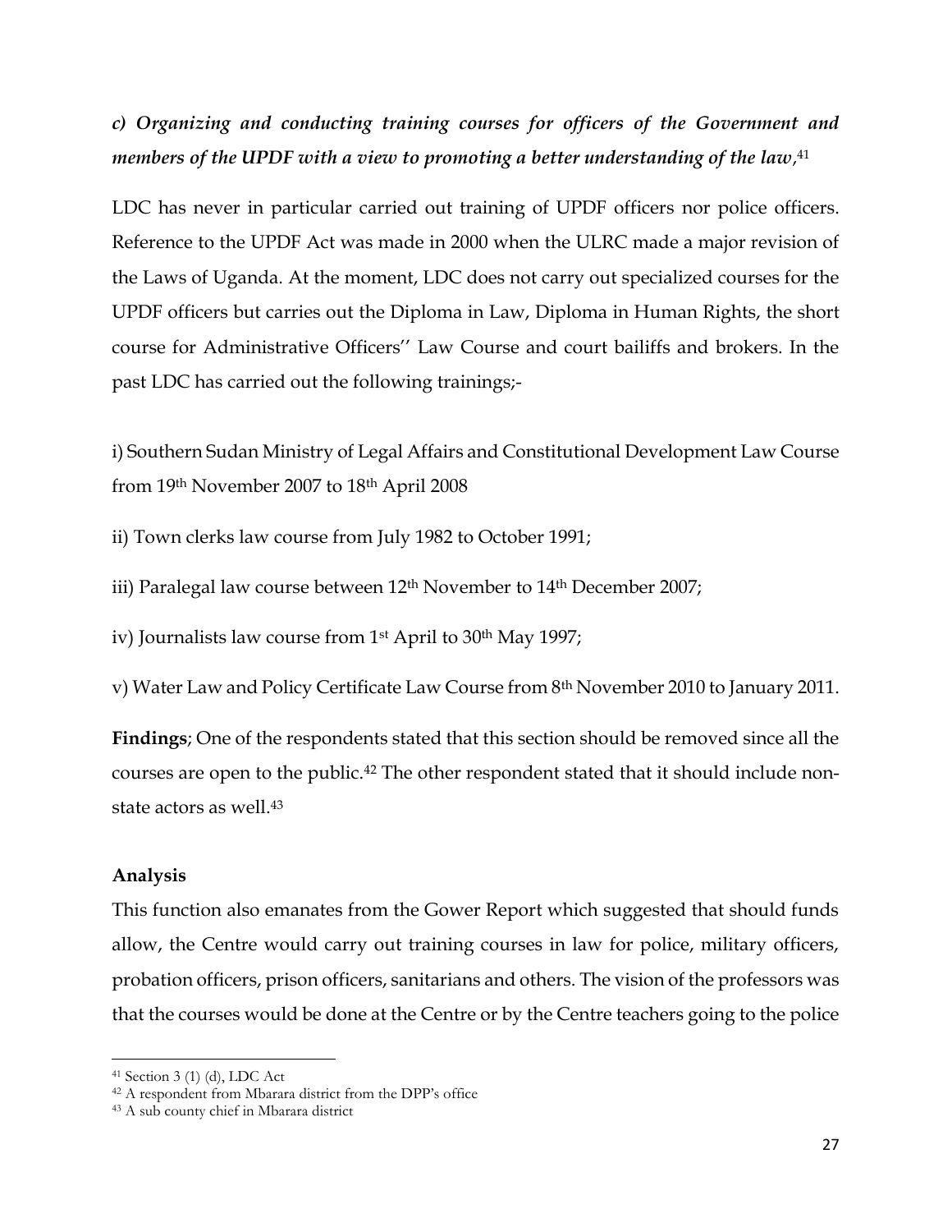***c) Organizing and conducting training courses for officers of the Government and members of the UPDF with a view to promoting a better understanding of the law*,**[41]

LDC has never in particular carried out training of UPDF officers nor police officers. Reference to the UPDF Act was made in 2000 when the ULRC made a major revision of the Laws of Uganda. At the moment, LDC does not carry out specialized courses for the UPDF officers but carries out the Diploma in Law, Diploma in Human Rights, the short course for Administrative Officers'' Law Course and court bailiffs and brokers. In the past LDC has carried out the following trainings;-

i) Southern Sudan Ministry of Legal Affairs and Constitutional Development Law Course from 19th November 2007 to 18th April 2008

ii) Town clerks law course from July 1982 to October 1991;

iii) Paralegal law course between 12th November to 14th December 2007;

iv) Journalists law course from 1st April to 30th May 1997;

v) Water Law and Policy Certificate Law Course from 8th November 2010 to January 2011.

**Findings**; One of the respondents stated that this section should be removed since all the courses are open to the public.[42] The other respondent stated that it should include non-state actors as well.[43]

**Analysis**

This function also emanates from the Gower Report which suggested that should funds allow, the Centre would carry out training courses in law for police, military officers, probation officers, prison officers, sanitarians and others. The vision of the professors was that the courses would be done at the Centre or by the Centre teachers going to the police

---

[41] Section 3 (1) (d), LDC Act

[42] A respondent from Mbarara district from the DPP's office

[43] A sub county chief in Mbarara district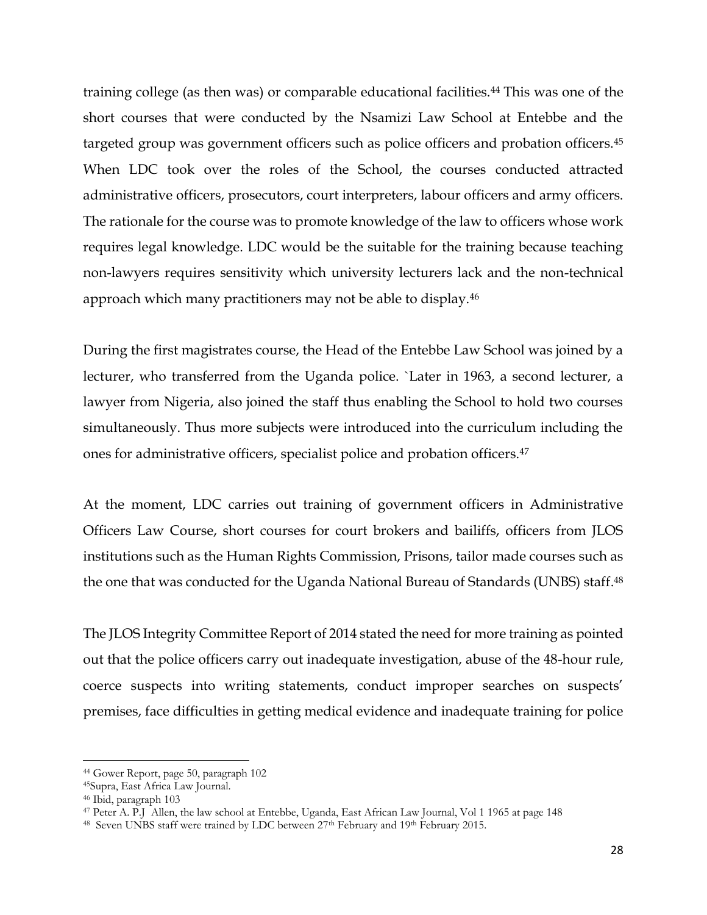training college (as then was) or comparable educational facilities.[44] This was one of the short courses that were conducted by the Nsamizi Law School at Entebbe and the targeted group was government officers such as police officers and probation officers.[45] When LDC took over the roles of the School, the courses conducted attracted administrative officers, prosecutors, court interpreters, labour officers and army officers. The rationale for the course was to promote knowledge of the law to officers whose work requires legal knowledge. LDC would be the suitable for the training because teaching non-lawyers requires sensitivity which university lecturers lack and the non-technical approach which many practitioners may not be able to display.[46]

During the first magistrates course, the Head of the Entebbe Law School was joined by a lecturer, who transferred from the Uganda police. `Later in 1963, a second lecturer, a lawyer from Nigeria, also joined the staff thus enabling the School to hold two courses simultaneously. Thus more subjects were introduced into the curriculum including the ones for administrative officers, specialist police and probation officers.[47]

At the moment, LDC carries out training of government officers in Administrative Officers Law Course, short courses for court brokers and bailiffs, officers from JLOS institutions such as the Human Rights Commission, Prisons, tailor made courses such as the one that was conducted for the Uganda National Bureau of Standards (UNBS) staff.[48]

The JLOS Integrity Committee Report of 2014 stated the need for more training as pointed out that the police officers carry out inadequate investigation, abuse of the 48-hour rule, coerce suspects into writing statements, conduct improper searches on suspects' premises, face difficulties in getting medical evidence and inadequate training for police

---

[44] Gower Report, page 50, paragraph 102

[45] Supra, East Africa Law Journal.

[46] Ibid, paragraph 103

[47] Peter A. P.J Allen, the law school at Entebbe, Uganda, East African Law Journal, Vol 1 1965 at page 148

[48] Seven UNBS staff were trained by LDC between 27th February and 19th February 2015.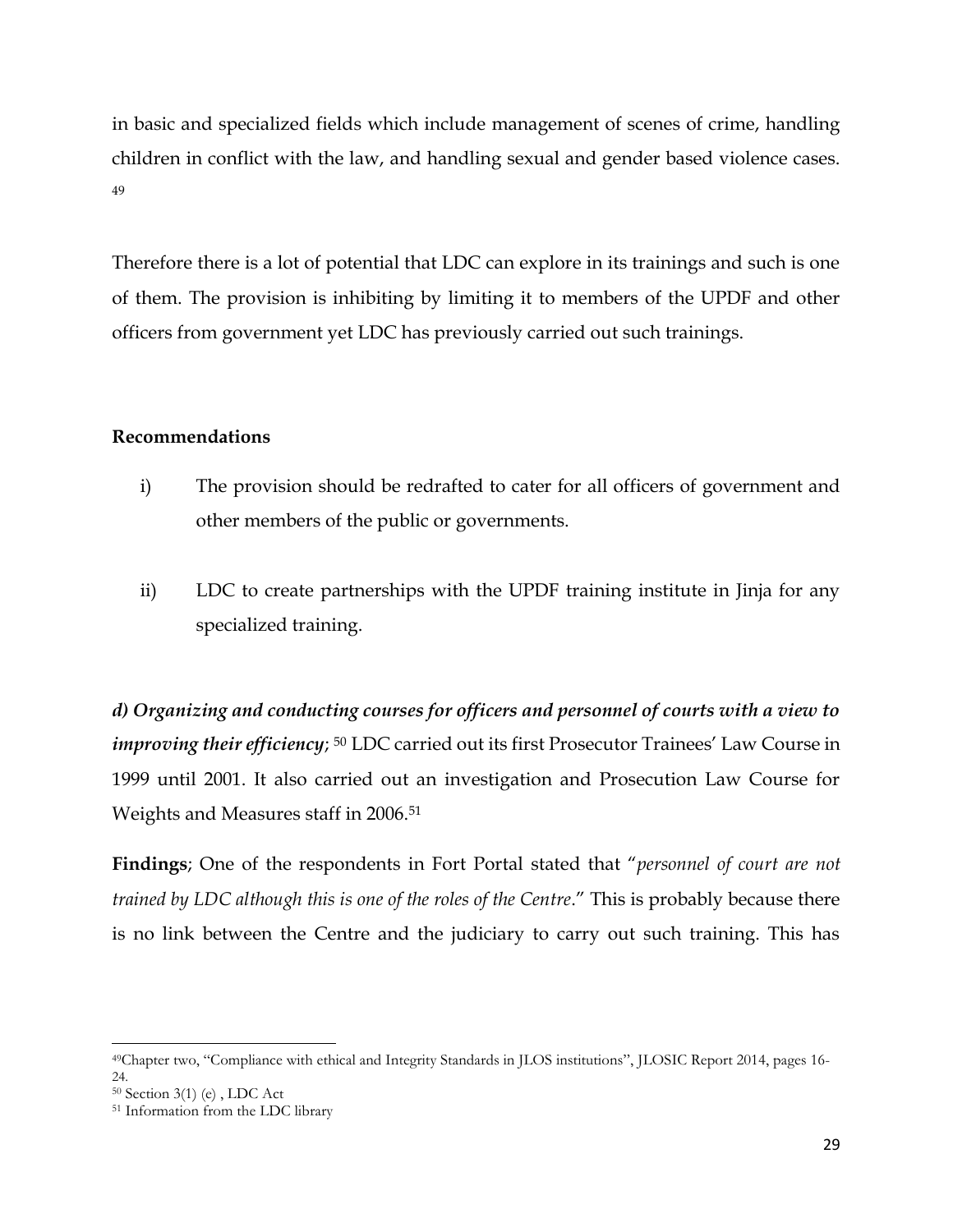in basic and specialized fields which include management of scenes of crime, handling children in conflict with the law, and handling sexual and gender based violence cases. [49]

Therefore there is a lot of potential that LDC can explore in its trainings and such is one of them. The provision is inhibiting by limiting it to members of the UPDF and other officers from government yet LDC has previously carried out such trainings.

**Recommendations**

i) The provision should be redrafted to cater for all officers of government and other members of the public or governments.

ii) LDC to create partnerships with the UPDF training institute in Jinja for any specialized training.

***d) Organizing and conducting courses for officers and personnel of courts with a view to improving their efficiency***; [50] LDC carried out its first Prosecutor Trainees' Law Course in 1999 until 2001. It also carried out an investigation and Prosecution Law Course for Weights and Measures staff in 2006.[51]

**Findings**; One of the respondents in Fort Portal stated that "*personnel of court are not trained by LDC although this is one of the roles of the Centre*." This is probably because there is no link between the Centre and the judiciary to carry out such training. This has

---

[49] Chapter two, "Compliance with ethical and Integrity Standards in JLOS institutions", JLOSIC Report 2014, pages 16-24.

[50] Section 3(1) (e) , LDC Act

[51] Information from the LDC library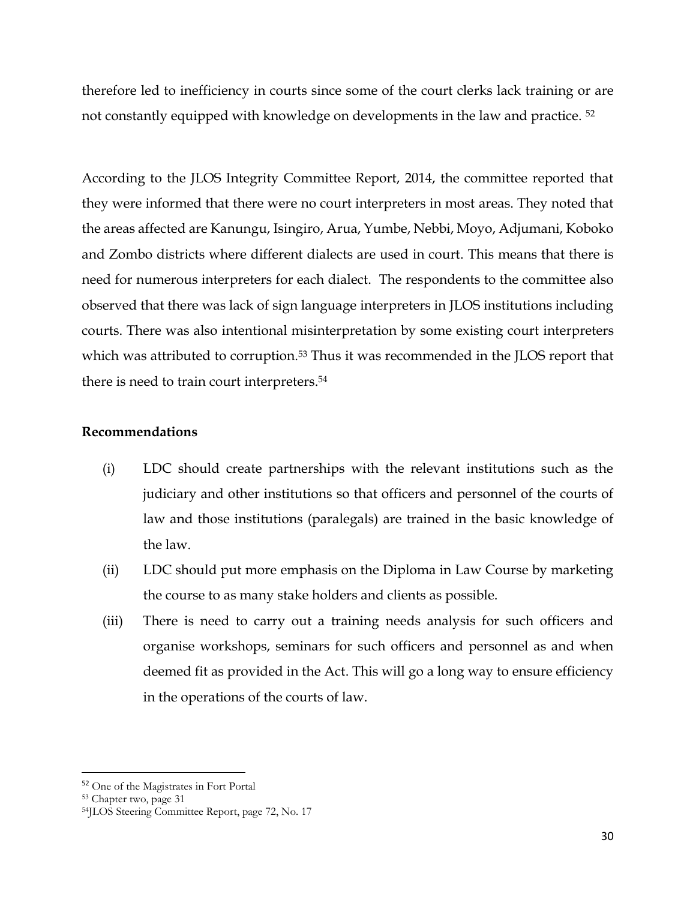therefore led to inefficiency in courts since some of the court clerks lack training or are not constantly equipped with knowledge on developments in the law and practice. [52]

According to the JLOS Integrity Committee Report, 2014, the committee reported that they were informed that there were no court interpreters in most areas. They noted that the areas affected are Kanungu, Isingiro, Arua, Yumbe, Nebbi, Moyo, Adjumani, Koboko and Zombo districts where different dialects are used in court. This means that there is need for numerous interpreters for each dialect. The respondents to the committee also observed that there was lack of sign language interpreters in JLOS institutions including courts. There was also intentional misinterpretation by some existing court interpreters which was attributed to corruption.[53] Thus it was recommended in the JLOS report that there is need to train court interpreters.[54]

**Recommendations**

(i) LDC should create partnerships with the relevant institutions such as the judiciary and other institutions so that officers and personnel of the courts of law and those institutions (paralegals) are trained in the basic knowledge of the law.

(ii) LDC should put more emphasis on the Diploma in Law Course by marketing the course to as many stake holders and clients as possible.

(iii) There is need to carry out a training needs analysis for such officers and organise workshops, seminars for such officers and personnel as and when deemed fit as provided in the Act. This will go a long way to ensure efficiency in the operations of the courts of law.

---

[52] One of the Magistrates in Fort Portal

[53] Chapter two, page 31

[54] JLOS Steering Committee Report, page 72, No. 17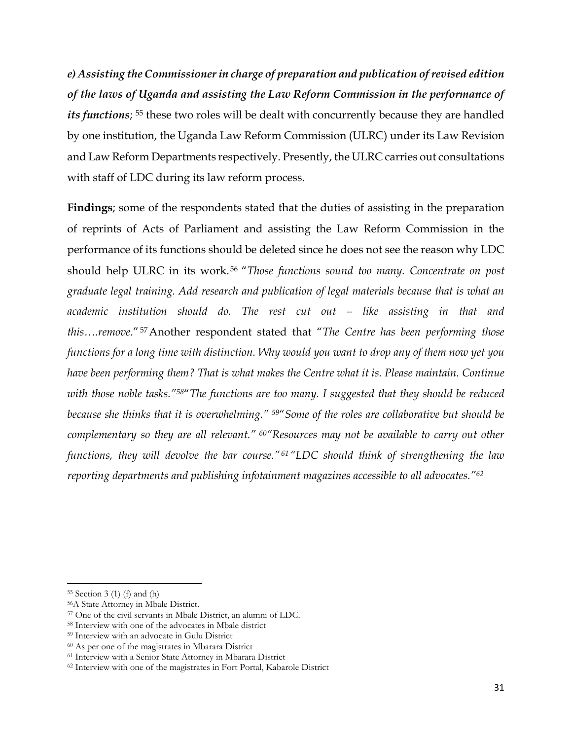***e) Assisting the Commissioner in charge of preparation and publication of revised edition of the laws of Uganda and assisting the Law Reform Commission in the performance of its functions***; [55] these two roles will be dealt with concurrently because they are handled by one institution, the Uganda Law Reform Commission (ULRC) under its Law Revision and Law Reform Departments respectively. Presently, the ULRC carries out consultations with staff of LDC during its law reform process.

**Findings**; some of the respondents stated that the duties of assisting in the preparation of reprints of Acts of Parliament and assisting the Law Reform Commission in the performance of its functions should be deleted since he does not see the reason why LDC should help ULRC in its work.[56] "*Those functions sound too many. Concentrate on post graduate legal training. Add research and publication of legal materials because that is what an academic institution should do. The rest cut out – like assisting in that and this….remove*."[57] Another respondent stated that "*The Centre has been performing those functions for a long time with distinction. Why would you want to drop any of them now yet you have been performing them? That is what makes the Centre what it is. Please maintain. Continue with those noble tasks.*"[58] "*The functions are too many. I suggested that they should be reduced because she thinks that it is overwhelming.*"[59] "*Some of the roles are collaborative but should be complementary so they are all relevant.*"[60] "*Resources may not be available to carry out other functions, they will devolve the bar course.*"[61] "*LDC should think of strengthening the law reporting departments and publishing infotainment magazines accessible to all advocates.*"[62]

---

[55] Section 3 (1) (f) and (h)

[56] A State Attorney in Mbale District.

[57] One of the civil servants in Mbale District, an alumni of LDC.

[58] Interview with one of the advocates in Mbale district

[59] Interview with an advocate in Gulu District

[60] As per one of the magistrates in Mbarara District

[61] Interview with a Senior State Attorney in Mbarara District

[62] Interview with one of the magistrates in Fort Portal, Kabarole District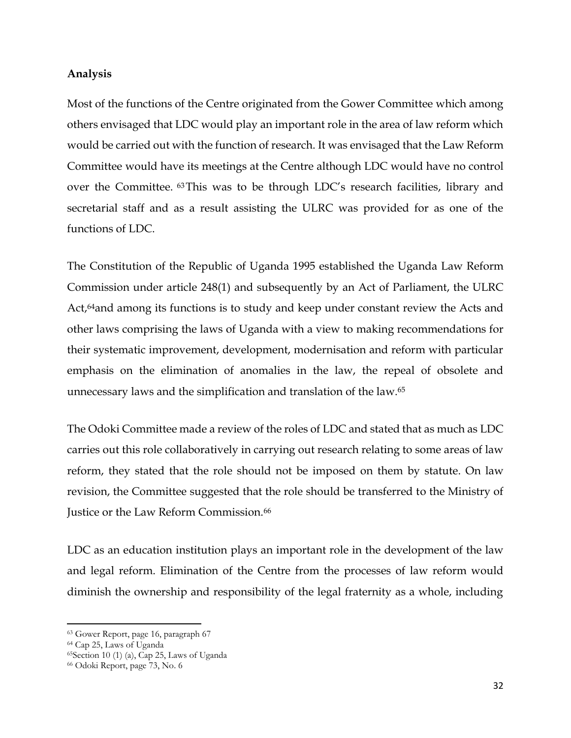**Analysis**

Most of the functions of the Centre originated from the Gower Committee which among others envisaged that LDC would play an important role in the area of law reform which would be carried out with the function of research. It was envisaged that the Law Reform Committee would have its meetings at the Centre although LDC would have no control over the Committee. [63] This was to be through LDC's research facilities, library and secretarial staff and as a result assisting the ULRC was provided for as one of the functions of LDC.

The Constitution of the Republic of Uganda 1995 established the Uganda Law Reform Commission under article 248(1) and subsequently by an Act of Parliament, the ULRC Act,[64] and among its functions is to study and keep under constant review the Acts and other laws comprising the laws of Uganda with a view to making recommendations for their systematic improvement, development, modernisation and reform with particular emphasis on the elimination of anomalies in the law, the repeal of obsolete and unnecessary laws and the simplification and translation of the law.[65]

The Odoki Committee made a review of the roles of LDC and stated that as much as LDC carries out this role collaboratively in carrying out research relating to some areas of law reform, they stated that the role should not be imposed on them by statute. On law revision, the Committee suggested that the role should be transferred to the Ministry of Justice or the Law Reform Commission.[66]

LDC as an education institution plays an important role in the development of the law and legal reform. Elimination of the Centre from the processes of law reform would diminish the ownership and responsibility of the legal fraternity as a whole, including

---

[63] Gower Report, page 16, paragraph 67

[64] Cap 25, Laws of Uganda

[65] Section 10 (1) (a), Cap 25, Laws of Uganda

[66] Odoki Report, page 73, No. 6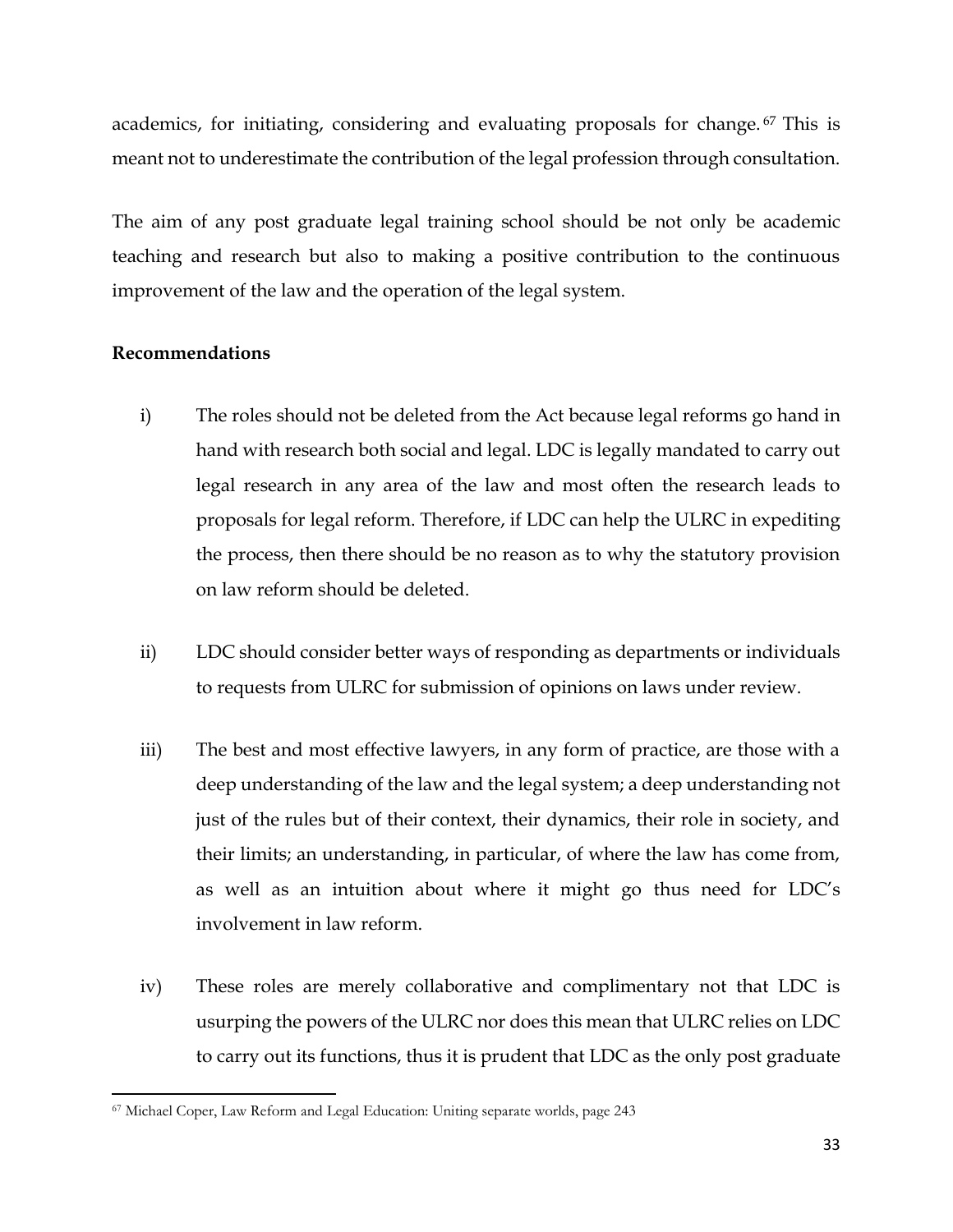academics, for initiating, considering and evaluating proposals for change.[67] This is meant not to underestimate the contribution of the legal profession through consultation.

The aim of any post graduate legal training school should be not only be academic teaching and research but also to making a positive contribution to the continuous improvement of the law and the operation of the legal system.

**Recommendations**

i) The roles should not be deleted from the Act because legal reforms go hand in hand with research both social and legal. LDC is legally mandated to carry out legal research in any area of the law and most often the research leads to proposals for legal reform. Therefore, if LDC can help the ULRC in expediting the process, then there should be no reason as to why the statutory provision on law reform should be deleted.

ii) LDC should consider better ways of responding as departments or individuals to requests from ULRC for submission of opinions on laws under review.

iii) The best and most effective lawyers, in any form of practice, are those with a deep understanding of the law and the legal system; a deep understanding not just of the rules but of their context, their dynamics, their role in society, and their limits; an understanding, in particular, of where the law has come from, as well as an intuition about where it might go thus need for LDC's involvement in law reform.

iv) These roles are merely collaborative and complimentary not that LDC is usurping the powers of the ULRC nor does this mean that ULRC relies on LDC to carry out its functions, thus it is prudent that LDC as the only post graduate

[67] Michael Coper, Law Reform and Legal Education: Uniting separate worlds, page 243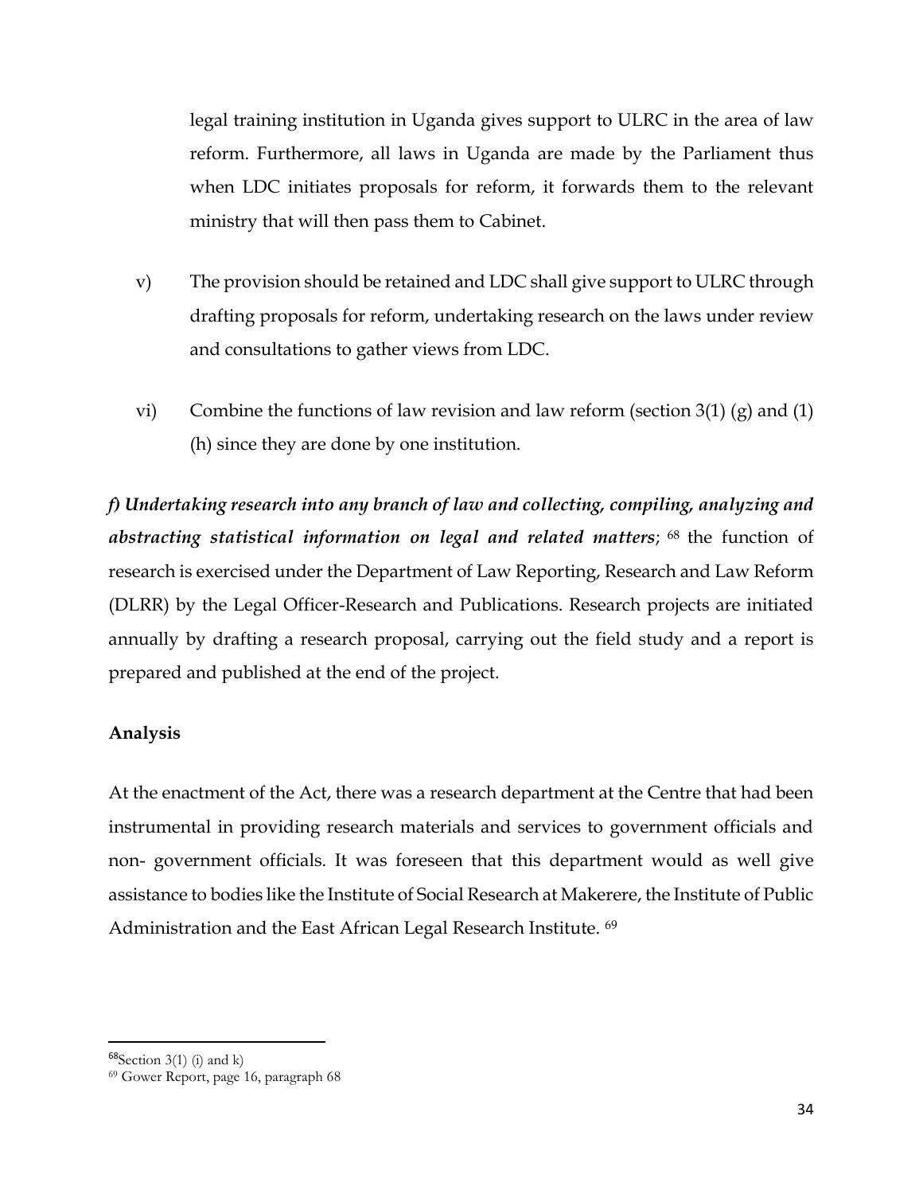legal training institution in Uganda gives support to ULRC in the area of law reform. Furthermore, all laws in Uganda are made by the Parliament thus when LDC initiates proposals for reform, it forwards them to the relevant ministry that will then pass them to Cabinet.

v) The provision should be retained and LDC shall give support to ULRC through drafting proposals for reform, undertaking research on the laws under review and consultations to gather views from LDC.

vi) Combine the functions of law revision and law reform (section 3(1) (g) and (1) (h) since they are done by one institution.

***f) Undertaking research into any branch of law and collecting, compiling, analyzing and abstracting statistical information on legal and related matters***; [68] the function of research is exercised under the Department of Law Reporting, Research and Law Reform (DLRR) by the Legal Officer-Research and Publications. Research projects are initiated annually by drafting a research proposal, carrying out the field study and a report is prepared and published at the end of the project.

**Analysis**

At the enactment of the Act, there was a research department at the Centre that had been instrumental in providing research materials and services to government officials and non- government officials. It was foreseen that this department would as well give assistance to bodies like the Institute of Social Research at Makerere, the Institute of Public Administration and the East African Legal Research Institute. [69]

---

[68] Section 3(1) (i) and k)

[69] Gower Report, page 16, paragraph 68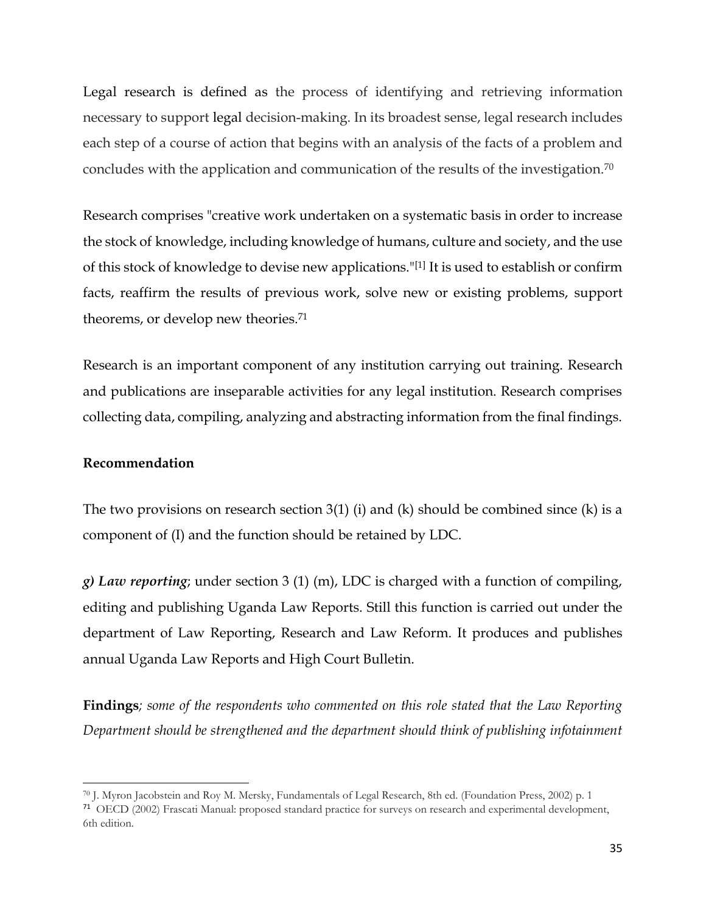Legal research is defined as the process of identifying and retrieving information necessary to support legal decision-making. In its broadest sense, legal research includes each step of a course of action that begins with an analysis of the facts of a problem and concludes with the application and communication of the results of the investigation.[70]

Research comprises "creative work undertaken on a systematic basis in order to increase the stock of knowledge, including knowledge of humans, culture and society, and the use of this stock of knowledge to devise new applications."[1] It is used to establish or confirm facts, reaffirm the results of previous work, solve new or existing problems, support theorems, or develop new theories.[71]

Research is an important component of any institution carrying out training. Research and publications are inseparable activities for any legal institution. Research comprises collecting data, compiling, analyzing and abstracting information from the final findings.

**Recommendation**

The two provisions on research section 3(1) (i) and (k) should be combined since (k) is a component of (I) and the function should be retained by LDC.

***g) Law reporting***; under section 3 (1) (m), LDC is charged with a function of compiling, editing and publishing Uganda Law Reports. Still this function is carried out under the department of Law Reporting, Research and Law Reform. It produces and publishes annual Uganda Law Reports and High Court Bulletin.

**Findings**; *some of the respondents who commented on this role stated that the Law Reporting Department should be strengthened and the department should think of publishing infotainment*

---

[70] J. Myron Jacobstein and Roy M. Mersky, Fundamentals of Legal Research, 8th ed. (Foundation Press, 2002) p. 1

[71] OECD (2002) Frascati Manual: proposed standard practice for surveys on research and experimental development, 6th edition.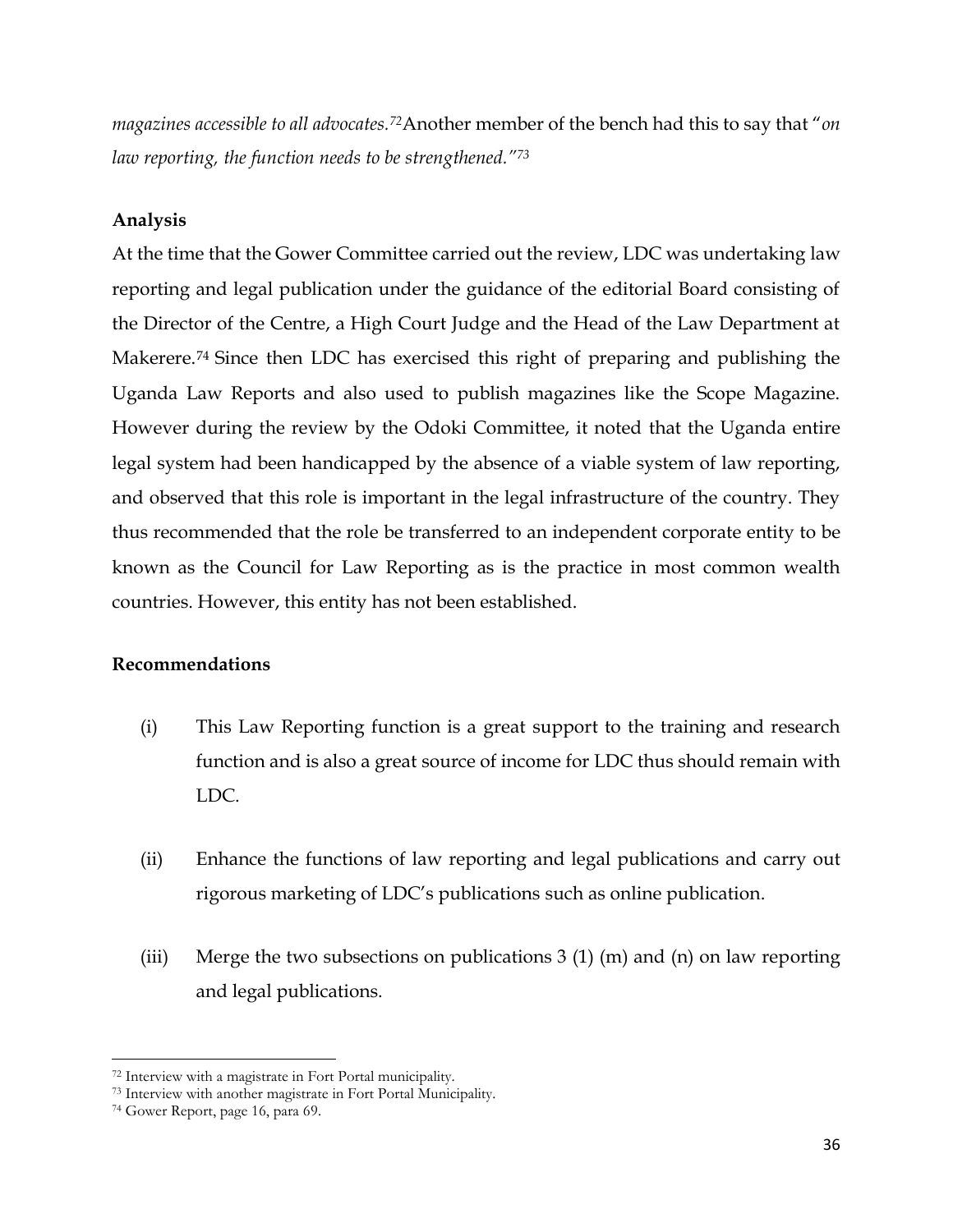*magazines accessible to all advocates.*[72]Another member of the bench had this to say that "*on law reporting, the function needs to be strengthened.*"[73]

**Analysis**

At the time that the Gower Committee carried out the review, LDC was undertaking law reporting and legal publication under the guidance of the editorial Board consisting of the Director of the Centre, a High Court Judge and the Head of the Law Department at Makerere.[74] Since then LDC has exercised this right of preparing and publishing the Uganda Law Reports and also used to publish magazines like the Scope Magazine. However during the review by the Odoki Committee, it noted that the Uganda entire legal system had been handicapped by the absence of a viable system of law reporting, and observed that this role is important in the legal infrastructure of the country. They thus recommended that the role be transferred to an independent corporate entity to be known as the Council for Law Reporting as is the practice in most common wealth countries. However, this entity has not been established.

**Recommendations**

(i) This Law Reporting function is a great support to the training and research function and is also a great source of income for LDC thus should remain with LDC.

(ii) Enhance the functions of law reporting and legal publications and carry out rigorous marketing of LDC's publications such as online publication.

(iii) Merge the two subsections on publications 3 (1) (m) and (n) on law reporting and legal publications.

---

[72] Interview with a magistrate in Fort Portal municipality.

[73] Interview with another magistrate in Fort Portal Municipality.

[74] Gower Report, page 16, para 69.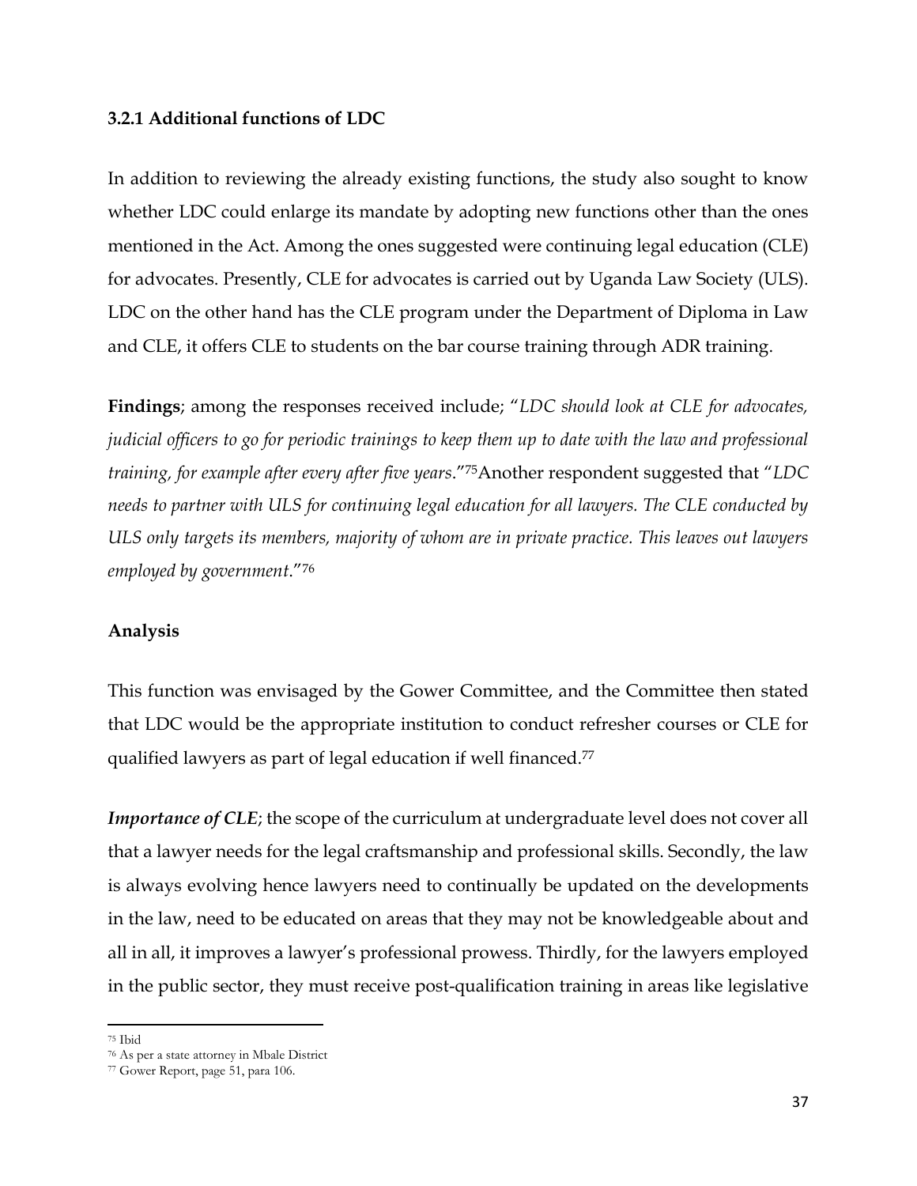### 3.2.1 Additional functions of LDC

In addition to reviewing the already existing functions, the study also sought to know whether LDC could enlarge its mandate by adopting new functions other than the ones mentioned in the Act. Among the ones suggested were continuing legal education (CLE) for advocates. Presently, CLE for advocates is carried out by Uganda Law Society (ULS). LDC on the other hand has the CLE program under the Department of Diploma in Law and CLE, it offers CLE to students on the bar course training through ADR training.

**Findings**; among the responses received include; "*LDC should look at CLE for advocates, judicial officers to go for periodic trainings to keep them up to date with the law and professional training, for example after every after five years*."[75]Another respondent suggested that "*LDC needs to partner with ULS for continuing legal education for all lawyers. The CLE conducted by ULS only targets its members, majority of whom are in private practice. This leaves out lawyers employed by government*."[76]

**Analysis**

This function was envisaged by the Gower Committee, and the Committee then stated that LDC would be the appropriate institution to conduct refresher courses or CLE for qualified lawyers as part of legal education if well financed.[77]

***Importance of CLE***; the scope of the curriculum at undergraduate level does not cover all that a lawyer needs for the legal craftsmanship and professional skills. Secondly, the law is always evolving hence lawyers need to continually be updated on the developments in the law, need to be educated on areas that they may not be knowledgeable about and all in all, it improves a lawyer's professional prowess. Thirdly, for the lawyers employed in the public sector, they must receive post-qualification training in areas like legislative

---

[75] Ibid

[76] As per a state attorney in Mbale District

[77] Gower Report, page 51, para 106.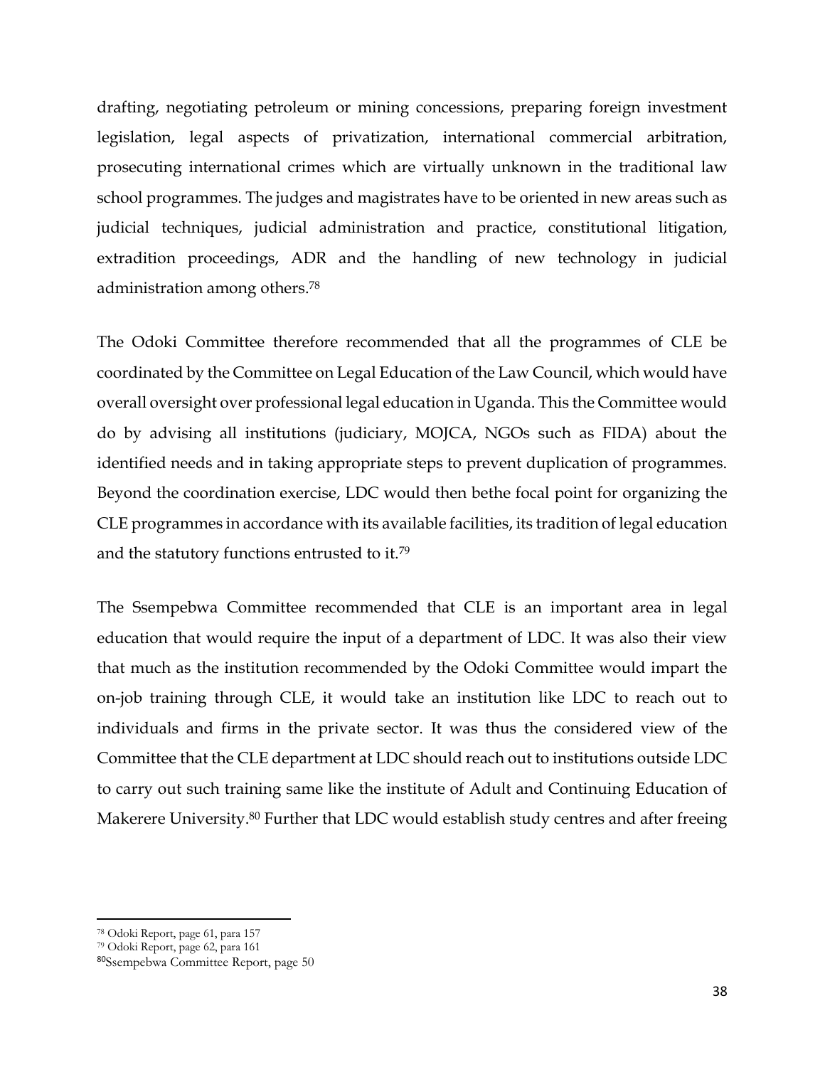drafting, negotiating petroleum or mining concessions, preparing foreign investment legislation, legal aspects of privatization, international commercial arbitration, prosecuting international crimes which are virtually unknown in the traditional law school programmes. The judges and magistrates have to be oriented in new areas such as judicial techniques, judicial administration and practice, constitutional litigation, extradition proceedings, ADR and the handling of new technology in judicial administration among others.[78]

The Odoki Committee therefore recommended that all the programmes of CLE be coordinated by the Committee on Legal Education of the Law Council, which would have overall oversight over professional legal education in Uganda. This the Committee would do by advising all institutions (judiciary, MOJCA, NGOs such as FIDA) about the identified needs and in taking appropriate steps to prevent duplication of programmes. Beyond the coordination exercise, LDC would then bethe focal point for organizing the CLE programmes in accordance with its available facilities, its tradition of legal education and the statutory functions entrusted to it.[79]

The Ssempebwa Committee recommended that CLE is an important area in legal education that would require the input of a department of LDC. It was also their view that much as the institution recommended by the Odoki Committee would impart the on-job training through CLE, it would take an institution like LDC to reach out to individuals and firms in the private sector. It was thus the considered view of the Committee that the CLE department at LDC should reach out to institutions outside LDC to carry out such training same like the institute of Adult and Continuing Education of Makerere University.[80] Further that LDC would establish study centres and after freeing

---

[78] Odoki Report, page 61, para 157

[79] Odoki Report, page 62, para 161

[80] Ssempebwa Committee Report, page 50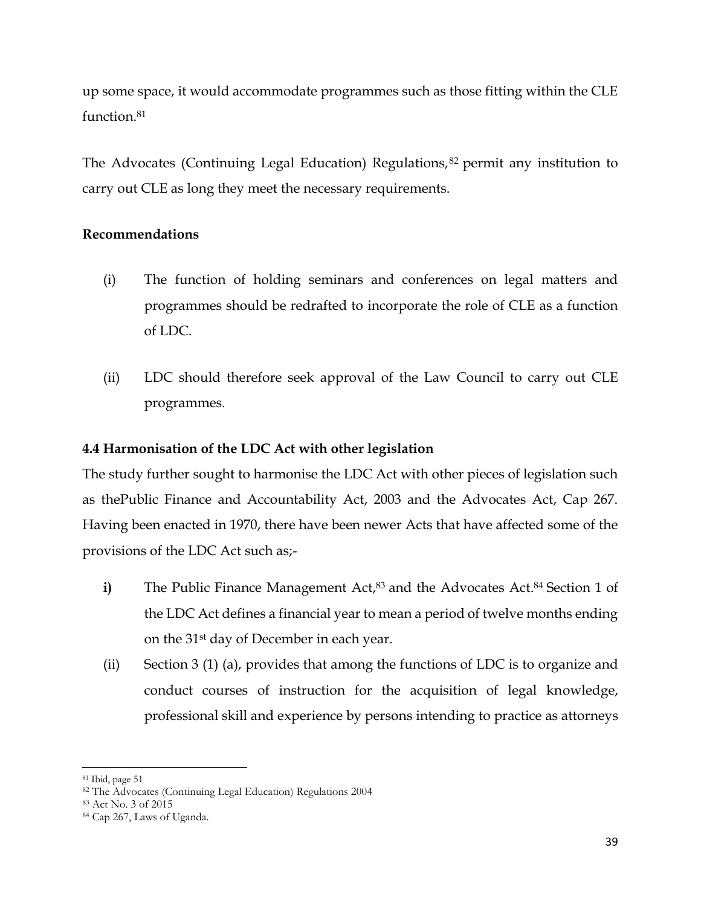up some space, it would accommodate programmes such as those fitting within the CLE function.[81]

The Advocates (Continuing Legal Education) Regulations,[82] permit any institution to carry out CLE as long they meet the necessary requirements.

**Recommendations**

(i) The function of holding seminars and conferences on legal matters and programmes should be redrafted to incorporate the role of CLE as a function of LDC.

(ii) LDC should therefore seek approval of the Law Council to carry out CLE programmes.

### 4.4 Harmonisation of the LDC Act with other legislation

The study further sought to harmonise the LDC Act with other pieces of legislation such as thePublic Finance and Accountability Act, 2003 and the Advocates Act, Cap 267. Having been enacted in 1970, there have been newer Acts that have affected some of the provisions of the LDC Act such as;-

**i)** The Public Finance Management Act,[83] and the Advocates Act.[84] Section 1 of the LDC Act defines a financial year to mean a period of twelve months ending on the 31st day of December in each year.

(ii) Section 3 (1) (a), provides that among the functions of LDC is to organize and conduct courses of instruction for the acquisition of legal knowledge, professional skill and experience by persons intending to practice as attorneys

---

[81] Ibid, page 51

[82] The Advocates (Continuing Legal Education) Regulations 2004

[83] Act No. 3 of 2015

[84] Cap 267, Laws of Uganda.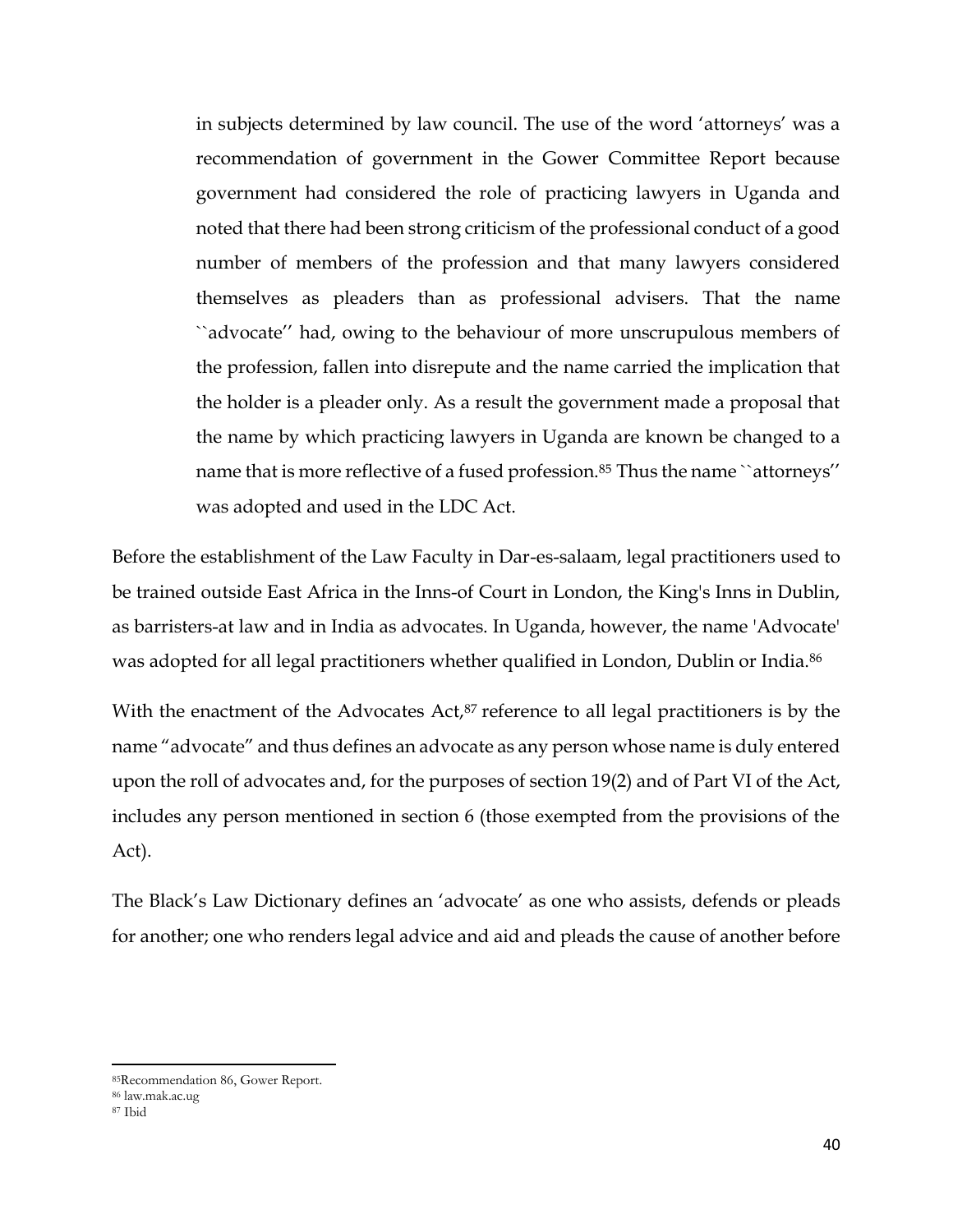> in subjects determined by law council. The use of the word 'attorneys' was a recommendation of government in the Gower Committee Report because government had considered the role of practicing lawyers in Uganda and noted that there had been strong criticism of the professional conduct of a good number of members of the profession and that many lawyers considered themselves as pleaders than as professional advisers. That the name ``advocate'' had, owing to the behaviour of more unscrupulous members of the profession, fallen into disrepute and the name carried the implication that the holder is a pleader only. As a result the government made a proposal that the name by which practicing lawyers in Uganda are known be changed to a name that is more reflective of a fused profession.[85] Thus the name ``attorneys'' was adopted and used in the LDC Act.

Before the establishment of the Law Faculty in Dar-es-salaam, legal practitioners used to be trained outside East Africa in the Inns-of Court in London, the King's Inns in Dublin, as barristers-at law and in India as advocates. In Uganda, however, the name 'Advocate' was adopted for all legal practitioners whether qualified in London, Dublin or India.[86]

With the enactment of the Advocates Act,[87] reference to all legal practitioners is by the name "advocate" and thus defines an advocate as any person whose name is duly entered upon the roll of advocates and, for the purposes of section 19(2) and of Part VI of the Act, includes any person mentioned in section 6 (those exempted from the provisions of the Act).

The Black's Law Dictionary defines an 'advocate' as one who assists, defends or pleads for another; one who renders legal advice and aid and pleads the cause of another before

---

[85] Recommendation 86, Gower Report.

[86] law.mak.ac.ug

[87] Ibid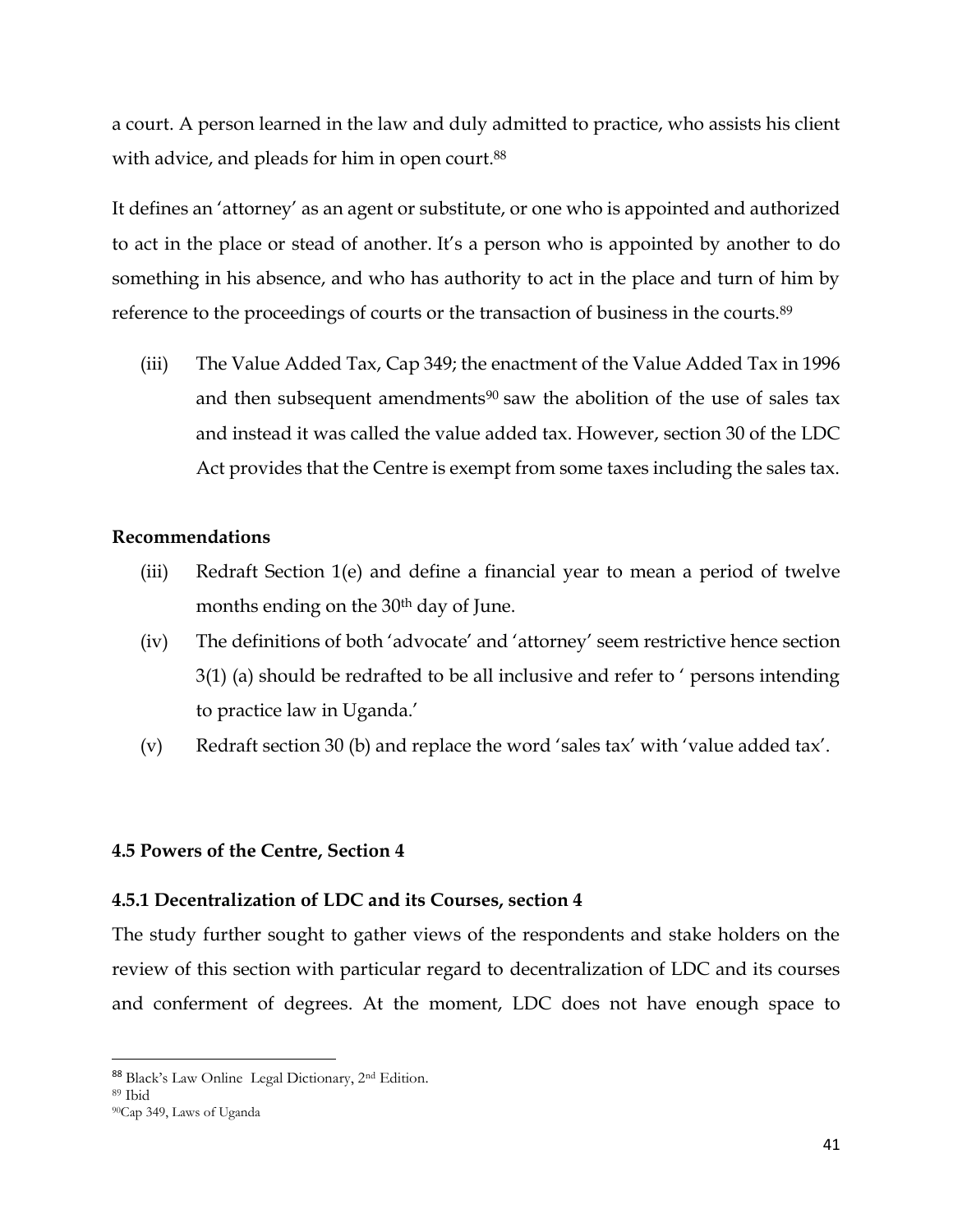a court. A person learned in the law and duly admitted to practice, who assists his client with advice, and pleads for him in open court.[88]

It defines an 'attorney' as an agent or substitute, or one who is appointed and authorized to act in the place or stead of another. It's a person who is appointed by another to do something in his absence, and who has authority to act in the place and turn of him by reference to the proceedings of courts or the transaction of business in the courts.[89]

(iii) The Value Added Tax, Cap 349; the enactment of the Value Added Tax in 1996 and then subsequent amendments[90] saw the abolition of the use of sales tax and instead it was called the value added tax. However, section 30 of the LDC Act provides that the Centre is exempt from some taxes including the sales tax.

**Recommendations**

(iii) Redraft Section 1(e) and define a financial year to mean a period of twelve months ending on the 30th day of June.

(iv) The definitions of both 'advocate' and 'attorney' seem restrictive hence section 3(1) (a) should be redrafted to be all inclusive and refer to ' persons intending to practice law in Uganda.'

(v) Redraft section 30 (b) and replace the word 'sales tax' with 'value added tax'.

### 4.5 Powers of the Centre, Section 4

#### 4.5.1 Decentralization of LDC and its Courses, section 4

The study further sought to gather views of the respondents and stake holders on the review of this section with particular regard to decentralization of LDC and its courses and conferment of degrees. At the moment, LDC does not have enough space to

---

[88] Black's Law Online Legal Dictionary, 2nd Edition.

[89] Ibid

[90] Cap 349, Laws of Uganda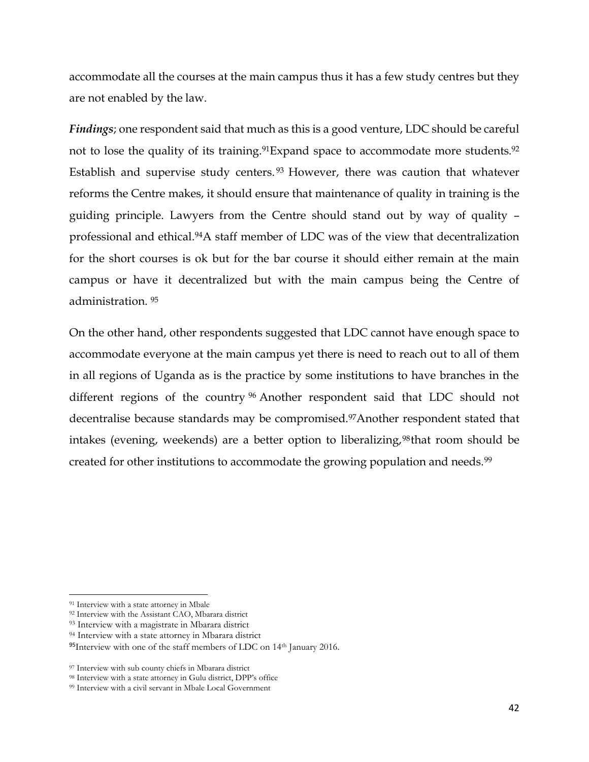accommodate all the courses at the main campus thus it has a few study centres but they are not enabled by the law.

***Findings***; one respondent said that much as this is a good venture, LDC should be careful not to lose the quality of its training.[91]Expand space to accommodate more students.[92] Establish and supervise study centers.[93] However, there was caution that whatever reforms the Centre makes, it should ensure that maintenance of quality in training is the guiding principle. Lawyers from the Centre should stand out by way of quality – professional and ethical.[94]A staff member of LDC was of the view that decentralization for the short courses is ok but for the bar course it should either remain at the main campus or have it decentralized but with the main campus being the Centre of administration. [95]

On the other hand, other respondents suggested that LDC cannot have enough space to accommodate everyone at the main campus yet there is need to reach out to all of them in all regions of Uganda as is the practice by some institutions to have branches in the different regions of the country [96] Another respondent said that LDC should not decentralise because standards may be compromised.[97]Another respondent stated that intakes (evening, weekends) are a better option to liberalizing,[98]that room should be created for other institutions to accommodate the growing population and needs.[99]

---

[91] Interview with a state attorney in Mbale

[92] Interview with the Assistant CAO, Mbarara district

[93] Interview with a magistrate in Mbarara district

[94] Interview with a state attorney in Mbarara district

[95]Interview with one of the staff members of LDC on 14th January 2016.

[97] Interview with sub county chiefs in Mbarara district

[98] Interview with a state attorney in Gulu district, DPP's office

[99] Interview with a civil servant in Mbale Local Government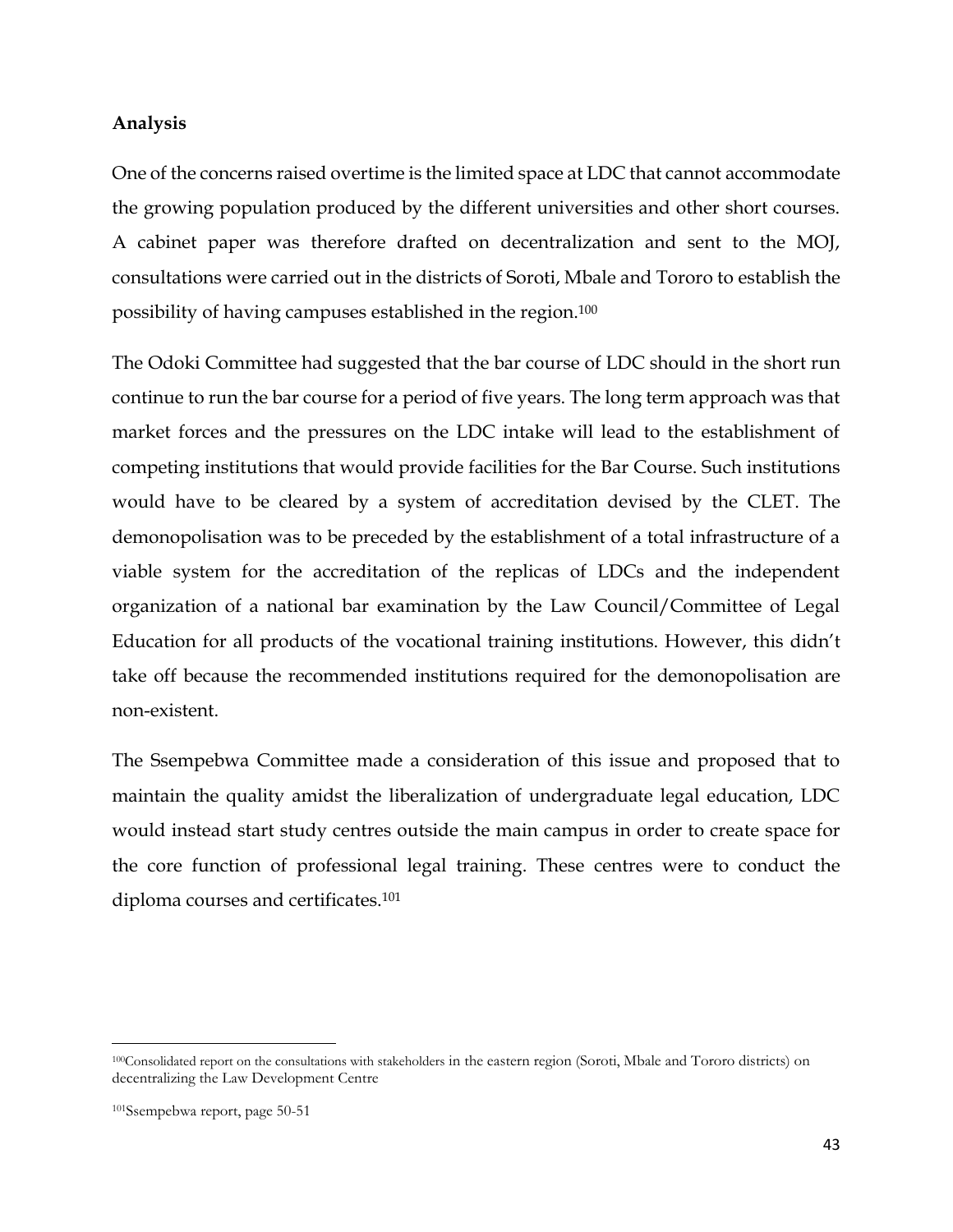**Analysis**

One of the concerns raised overtime is the limited space at LDC that cannot accommodate the growing population produced by the different universities and other short courses. A cabinet paper was therefore drafted on decentralization and sent to the MOJ, consultations were carried out in the districts of Soroti, Mbale and Tororo to establish the possibility of having campuses established in the region.[100]

The Odoki Committee had suggested that the bar course of LDC should in the short run continue to run the bar course for a period of five years. The long term approach was that market forces and the pressures on the LDC intake will lead to the establishment of competing institutions that would provide facilities for the Bar Course. Such institutions would have to be cleared by a system of accreditation devised by the CLET. The demonopolisation was to be preceded by the establishment of a total infrastructure of a viable system for the accreditation of the replicas of LDCs and the independent organization of a national bar examination by the Law Council/Committee of Legal Education for all products of the vocational training institutions. However, this didn't take off because the recommended institutions required for the demonopolisation are non-existent.

The Ssempebwa Committee made a consideration of this issue and proposed that to maintain the quality amidst the liberalization of undergraduate legal education, LDC would instead start study centres outside the main campus in order to create space for the core function of professional legal training. These centres were to conduct the diploma courses and certificates.[101]

---

[100]Consolidated report on the consultations with stakeholders in the eastern region (Soroti, Mbale and Tororo districts) on decentralizing the Law Development Centre

[101]Ssempebwa report, page 50-51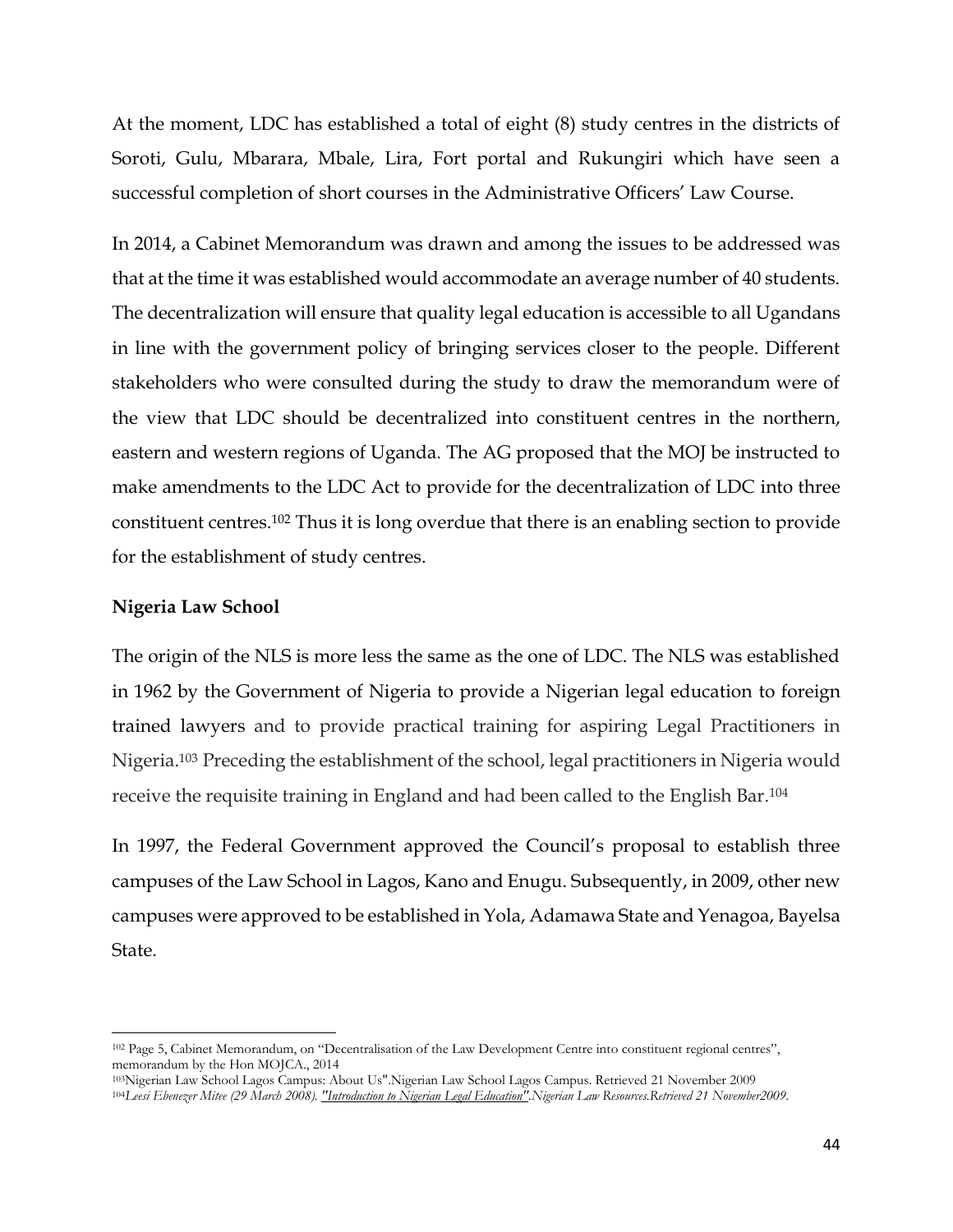At the moment, LDC has established a total of eight (8) study centres in the districts of Soroti, Gulu, Mbarara, Mbale, Lira, Fort portal and Rukungiri which have seen a successful completion of short courses in the Administrative Officers' Law Course.

In 2014, a Cabinet Memorandum was drawn and among the issues to be addressed was that at the time it was established would accommodate an average number of 40 students. The decentralization will ensure that quality legal education is accessible to all Ugandans in line with the government policy of bringing services closer to the people. Different stakeholders who were consulted during the study to draw the memorandum were of the view that LDC should be decentralized into constituent centres in the northern, eastern and western regions of Uganda. The AG proposed that the MOJ be instructed to make amendments to the LDC Act to provide for the decentralization of LDC into three constituent centres.[102] Thus it is long overdue that there is an enabling section to provide for the establishment of study centres.

**Nigeria Law School**

The origin of the NLS is more less the same as the one of LDC. The NLS was established in 1962 by the Government of Nigeria to provide a Nigerian legal education to foreign trained lawyers and to provide practical training for aspiring Legal Practitioners in Nigeria.[103] Preceding the establishment of the school, legal practitioners in Nigeria would receive the requisite training in England and had been called to the English Bar.[104]

In 1997, the Federal Government approved the Council's proposal to establish three campuses of the Law School in Lagos, Kano and Enugu. Subsequently, in 2009, other new campuses were approved to be established in Yola, Adamawa State and Yenagoa, Bayelsa State.

---

[102] Page 5, Cabinet Memorandum, on "Decentralisation of the Law Development Centre into constituent regional centres", memorandum by the Hon MOJCA., 2014

[103] Nigerian Law School Lagos Campus: About Us".Nigerian Law School Lagos Campus. Retrieved 21 November 2009

[104] *Leesi Ebenezer Mitee (29 March 2008). "Introduction to Nigerian Legal Education".Nigerian Law Resources.Retrieved 21 November2009.*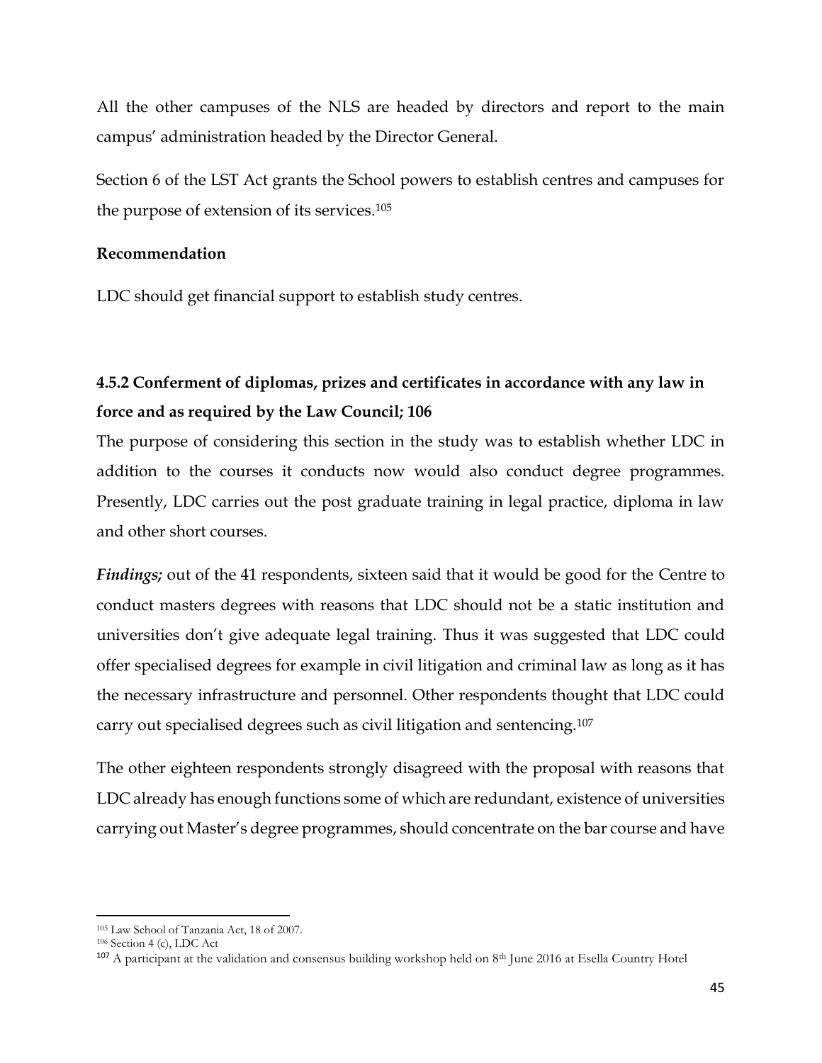All the other campuses of the NLS are headed by directors and report to the main campus' administration headed by the Director General.

Section 6 of the LST Act grants the School powers to establish centres and campuses for the purpose of extension of its services.[105]

**Recommendation**

LDC should get financial support to establish study centres.

### 4.5.2 Conferment of diplomas, prizes and certificates in accordance with any law in force and as required by the Law Council; 106

The purpose of considering this section in the study was to establish whether LDC in addition to the courses it conducts now would also conduct degree programmes. Presently, LDC carries out the post graduate training in legal practice, diploma in law and other short courses.

***Findings;*** out of the 41 respondents, sixteen said that it would be good for the Centre to conduct masters degrees with reasons that LDC should not be a static institution and universities don't give adequate legal training. Thus it was suggested that LDC could offer specialised degrees for example in civil litigation and criminal law as long as it has the necessary infrastructure and personnel. Other respondents thought that LDC could carry out specialised degrees such as civil litigation and sentencing.[107]

The other eighteen respondents strongly disagreed with the proposal with reasons that LDC already has enough functions some of which are redundant, existence of universities carrying out Master's degree programmes, should concentrate on the bar course and have

---

[105] Law School of Tanzania Act, 18 of 2007.

[106] Section 4 (c), LDC Act

[107] A participant at the validation and consensus building workshop held on 8th June 2016 at Esella Country Hotel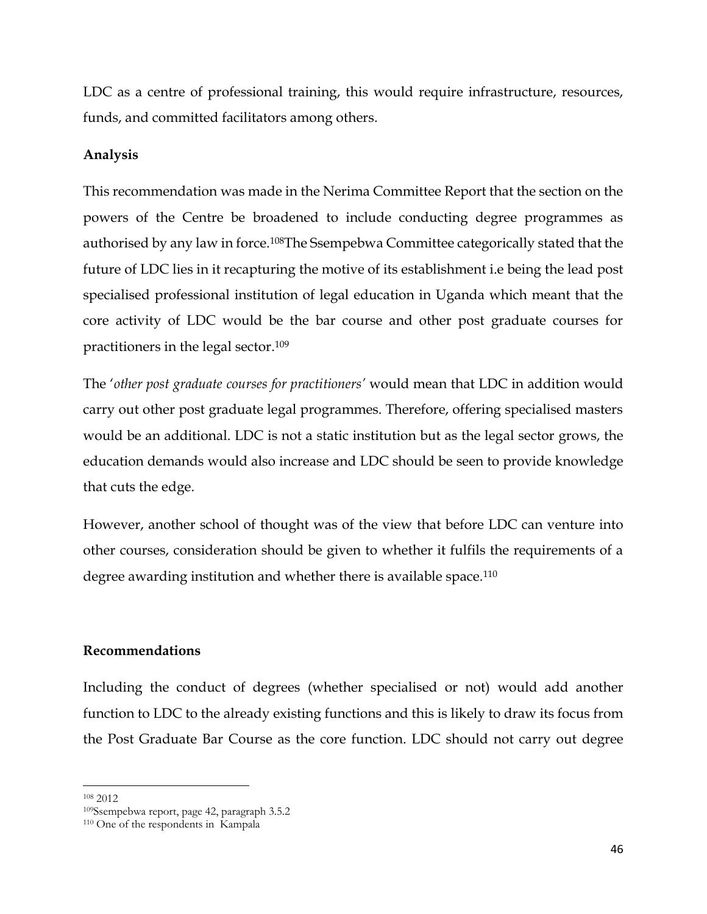LDC as a centre of professional training, this would require infrastructure, resources, funds, and committed facilitators among others.

**Analysis**

This recommendation was made in the Nerima Committee Report that the section on the powers of the Centre be broadened to include conducting degree programmes as authorised by any law in force.[108]The Ssempebwa Committee categorically stated that the future of LDC lies in it recapturing the motive of its establishment i.e being the lead post specialised professional institution of legal education in Uganda which meant that the core activity of LDC would be the bar course and other post graduate courses for practitioners in the legal sector.[109]

The '*other post graduate courses for practitioners'* would mean that LDC in addition would carry out other post graduate legal programmes. Therefore, offering specialised masters would be an additional. LDC is not a static institution but as the legal sector grows, the education demands would also increase and LDC should be seen to provide knowledge that cuts the edge.

However, another school of thought was of the view that before LDC can venture into other courses, consideration should be given to whether it fulfils the requirements of a degree awarding institution and whether there is available space.[110]

**Recommendations**

Including the conduct of degrees (whether specialised or not) would add another function to LDC to the already existing functions and this is likely to draw its focus from the Post Graduate Bar Course as the core function. LDC should not carry out degree

---

[108] 2012

[109]Ssempebwa report, page 42, paragraph 3.5.2

[110] One of the respondents in Kampala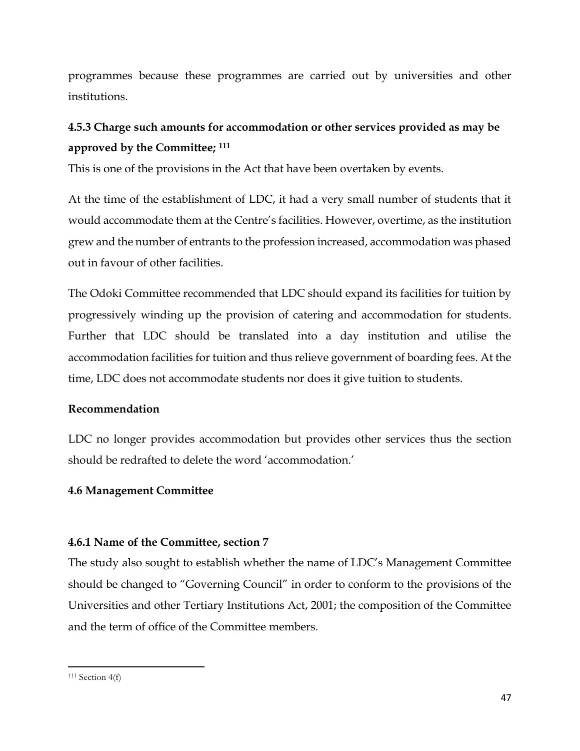programmes because these programmes are carried out by universities and other institutions.

### 4.5.3 Charge such amounts for accommodation or other services provided as may be approved by the Committee; [111]

This is one of the provisions in the Act that have been overtaken by events.

At the time of the establishment of LDC, it had a very small number of students that it would accommodate them at the Centre's facilities. However, overtime, as the institution grew and the number of entrants to the profession increased, accommodation was phased out in favour of other facilities.

The Odoki Committee recommended that LDC should expand its facilities for tuition by progressively winding up the provision of catering and accommodation for students. Further that LDC should be translated into a day institution and utilise the accommodation facilities for tuition and thus relieve government of boarding fees. At the time, LDC does not accommodate students nor does it give tuition to students.

**Recommendation**

LDC no longer provides accommodation but provides other services thus the section should be redrafted to delete the word 'accommodation.'

## 4.6 Management Committee

### 4.6.1 Name of the Committee, section 7

The study also sought to establish whether the name of LDC's Management Committee should be changed to "Governing Council" in order to conform to the provisions of the Universities and other Tertiary Institutions Act, 2001; the composition of the Committee and the term of office of the Committee members.

---

[111] Section 4(f)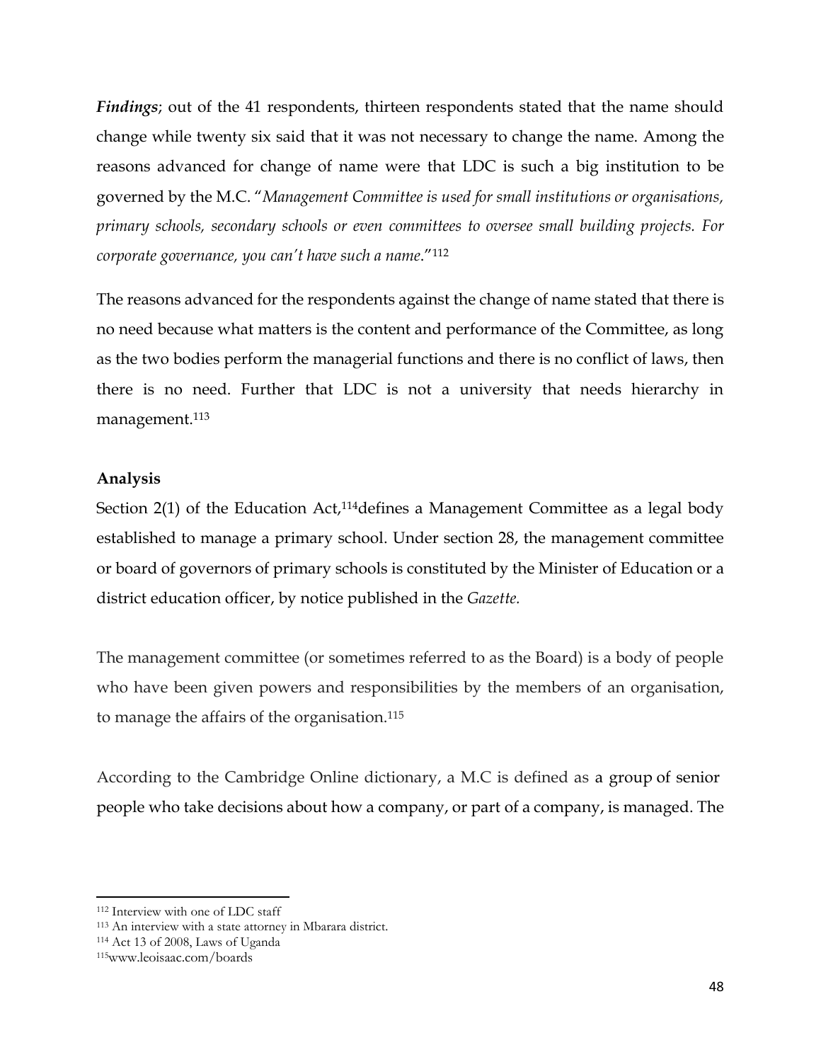***Findings***; out of the 41 respondents, thirteen respondents stated that the name should change while twenty six said that it was not necessary to change the name. Among the reasons advanced for change of name were that LDC is such a big institution to be governed by the M.C. "*Management Committee is used for small institutions or organisations, primary schools, secondary schools or even committees to oversee small building projects. For corporate governance, you can't have such a name*."[112]

The reasons advanced for the respondents against the change of name stated that there is no need because what matters is the content and performance of the Committee, as long as the two bodies perform the managerial functions and there is no conflict of laws, then there is no need. Further that LDC is not a university that needs hierarchy in management.[113]

**Analysis**

Section 2(1) of the Education Act,[114]defines a Management Committee as a legal body established to manage a primary school. Under section 28, the management committee or board of governors of primary schools is constituted by the Minister of Education or a district education officer, by notice published in the *Gazette.*

The management committee (or sometimes referred to as the Board) is a body of people who have been given powers and responsibilities by the members of an organisation, to manage the affairs of the organisation.[115]

According to the Cambridge Online dictionary, a M.C is defined as a group of senior people who take decisions about how a company, or part of a company, is managed. The

---

[112] Interview with one of LDC staff

[113] An interview with a state attorney in Mbarara district.

[114] Act 13 of 2008, Laws of Uganda

[115] www.leoisaac.com/boards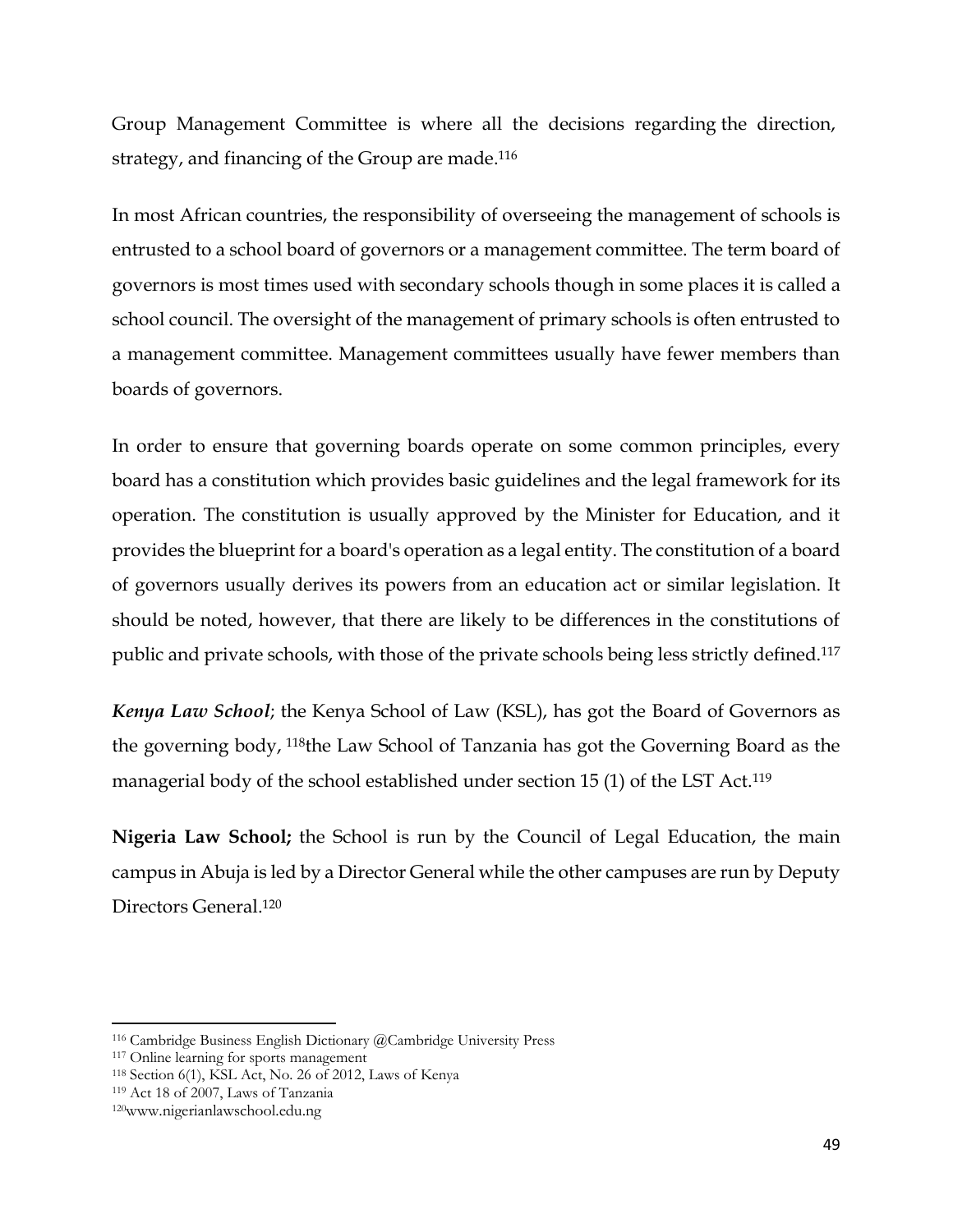Group Management Committee is where all the decisions regarding the direction, strategy, and financing of the Group are made.[116]

In most African countries, the responsibility of overseeing the management of schools is entrusted to a school board of governors or a management committee. The term board of governors is most times used with secondary schools though in some places it is called a school council. The oversight of the management of primary schools is often entrusted to a management committee. Management committees usually have fewer members than boards of governors.

In order to ensure that governing boards operate on some common principles, every board has a constitution which provides basic guidelines and the legal framework for its operation. The constitution is usually approved by the Minister for Education, and it provides the blueprint for a board's operation as a legal entity. The constitution of a board of governors usually derives its powers from an education act or similar legislation. It should be noted, however, that there are likely to be differences in the constitutions of public and private schools, with those of the private schools being less strictly defined.[117]

***Kenya Law School***; the Kenya School of Law (KSL), has got the Board of Governors as the governing body, [118]the Law School of Tanzania has got the Governing Board as the managerial body of the school established under section 15 (1) of the LST Act.[119]

**Nigeria Law School;** the School is run by the Council of Legal Education, the main campus in Abuja is led by a Director General while the other campuses are run by Deputy Directors General.[120]

---

[116] Cambridge Business English Dictionary @Cambridge University Press

[117] Online learning for sports management

[118] Section 6(1), KSL Act, No. 26 of 2012, Laws of Kenya

[119] Act 18 of 2007, Laws of Tanzania

[120] www.nigerianlawschool.edu.ng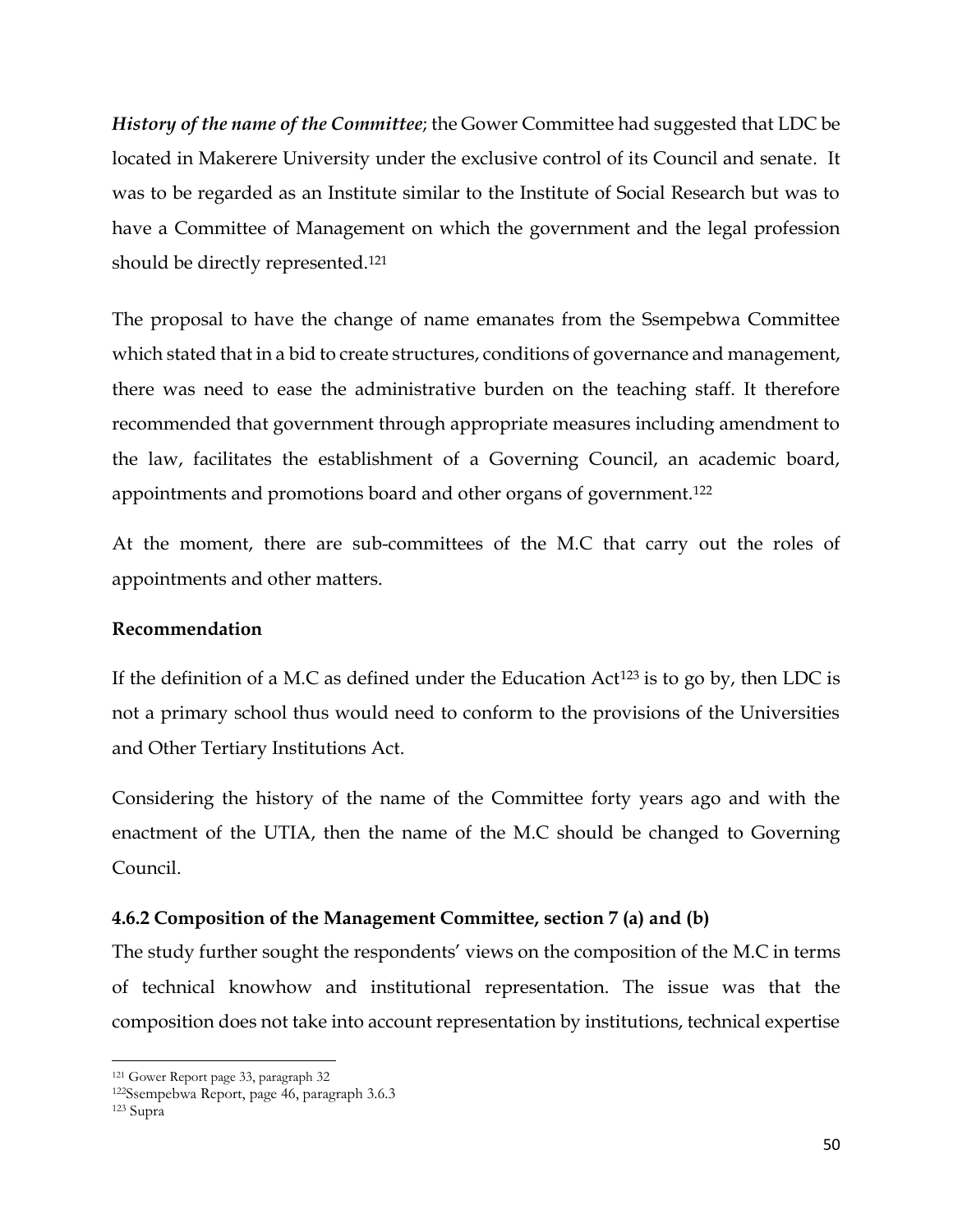***History of the name of the Committee***; the Gower Committee had suggested that LDC be located in Makerere University under the exclusive control of its Council and senate. It was to be regarded as an Institute similar to the Institute of Social Research but was to have a Committee of Management on which the government and the legal profession should be directly represented.[121]

The proposal to have the change of name emanates from the Ssempebwa Committee which stated that in a bid to create structures, conditions of governance and management, there was need to ease the administrative burden on the teaching staff. It therefore recommended that government through appropriate measures including amendment to the law, facilitates the establishment of a Governing Council, an academic board, appointments and promotions board and other organs of government.[122]

At the moment, there are sub-committees of the M.C that carry out the roles of appointments and other matters.

**Recommendation**

If the definition of a M.C as defined under the Education Act[123] is to go by, then LDC is not a primary school thus would need to conform to the provisions of the Universities and Other Tertiary Institutions Act.

Considering the history of the name of the Committee forty years ago and with the enactment of the UTIA, then the name of the M.C should be changed to Governing Council.

### 4.6.2 Composition of the Management Committee, section 7 (a) and (b)

The study further sought the respondents' views on the composition of the M.C in terms of technical knowhow and institutional representation. The issue was that the composition does not take into account representation by institutions, technical expertise

---

[121] Gower Report page 33, paragraph 32

[122] Ssempebwa Report, page 46, paragraph 3.6.3

[123] Supra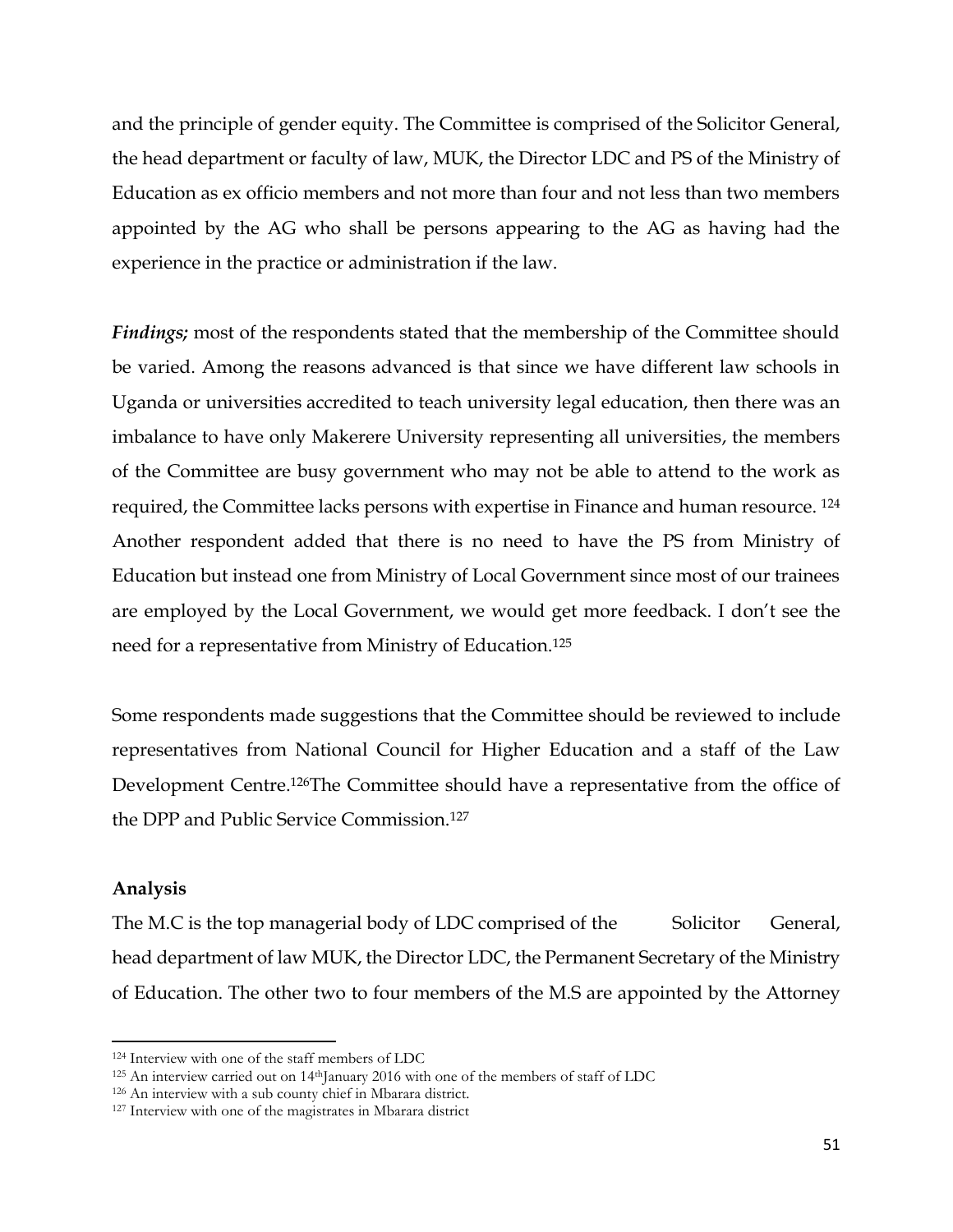and the principle of gender equity. The Committee is comprised of the Solicitor General, the head department or faculty of law, MUK, the Director LDC and PS of the Ministry of Education as ex officio members and not more than four and not less than two members appointed by the AG who shall be persons appearing to the AG as having had the experience in the practice or administration if the law.

***Findings;*** most of the respondents stated that the membership of the Committee should be varied. Among the reasons advanced is that since we have different law schools in Uganda or universities accredited to teach university legal education, then there was an imbalance to have only Makerere University representing all universities, the members of the Committee are busy government who may not be able to attend to the work as required, the Committee lacks persons with expertise in Finance and human resource. [124] Another respondent added that there is no need to have the PS from Ministry of Education but instead one from Ministry of Local Government since most of our trainees are employed by the Local Government, we would get more feedback. I don't see the need for a representative from Ministry of Education.[125]

Some respondents made suggestions that the Committee should be reviewed to include representatives from National Council for Higher Education and a staff of the Law Development Centre.[126]The Committee should have a representative from the office of the DPP and Public Service Commission.[127]

**Analysis**

The M.C is the top managerial body of LDC comprised of the Solicitor General, head department of law MUK, the Director LDC, the Permanent Secretary of the Ministry of Education. The other two to four members of the M.S are appointed by the Attorney

---

[124] Interview with one of the staff members of LDC

[125] An interview carried out on 14th January 2016 with one of the members of staff of LDC

[126] An interview with a sub county chief in Mbarara district.

[127] Interview with one of the magistrates in Mbarara district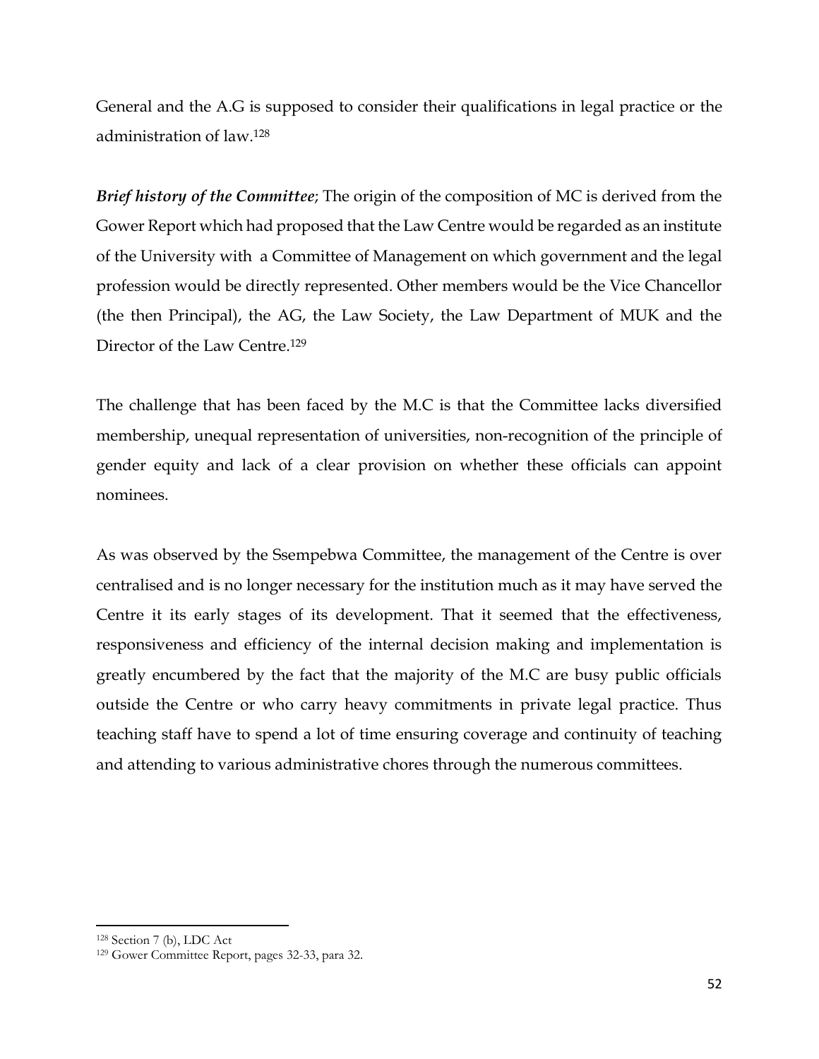General and the A.G is supposed to consider their qualifications in legal practice or the administration of law.[128]

***Brief history of the Committee***; The origin of the composition of MC is derived from the Gower Report which had proposed that the Law Centre would be regarded as an institute of the University with a Committee of Management on which government and the legal profession would be directly represented. Other members would be the Vice Chancellor (the then Principal), the AG, the Law Society, the Law Department of MUK and the Director of the Law Centre.[129]

The challenge that has been faced by the M.C is that the Committee lacks diversified membership, unequal representation of universities, non-recognition of the principle of gender equity and lack of a clear provision on whether these officials can appoint nominees.

As was observed by the Ssempebwa Committee, the management of the Centre is over centralised and is no longer necessary for the institution much as it may have served the Centre it its early stages of its development. That it seemed that the effectiveness, responsiveness and efficiency of the internal decision making and implementation is greatly encumbered by the fact that the majority of the M.C are busy public officials outside the Centre or who carry heavy commitments in private legal practice. Thus teaching staff have to spend a lot of time ensuring coverage and continuity of teaching and attending to various administrative chores through the numerous committees.

---

[128] Section 7 (b), LDC Act

[129] Gower Committee Report, pages 32-33, para 32.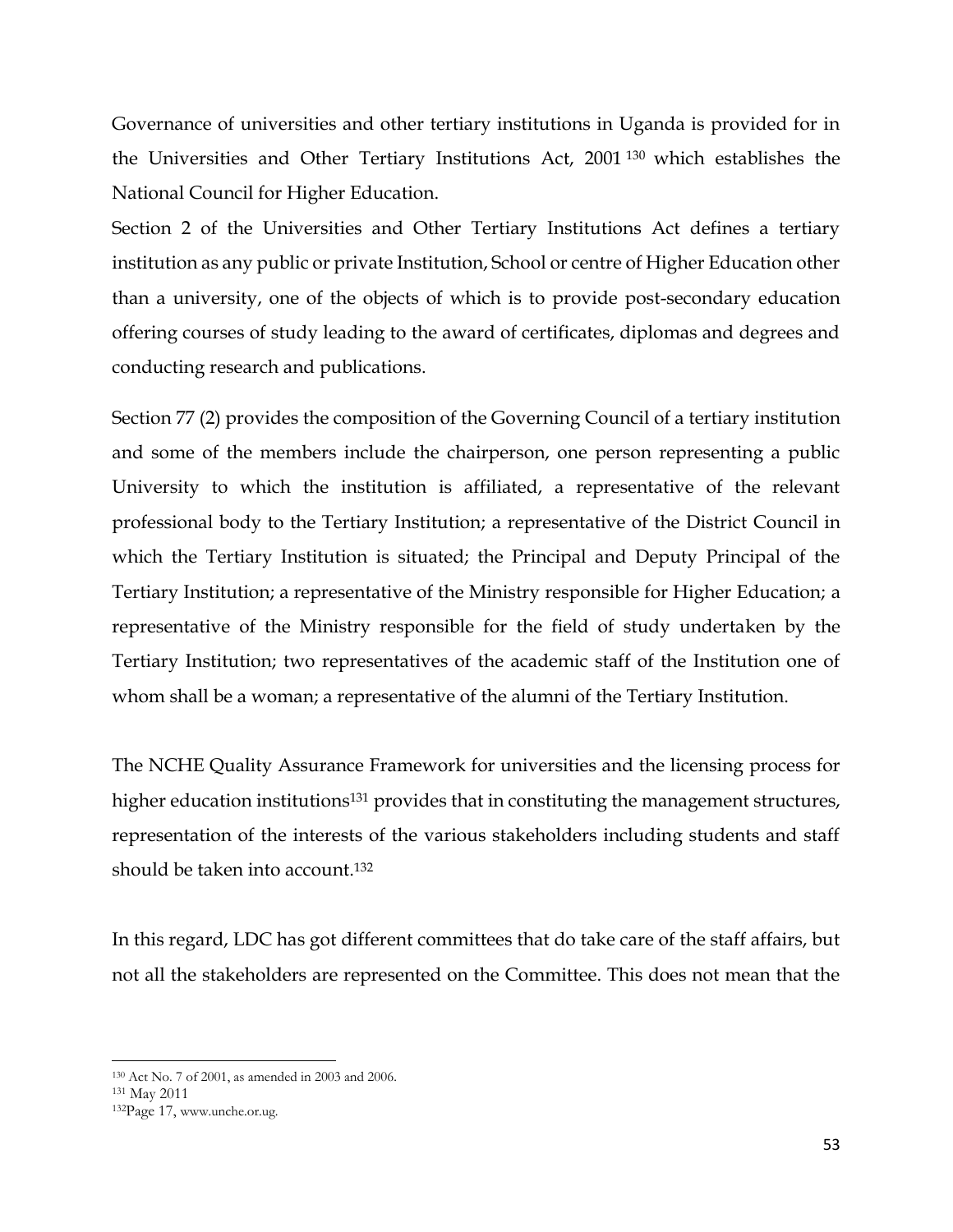Governance of universities and other tertiary institutions in Uganda is provided for in the Universities and Other Tertiary Institutions Act, 2001 [130] which establishes the National Council for Higher Education.

Section 2 of the Universities and Other Tertiary Institutions Act defines a tertiary institution as any public or private Institution, School or centre of Higher Education other than a university, one of the objects of which is to provide post-secondary education offering courses of study leading to the award of certificates, diplomas and degrees and conducting research and publications.

Section 77 (2) provides the composition of the Governing Council of a tertiary institution and some of the members include the chairperson, one person representing a public University to which the institution is affiliated, a representative of the relevant professional body to the Tertiary Institution; a representative of the District Council in which the Tertiary Institution is situated; the Principal and Deputy Principal of the Tertiary Institution; a representative of the Ministry responsible for Higher Education; a representative of the Ministry responsible for the field of study undertaken by the Tertiary Institution; two representatives of the academic staff of the Institution one of whom shall be a woman; a representative of the alumni of the Tertiary Institution.

The NCHE Quality Assurance Framework for universities and the licensing process for higher education institutions[131] provides that in constituting the management structures, representation of the interests of the various stakeholders including students and staff should be taken into account.[132]

In this regard, LDC has got different committees that do take care of the staff affairs, but not all the stakeholders are represented on the Committee. This does not mean that the

---

[130] Act No. 7 of 2001, as amended in 2003 and 2006.

[131] May 2011

[132] Page 17, www.unche.or.ug.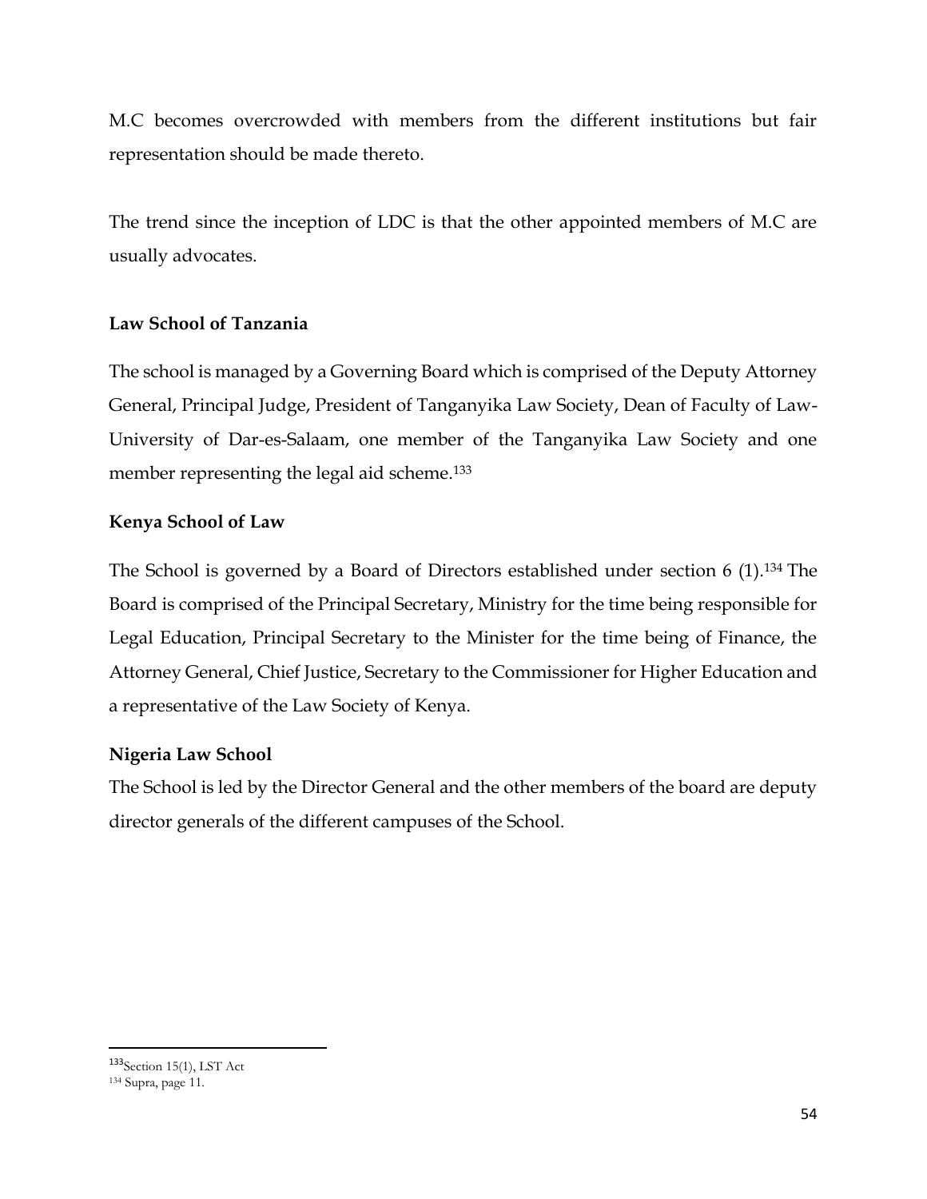M.C becomes overcrowded with members from the different institutions but fair representation should be made thereto.

The trend since the inception of LDC is that the other appointed members of M.C are usually advocates.

**Law School of Tanzania**

The school is managed by a Governing Board which is comprised of the Deputy Attorney General, Principal Judge, President of Tanganyika Law Society, Dean of Faculty of Law-University of Dar-es-Salaam, one member of the Tanganyika Law Society and one member representing the legal aid scheme.[133]

**Kenya School of Law**

The School is governed by a Board of Directors established under section 6 (1).[134] The Board is comprised of the Principal Secretary, Ministry for the time being responsible for Legal Education, Principal Secretary to the Minister for the time being of Finance, the Attorney General, Chief Justice, Secretary to the Commissioner for Higher Education and a representative of the Law Society of Kenya.

**Nigeria Law School**

The School is led by the Director General and the other members of the board are deputy director generals of the different campuses of the School.

---

[133] Section 15(1), LST Act

[134] Supra, page 11.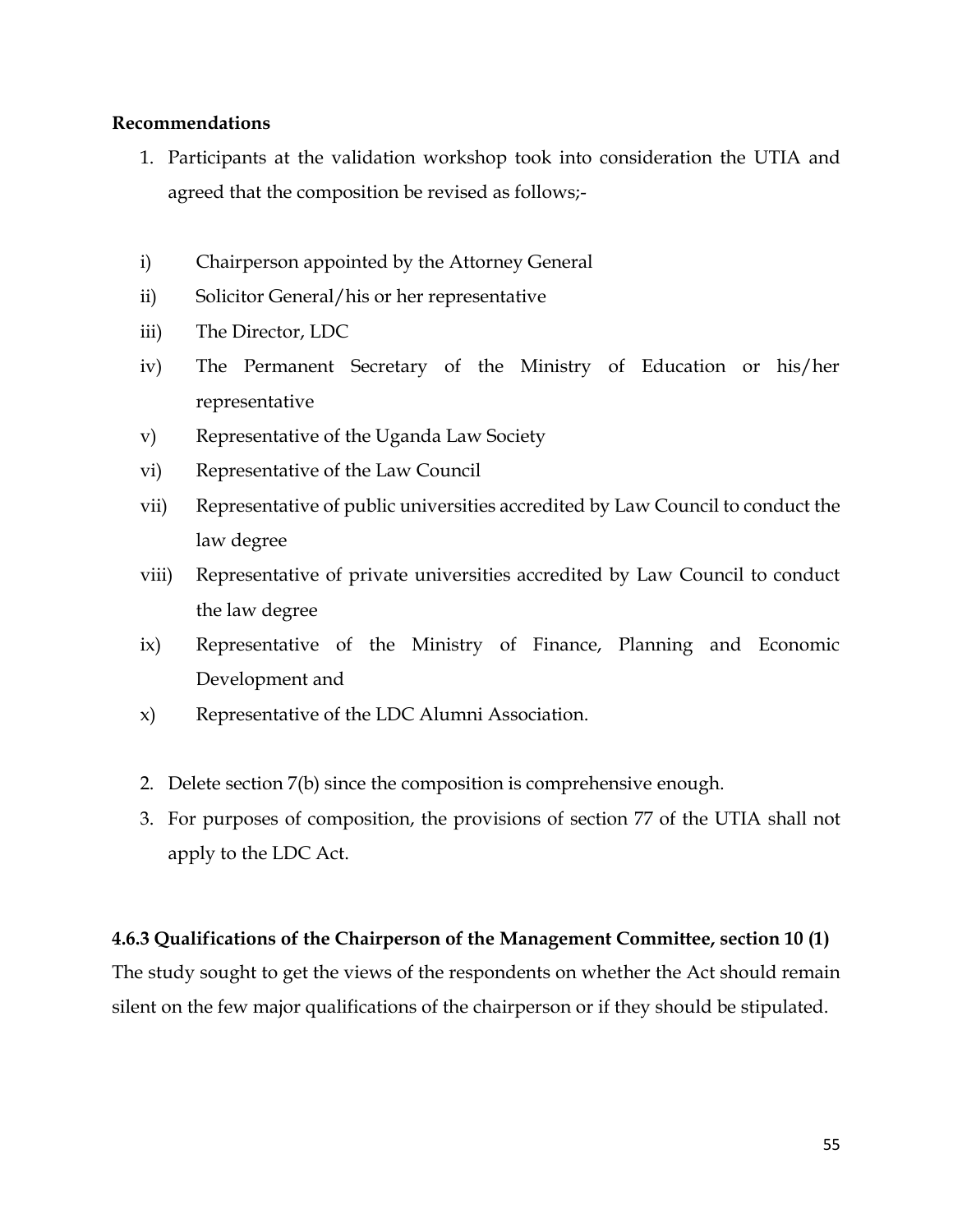**Recommendations**

1. Participants at the validation workshop took into consideration the UTIA and agreed that the composition be revised as follows;-

   i) Chairperson appointed by the Attorney General
   ii) Solicitor General/his or her representative
   iii) The Director, LDC
   iv) The Permanent Secretary of the Ministry of Education or his/her representative
   v) Representative of the Uganda Law Society
   vi) Representative of the Law Council
   vii) Representative of public universities accredited by Law Council to conduct the law degree
   viii) Representative of private universities accredited by Law Council to conduct the law degree
   ix) Representative of the Ministry of Finance, Planning and Economic Development and
   x) Representative of the LDC Alumni Association.

2. Delete section 7(b) since the composition is comprehensive enough.
3. For purposes of composition, the provisions of section 77 of the UTIA shall not apply to the LDC Act.

**4.6.3 Qualifications of the Chairperson of the Management Committee, section 10 (1)**

The study sought to get the views of the respondents on whether the Act should remain silent on the few major qualifications of the chairperson or if they should be stipulated.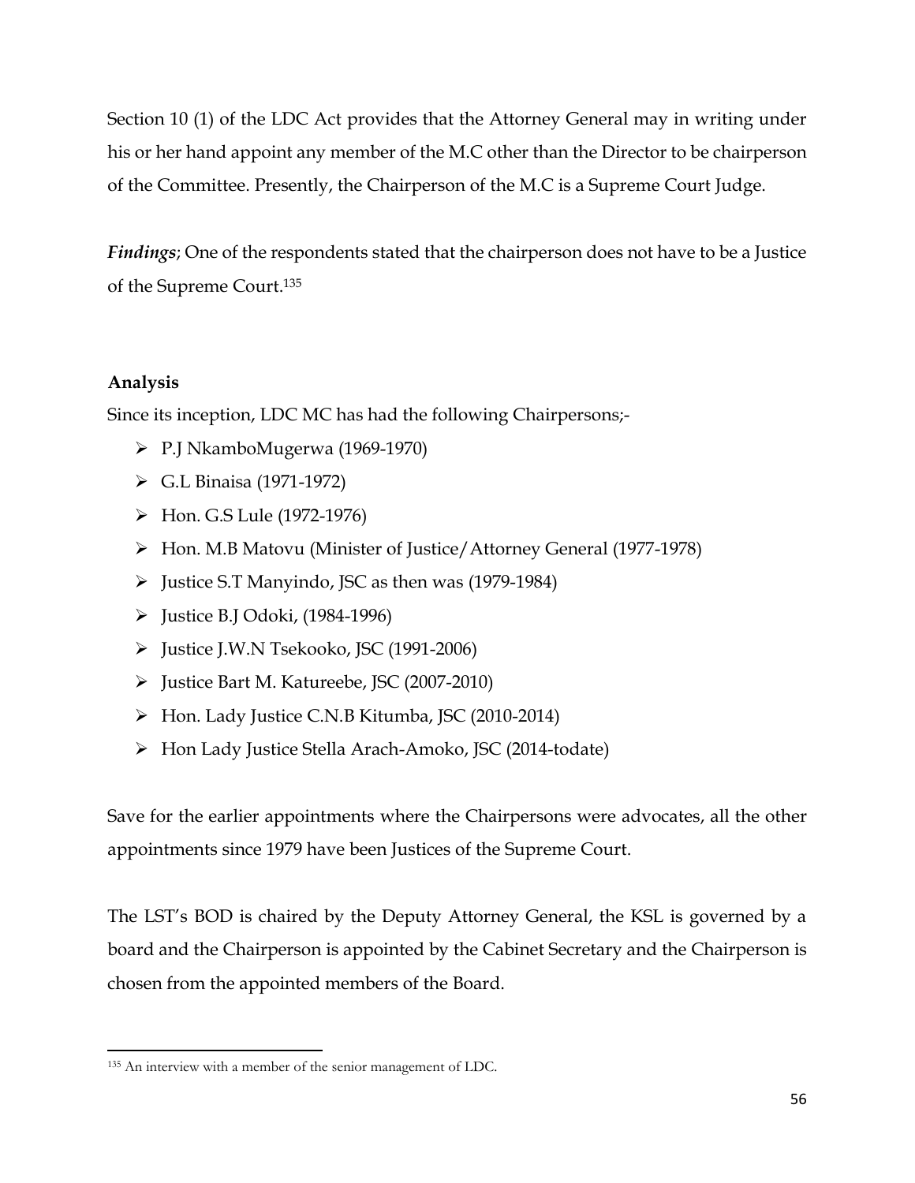Section 10 (1) of the LDC Act provides that the Attorney General may in writing under his or her hand appoint any member of the M.C other than the Director to be chairperson of the Committee. Presently, the Chairperson of the M.C is a Supreme Court Judge.

***Findings***; One of the respondents stated that the chairperson does not have to be a Justice of the Supreme Court.[135]

**Analysis**

Since its inception, LDC MC has had the following Chairpersons;-

- P.J NkamboMugerwa (1969-1970)
- G.L Binaisa (1971-1972)
- Hon. G.S Lule (1972-1976)
- Hon. M.B Matovu (Minister of Justice/Attorney General (1977-1978)
- Justice S.T Manyindo, JSC as then was (1979-1984)
- Justice B.J Odoki, (1984-1996)
- Justice J.W.N Tsekooko, JSC (1991-2006)
- Justice Bart M. Katureebe, JSC (2007-2010)
- Hon. Lady Justice C.N.B Kitumba, JSC (2010-2014)
- Hon Lady Justice Stella Arach-Amoko, JSC (2014-todate)

Save for the earlier appointments where the Chairpersons were advocates, all the other appointments since 1979 have been Justices of the Supreme Court.

The LST's BOD is chaired by the Deputy Attorney General, the KSL is governed by a board and the Chairperson is appointed by the Cabinet Secretary and the Chairperson is chosen from the appointed members of the Board.

---

[135] An interview with a member of the senior management of LDC.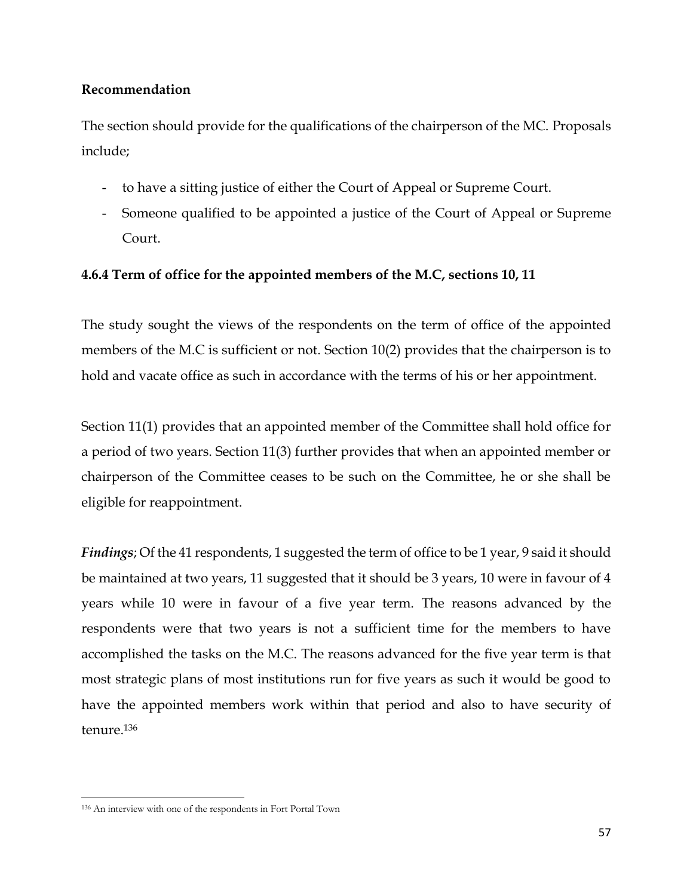**Recommendation**

The section should provide for the qualifications of the chairperson of the MC. Proposals include;

- to have a sitting justice of either the Court of Appeal or Supreme Court.
- Someone qualified to be appointed a justice of the Court of Appeal or Supreme Court.

### 4.6.4 Term of office for the appointed members of the M.C, sections 10, 11

The study sought the views of the respondents on the term of office of the appointed members of the M.C is sufficient or not. Section 10(2) provides that the chairperson is to hold and vacate office as such in accordance with the terms of his or her appointment.

Section 11(1) provides that an appointed member of the Committee shall hold office for a period of two years. Section 11(3) further provides that when an appointed member or chairperson of the Committee ceases to be such on the Committee, he or she shall be eligible for reappointment.

***Findings***; Of the 41 respondents, 1 suggested the term of office to be 1 year, 9 said it should be maintained at two years, 11 suggested that it should be 3 years, 10 were in favour of 4 years while 10 were in favour of a five year term. The reasons advanced by the respondents were that two years is not a sufficient time for the members to have accomplished the tasks on the M.C. The reasons advanced for the five year term is that most strategic plans of most institutions run for five years as such it would be good to have the appointed members work within that period and also to have security of tenure.[136]

---

[136] An interview with one of the respondents in Fort Portal Town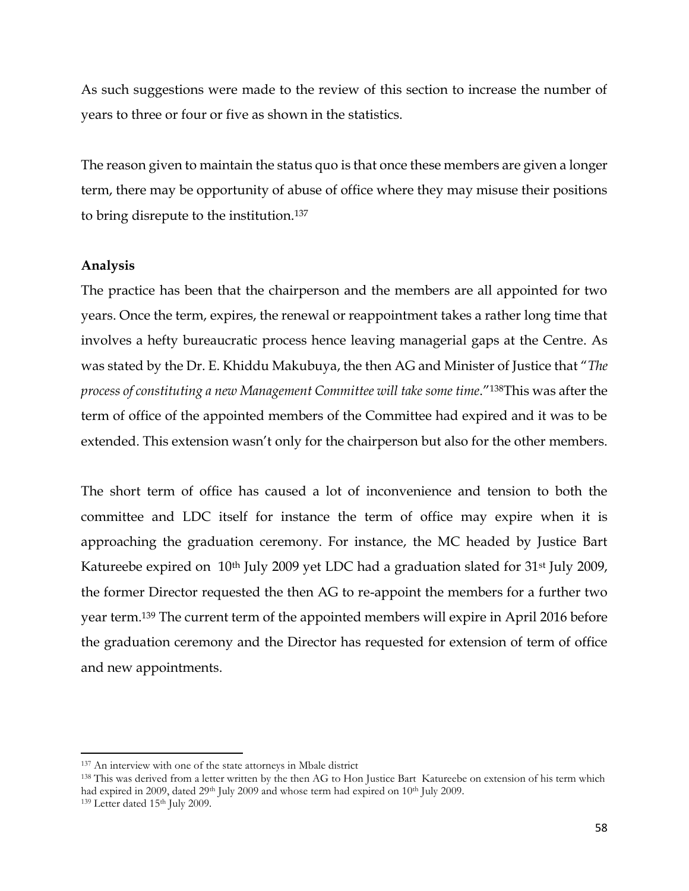As such suggestions were made to the review of this section to increase the number of years to three or four or five as shown in the statistics.

The reason given to maintain the status quo is that once these members are given a longer term, there may be opportunity of abuse of office where they may misuse their positions to bring disrepute to the institution.[137]

**Analysis**

The practice has been that the chairperson and the members are all appointed for two years. Once the term, expires, the renewal or reappointment takes a rather long time that involves a hefty bureaucratic process hence leaving managerial gaps at the Centre. As was stated by the Dr. E. Khiddu Makubuya, the then AG and Minister of Justice that "*The process of constituting a new Management Committee will take some time*."[138]This was after the term of office of the appointed members of the Committee had expired and it was to be extended. This extension wasn't only for the chairperson but also for the other members.

The short term of office has caused a lot of inconvenience and tension to both the committee and LDC itself for instance the term of office may expire when it is approaching the graduation ceremony. For instance, the MC headed by Justice Bart Katureebe expired on 10th July 2009 yet LDC had a graduation slated for 31st July 2009, the former Director requested the then AG to re-appoint the members for a further two year term.[139] The current term of the appointed members will expire in April 2016 before the graduation ceremony and the Director has requested for extension of term of office and new appointments.

---

[137] An interview with one of the state attorneys in Mbale district

[138] This was derived from a letter written by the then AG to Hon Justice Bart Katureebe on extension of his term which had expired in 2009, dated 29th July 2009 and whose term had expired on 10th July 2009.

[139] Letter dated 15th July 2009.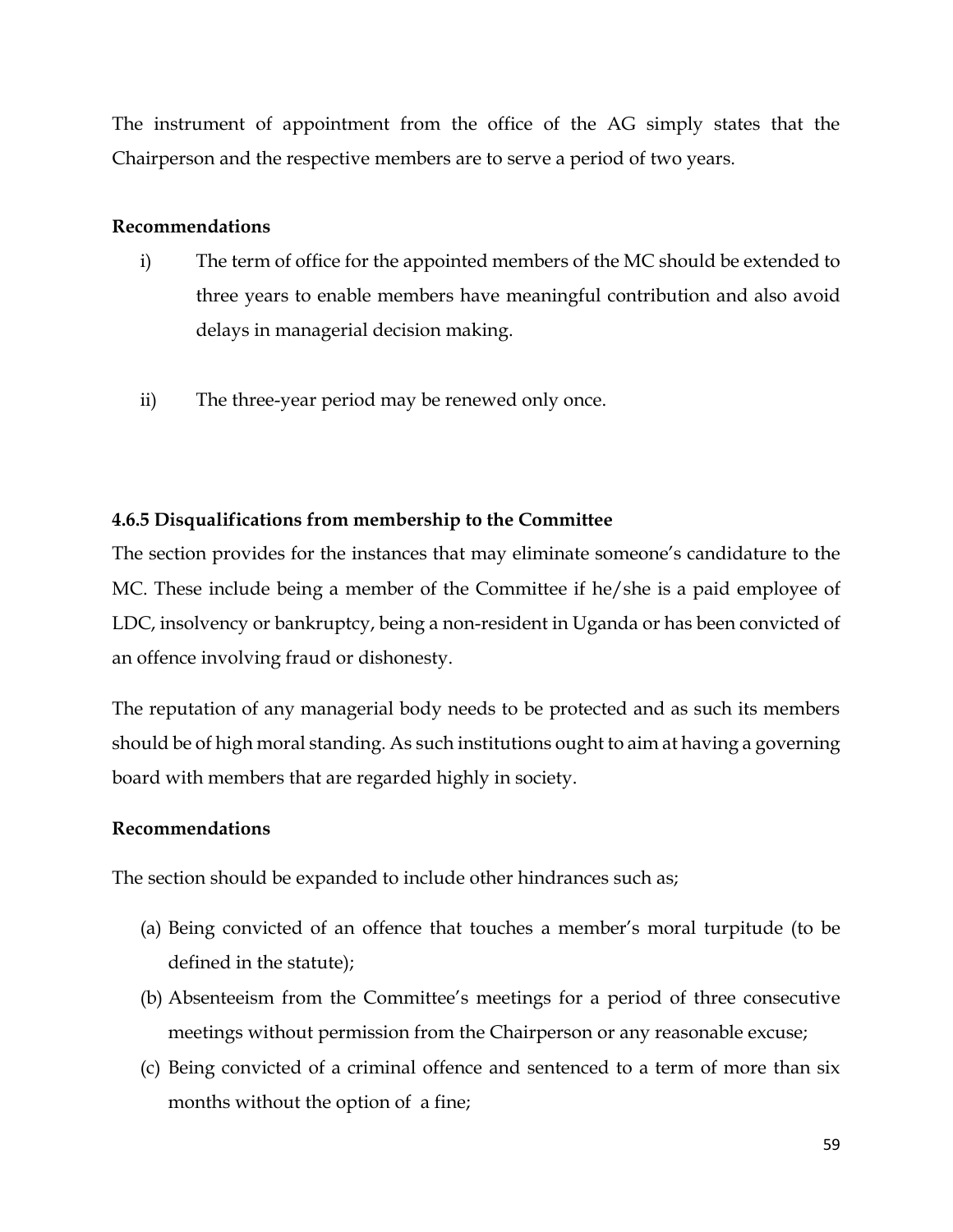The instrument of appointment from the office of the AG simply states that the Chairperson and the respective members are to serve a period of two years.

**Recommendations**

i) The term of office for the appointed members of the MC should be extended to three years to enable members have meaningful contribution and also avoid delays in managerial decision making.

ii) The three-year period may be renewed only once.

#### 4.6.5 Disqualifications from membership to the Committee

The section provides for the instances that may eliminate someone's candidature to the MC. These include being a member of the Committee if he/she is a paid employee of LDC, insolvency or bankruptcy, being a non-resident in Uganda or has been convicted of an offence involving fraud or dishonesty.

The reputation of any managerial body needs to be protected and as such its members should be of high moral standing. As such institutions ought to aim at having a governing board with members that are regarded highly in society.

**Recommendations**

The section should be expanded to include other hindrances such as;

(a) Being convicted of an offence that touches a member's moral turpitude (to be defined in the statute);

(b) Absenteeism from the Committee's meetings for a period of three consecutive meetings without permission from the Chairperson or any reasonable excuse;

(c) Being convicted of a criminal offence and sentenced to a term of more than six months without the option of a fine;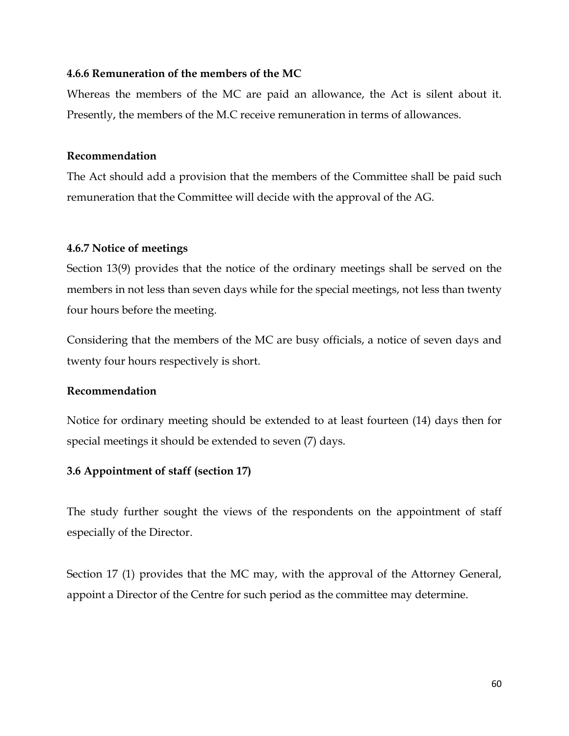### 4.6.6 Remuneration of the members of the MC

Whereas the members of the MC are paid an allowance, the Act is silent about it. Presently, the members of the M.C receive remuneration in terms of allowances.

#### Recommendation

The Act should add a provision that the members of the Committee shall be paid such remuneration that the Committee will decide with the approval of the AG.

### 4.6.7 Notice of meetings

Section 13(9) provides that the notice of the ordinary meetings shall be served on the members in not less than seven days while for the special meetings, not less than twenty four hours before the meeting.

Considering that the members of the MC are busy officials, a notice of seven days and twenty four hours respectively is short.

#### Recommendation

Notice for ordinary meeting should be extended to at least fourteen (14) days then for special meetings it should be extended to seven (7) days.

### 3.6 Appointment of staff (section 17)

The study further sought the views of the respondents on the appointment of staff especially of the Director.

Section 17 (1) provides that the MC may, with the approval of the Attorney General, appoint a Director of the Centre for such period as the committee may determine.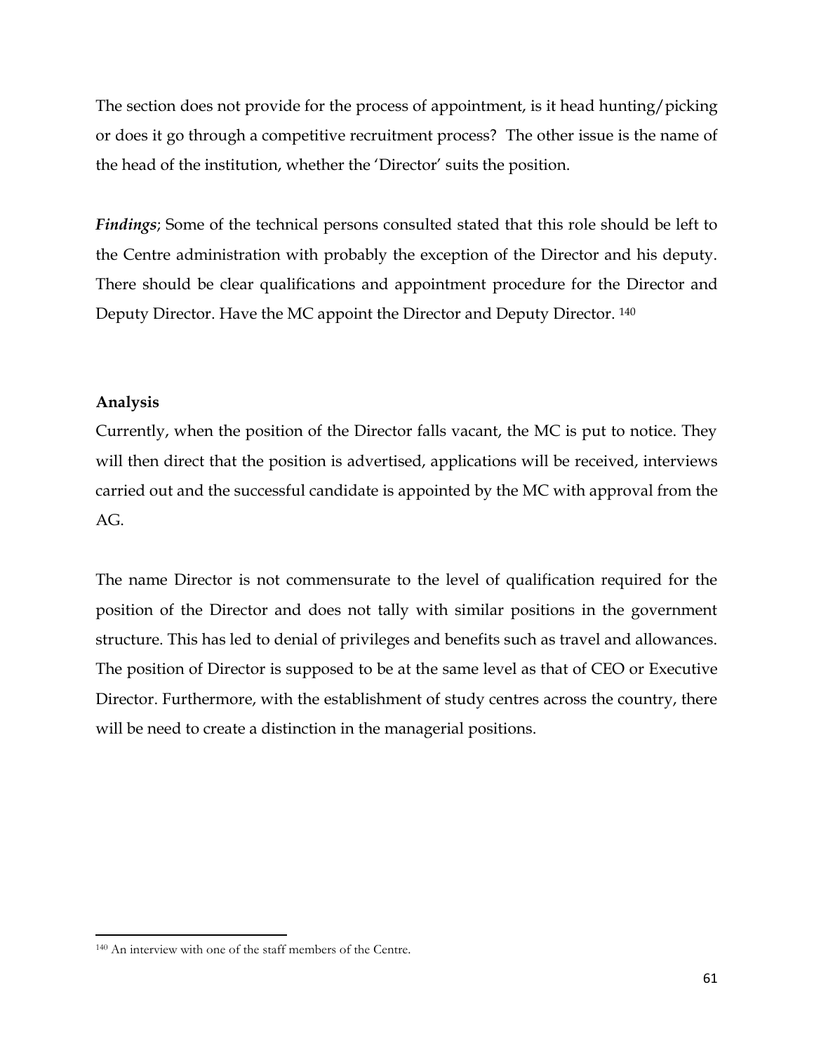The section does not provide for the process of appointment, is it head hunting/picking or does it go through a competitive recruitment process? The other issue is the name of the head of the institution, whether the 'Director' suits the position.

***Findings***; Some of the technical persons consulted stated that this role should be left to the Centre administration with probably the exception of the Director and his deputy. There should be clear qualifications and appointment procedure for the Director and Deputy Director. Have the MC appoint the Director and Deputy Director. [140]

**Analysis**

Currently, when the position of the Director falls vacant, the MC is put to notice. They will then direct that the position is advertised, applications will be received, interviews carried out and the successful candidate is appointed by the MC with approval from the AG.

The name Director is not commensurate to the level of qualification required for the position of the Director and does not tally with similar positions in the government structure. This has led to denial of privileges and benefits such as travel and allowances. The position of Director is supposed to be at the same level as that of CEO or Executive Director. Furthermore, with the establishment of study centres across the country, there will be need to create a distinction in the managerial positions.

[140] An interview with one of the staff members of the Centre.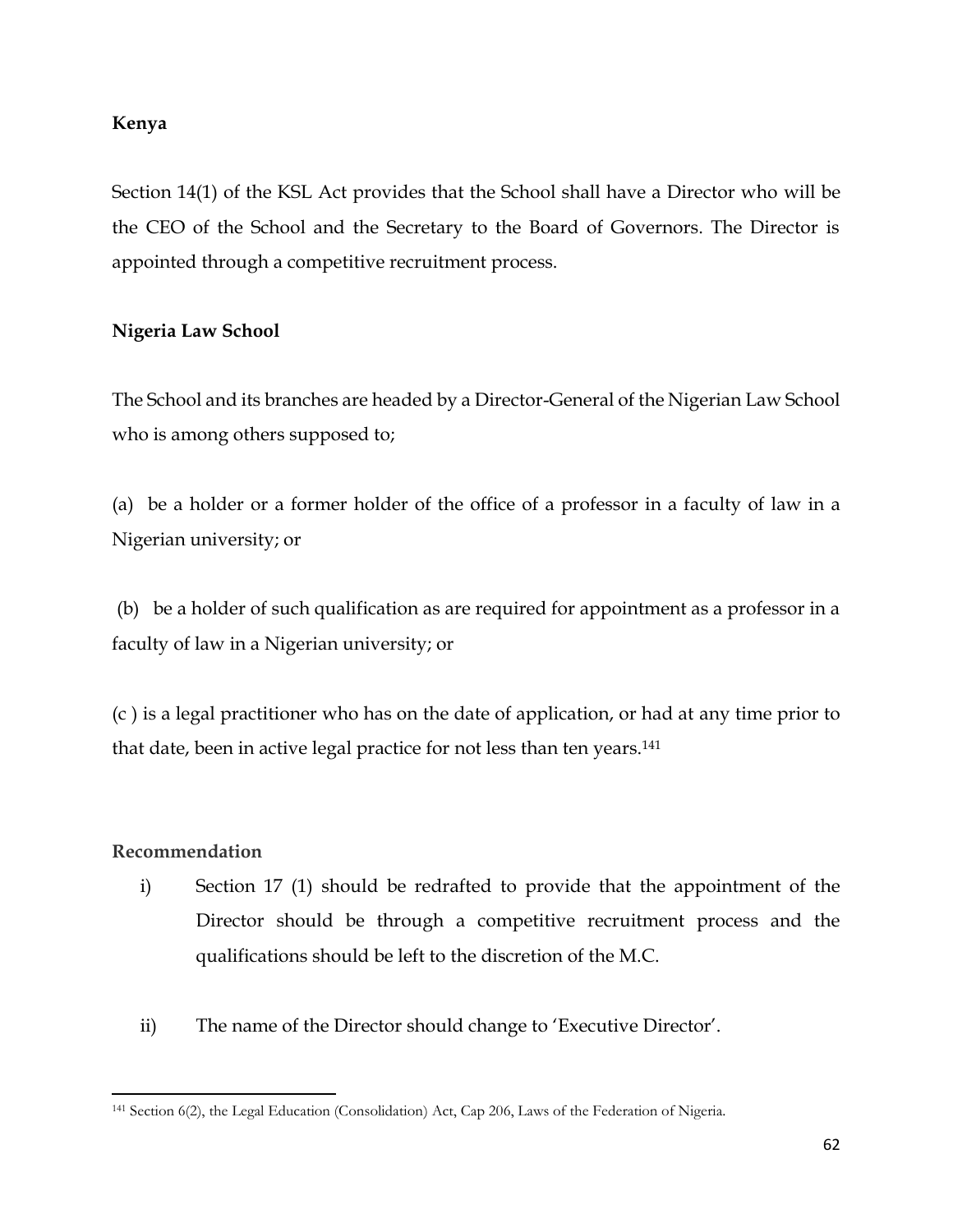**Kenya**

Section 14(1) of the KSL Act provides that the School shall have a Director who will be the CEO of the School and the Secretary to the Board of Governors. The Director is appointed through a competitive recruitment process.

**Nigeria Law School**

The School and its branches are headed by a Director-General of the Nigerian Law School who is among others supposed to;

(a) be a holder or a former holder of the office of a professor in a faculty of law in a Nigerian university; or

(b) be a holder of such qualification as are required for appointment as a professor in a faculty of law in a Nigerian university; or

(c ) is a legal practitioner who has on the date of application, or had at any time prior to that date, been in active legal practice for not less than ten years.[141]

**Recommendation**

i) Section 17 (1) should be redrafted to provide that the appointment of the Director should be through a competitive recruitment process and the qualifications should be left to the discretion of the M.C.

ii) The name of the Director should change to 'Executive Director'.

---

[141] Section 6(2), the Legal Education (Consolidation) Act, Cap 206, Laws of the Federation of Nigeria.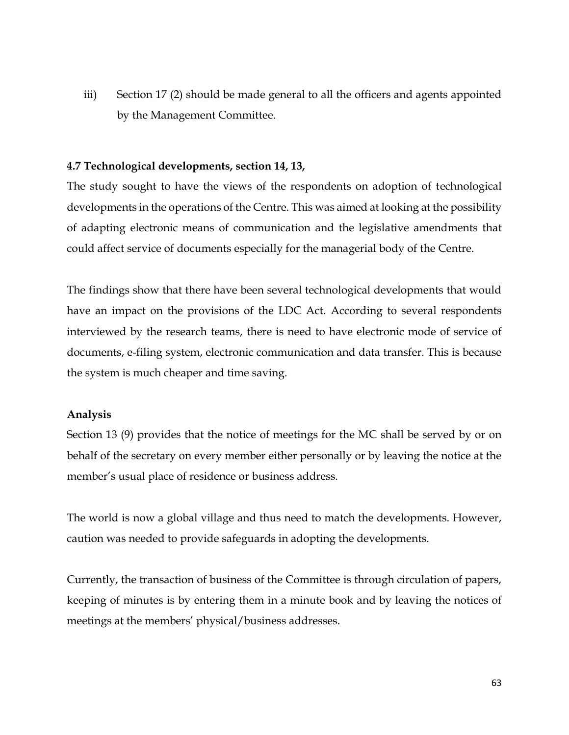iii) Section 17 (2) should be made general to all the officers and agents appointed by the Management Committee.

**4.7 Technological developments, section 14, 13,**

The study sought to have the views of the respondents on adoption of technological developments in the operations of the Centre. This was aimed at looking at the possibility of adapting electronic means of communication and the legislative amendments that could affect service of documents especially for the managerial body of the Centre.

The findings show that there have been several technological developments that would have an impact on the provisions of the LDC Act. According to several respondents interviewed by the research teams, there is need to have electronic mode of service of documents, e-filing system, electronic communication and data transfer. This is because the system is much cheaper and time saving.

**Analysis**

Section 13 (9) provides that the notice of meetings for the MC shall be served by or on behalf of the secretary on every member either personally or by leaving the notice at the member's usual place of residence or business address.

The world is now a global village and thus need to match the developments. However, caution was needed to provide safeguards in adopting the developments.

Currently, the transaction of business of the Committee is through circulation of papers, keeping of minutes is by entering them in a minute book and by leaving the notices of meetings at the members' physical/business addresses.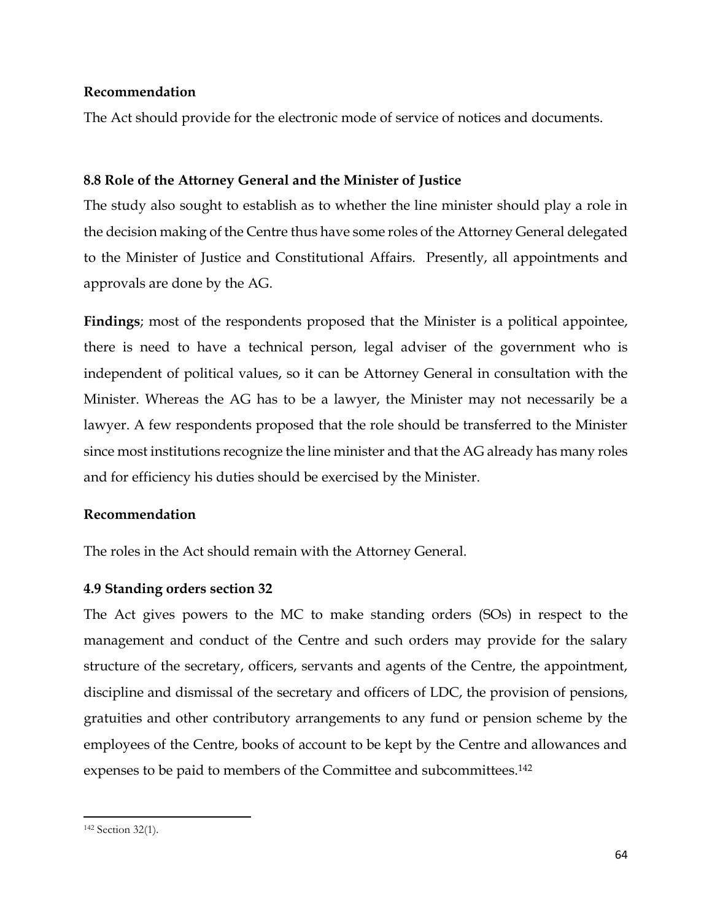**Recommendation**

The Act should provide for the electronic mode of service of notices and documents.

### 8.8 Role of the Attorney General and the Minister of Justice

The study also sought to establish as to whether the line minister should play a role in the decision making of the Centre thus have some roles of the Attorney General delegated to the Minister of Justice and Constitutional Affairs. Presently, all appointments and approvals are done by the AG.

**Findings**; most of the respondents proposed that the Minister is a political appointee, there is need to have a technical person, legal adviser of the government who is independent of political values, so it can be Attorney General in consultation with the Minister. Whereas the AG has to be a lawyer, the Minister may not necessarily be a lawyer. A few respondents proposed that the role should be transferred to the Minister since most institutions recognize the line minister and that the AG already has many roles and for efficiency his duties should be exercised by the Minister.

**Recommendation**

The roles in the Act should remain with the Attorney General.

### 4.9 Standing orders section 32

The Act gives powers to the MC to make standing orders (SOs) in respect to the management and conduct of the Centre and such orders may provide for the salary structure of the secretary, officers, servants and agents of the Centre, the appointment, discipline and dismissal of the secretary and officers of LDC, the provision of pensions, gratuities and other contributory arrangements to any fund or pension scheme by the employees of the Centre, books of account to be kept by the Centre and allowances and expenses to be paid to members of the Committee and subcommittees.[142]

---

[142] Section 32(1).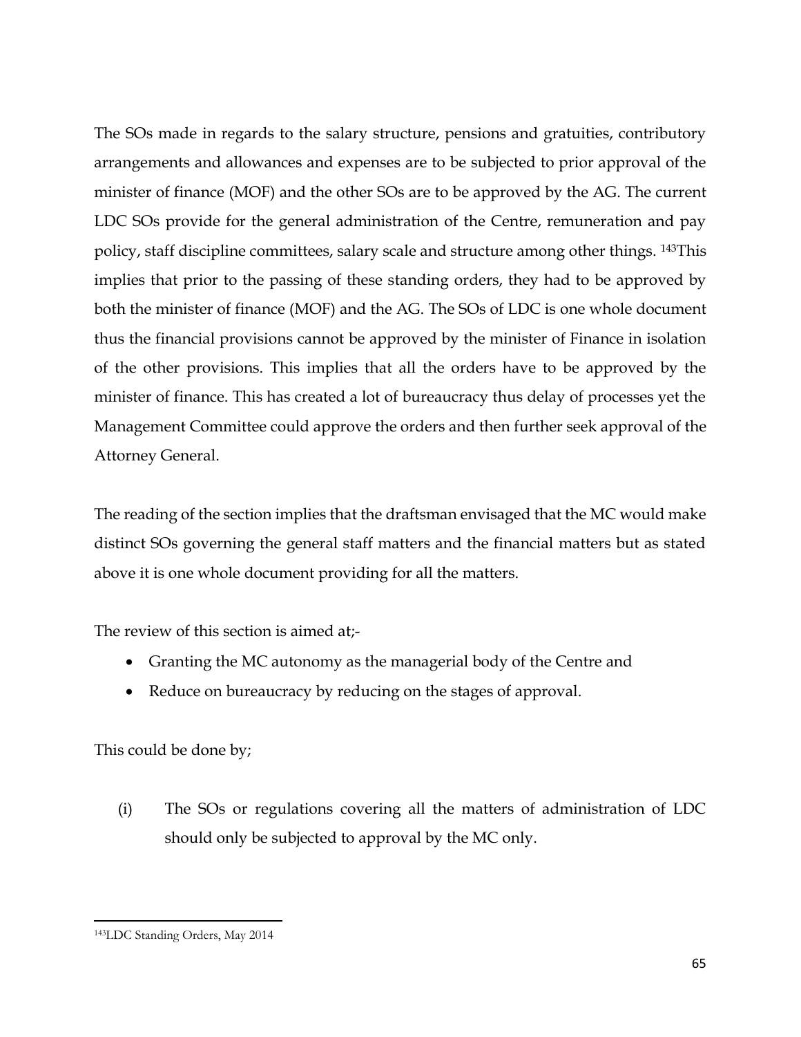The SOs made in regards to the salary structure, pensions and gratuities, contributory arrangements and allowances and expenses are to be subjected to prior approval of the minister of finance (MOF) and the other SOs are to be approved by the AG. The current LDC SOs provide for the general administration of the Centre, remuneration and pay policy, staff discipline committees, salary scale and structure among other things. [143]This implies that prior to the passing of these standing orders, they had to be approved by both the minister of finance (MOF) and the AG. The SOs of LDC is one whole document thus the financial provisions cannot be approved by the minister of Finance in isolation of the other provisions. This implies that all the orders have to be approved by the minister of finance. This has created a lot of bureaucracy thus delay of processes yet the Management Committee could approve the orders and then further seek approval of the Attorney General.

The reading of the section implies that the draftsman envisaged that the MC would make distinct SOs governing the general staff matters and the financial matters but as stated above it is one whole document providing for all the matters.

The review of this section is aimed at;-

- Granting the MC autonomy as the managerial body of the Centre and
- Reduce on bureaucracy by reducing on the stages of approval.

This could be done by;

(i) The SOs or regulations covering all the matters of administration of LDC should only be subjected to approval by the MC only.

[143]LDC Standing Orders, May 2014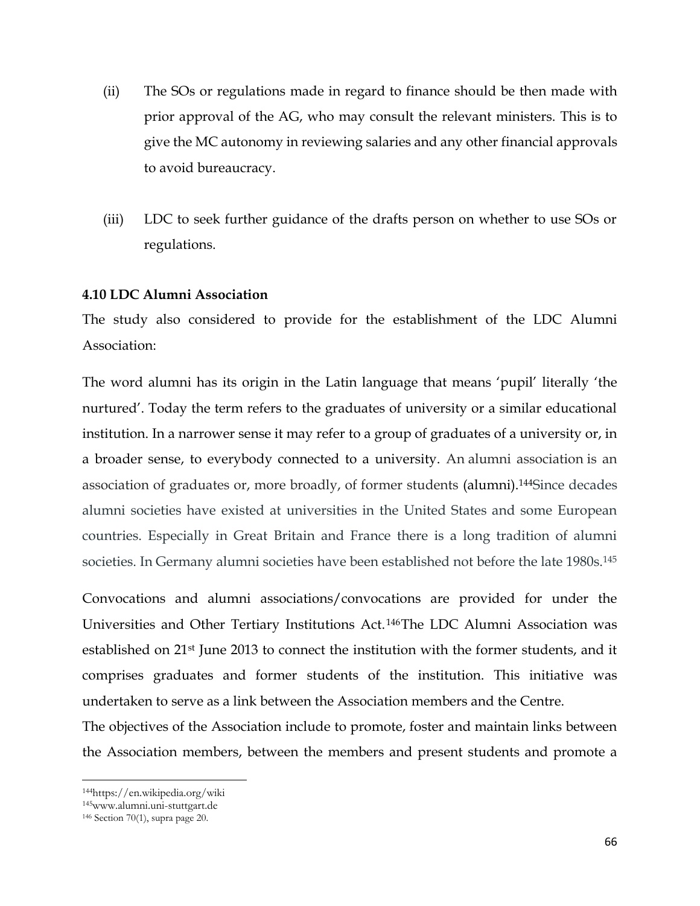(ii) The SOs or regulations made in regard to finance should be then made with prior approval of the AG, who may consult the relevant ministers. This is to give the MC autonomy in reviewing salaries and any other financial approvals to avoid bureaucracy.

(iii) LDC to seek further guidance of the drafts person on whether to use SOs or regulations.

**4.10 LDC Alumni Association**

The study also considered to provide for the establishment of the LDC Alumni Association:

The word alumni has its origin in the Latin language that means 'pupil' literally 'the nurtured'. Today the term refers to the graduates of university or a similar educational institution. In a narrower sense it may refer to a group of graduates of a university or, in a broader sense, to everybody connected to a university. An alumni association is an association of graduates or, more broadly, of former students (alumni).[144]Since decades alumni societies have existed at universities in the United States and some European countries. Especially in Great Britain and France there is a long tradition of alumni societies. In Germany alumni societies have been established not before the late 1980s.[145]

Convocations and alumni associations/convocations are provided for under the Universities and Other Tertiary Institutions Act.[146]The LDC Alumni Association was established on 21st June 2013 to connect the institution with the former students, and it comprises graduates and former students of the institution. This initiative was undertaken to serve as a link between the Association members and the Centre.

The objectives of the Association include to promote, foster and maintain links between the Association members, between the members and present students and promote a

---

[144]https://en.wikipedia.org/wiki

[145]www.alumni.uni-stuttgart.de

[146] Section 70(1), supra page 20.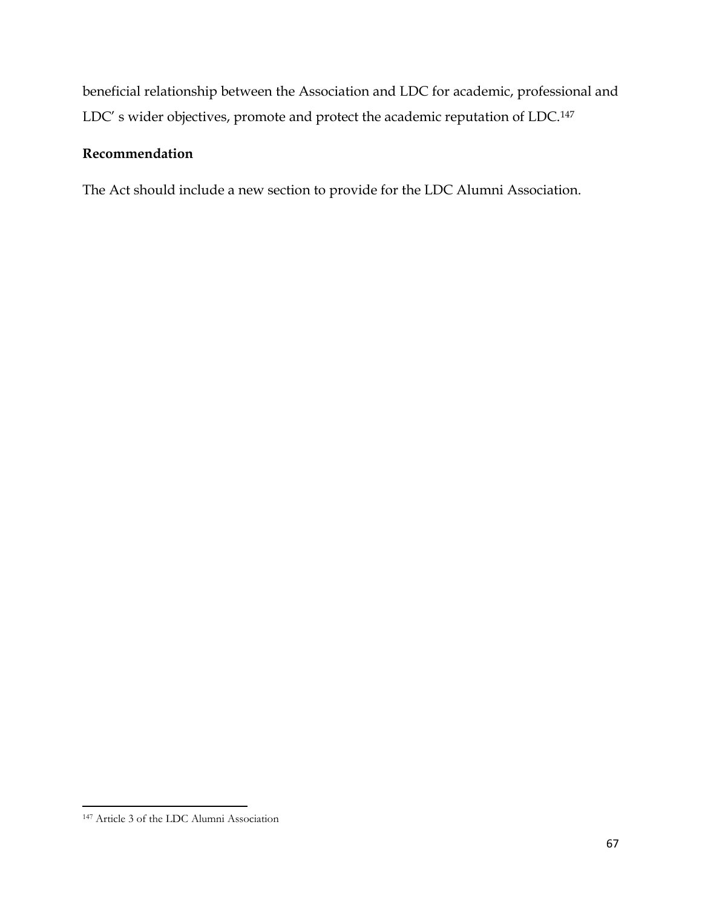beneficial relationship between the Association and LDC for academic, professional and LDC' s wider objectives, promote and protect the academic reputation of LDC.[147]

**Recommendation**

The Act should include a new section to provide for the LDC Alumni Association.

[147] Article 3 of the LDC Alumni Association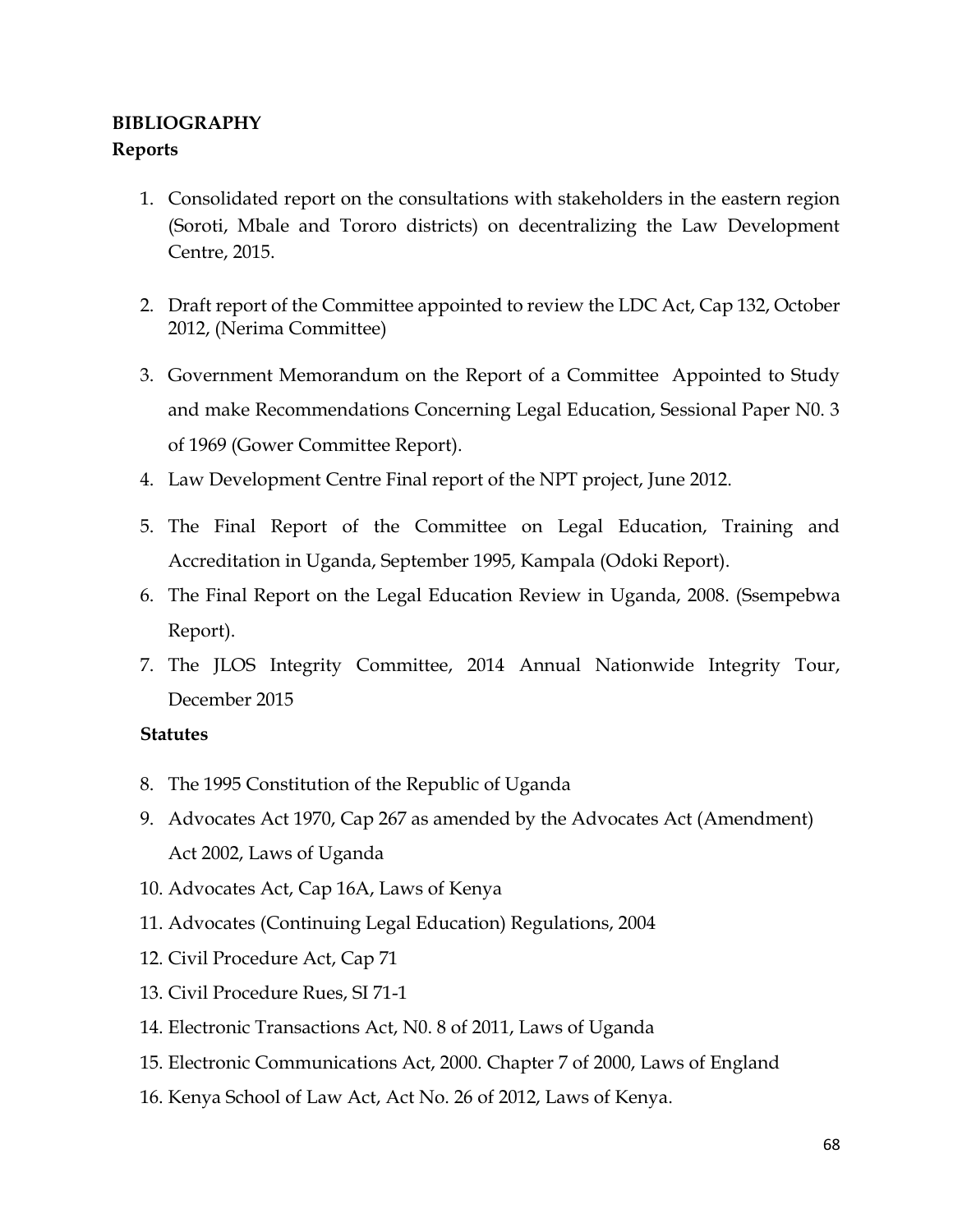## BIBLIOGRAPHY

### Reports

1. Consolidated report on the consultations with stakeholders in the eastern region (Soroti, Mbale and Tororo districts) on decentralizing the Law Development Centre, 2015.
2. Draft report of the Committee appointed to review the LDC Act, Cap 132, October 2012, (Nerima Committee)
3. Government Memorandum on the Report of a Committee Appointed to Study and make Recommendations Concerning Legal Education, Sessional Paper N0. 3 of 1969 (Gower Committee Report).
4. Law Development Centre Final report of the NPT project, June 2012.
5. The Final Report of the Committee on Legal Education, Training and Accreditation in Uganda, September 1995, Kampala (Odoki Report).
6. The Final Report on the Legal Education Review in Uganda, 2008. (Ssempebwa Report).
7. The JLOS Integrity Committee, 2014 Annual Nationwide Integrity Tour, December 2015

### Statutes

8. The 1995 Constitution of the Republic of Uganda
9. Advocates Act 1970, Cap 267 as amended by the Advocates Act (Amendment) Act 2002, Laws of Uganda
10. Advocates Act, Cap 16A, Laws of Kenya
11. Advocates (Continuing Legal Education) Regulations, 2004
12. Civil Procedure Act, Cap 71
13. Civil Procedure Rues, SI 71-1
14. Electronic Transactions Act, N0. 8 of 2011, Laws of Uganda
15. Electronic Communications Act, 2000. Chapter 7 of 2000, Laws of England
16. Kenya School of Law Act, Act No. 26 of 2012, Laws of Kenya.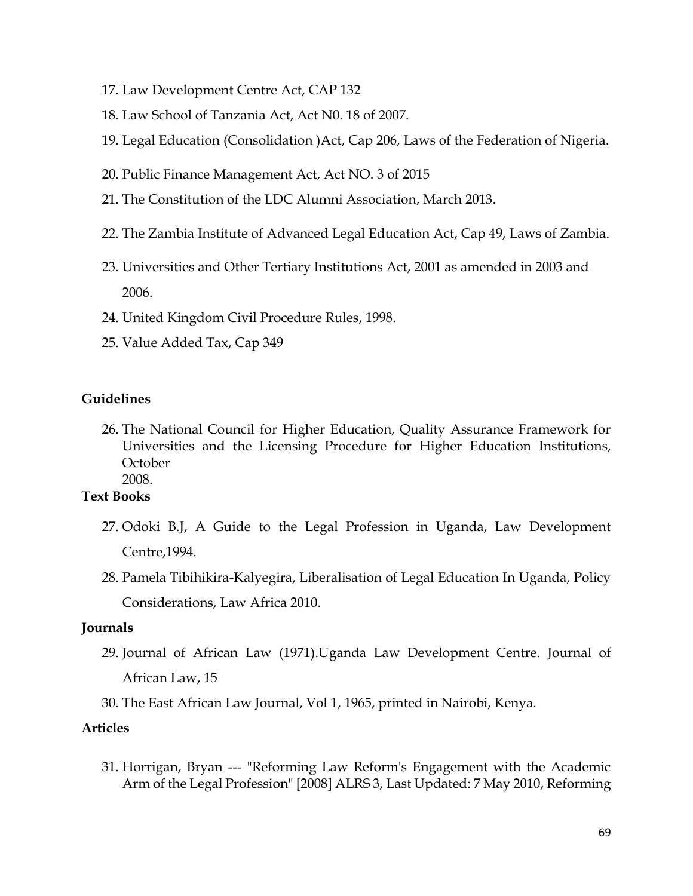17. Law Development Centre Act, CAP 132
18. Law School of Tanzania Act, Act N0. 18 of 2007.
19. Legal Education (Consolidation )Act, Cap 206, Laws of the Federation of Nigeria.
20. Public Finance Management Act, Act NO. 3 of 2015
21. The Constitution of the LDC Alumni Association, March 2013.
22. The Zambia Institute of Advanced Legal Education Act, Cap 49, Laws of Zambia.
23. Universities and Other Tertiary Institutions Act, 2001 as amended in 2003 and 2006.
24. United Kingdom Civil Procedure Rules, 1998.
25. Value Added Tax, Cap 349

**Guidelines**

26. The National Council for Higher Education, Quality Assurance Framework for Universities and the Licensing Procedure for Higher Education Institutions, October 2008.

**Text Books**

27. Odoki B.J, A Guide to the Legal Profession in Uganda, Law Development Centre,1994.
28. Pamela Tibihikira-Kalyegira, Liberalisation of Legal Education In Uganda, Policy Considerations, Law Africa 2010.

**Journals**

29. Journal of African Law (1971).Uganda Law Development Centre. Journal of African Law, 15
30. The East African Law Journal, Vol 1, 1965, printed in Nairobi, Kenya.

**Articles**

31. Horrigan, Bryan --- "Reforming Law Reform's Engagement with the Academic Arm of the Legal Profession" [2008] ALRS 3, Last Updated: 7 May 2010, Reforming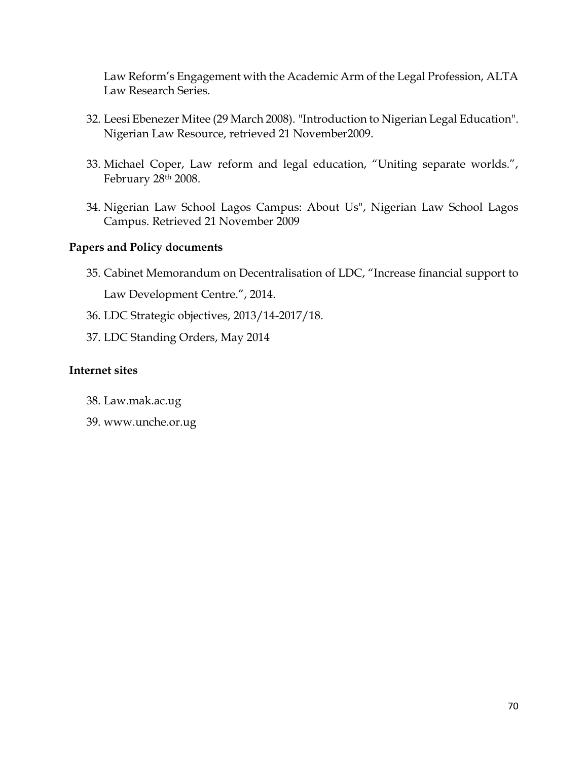Law Reform's Engagement with the Academic Arm of the Legal Profession, ALTA Law Research Series.

32. Leesi Ebenezer Mitee (29 March 2008). "Introduction to Nigerian Legal Education". Nigerian Law Resource, retrieved 21 November2009.

33. Michael Coper, Law reform and legal education, "Uniting separate worlds.", February 28th 2008.

34. Nigerian Law School Lagos Campus: About Us", Nigerian Law School Lagos Campus. Retrieved 21 November 2009

**Papers and Policy documents**

35. Cabinet Memorandum on Decentralisation of LDC, "Increase financial support to Law Development Centre.", 2014.
36. LDC Strategic objectives, 2013/14-2017/18.
37. LDC Standing Orders, May 2014

**Internet sites**

38. Law.mak.ac.ug
39. www.unche.or.ug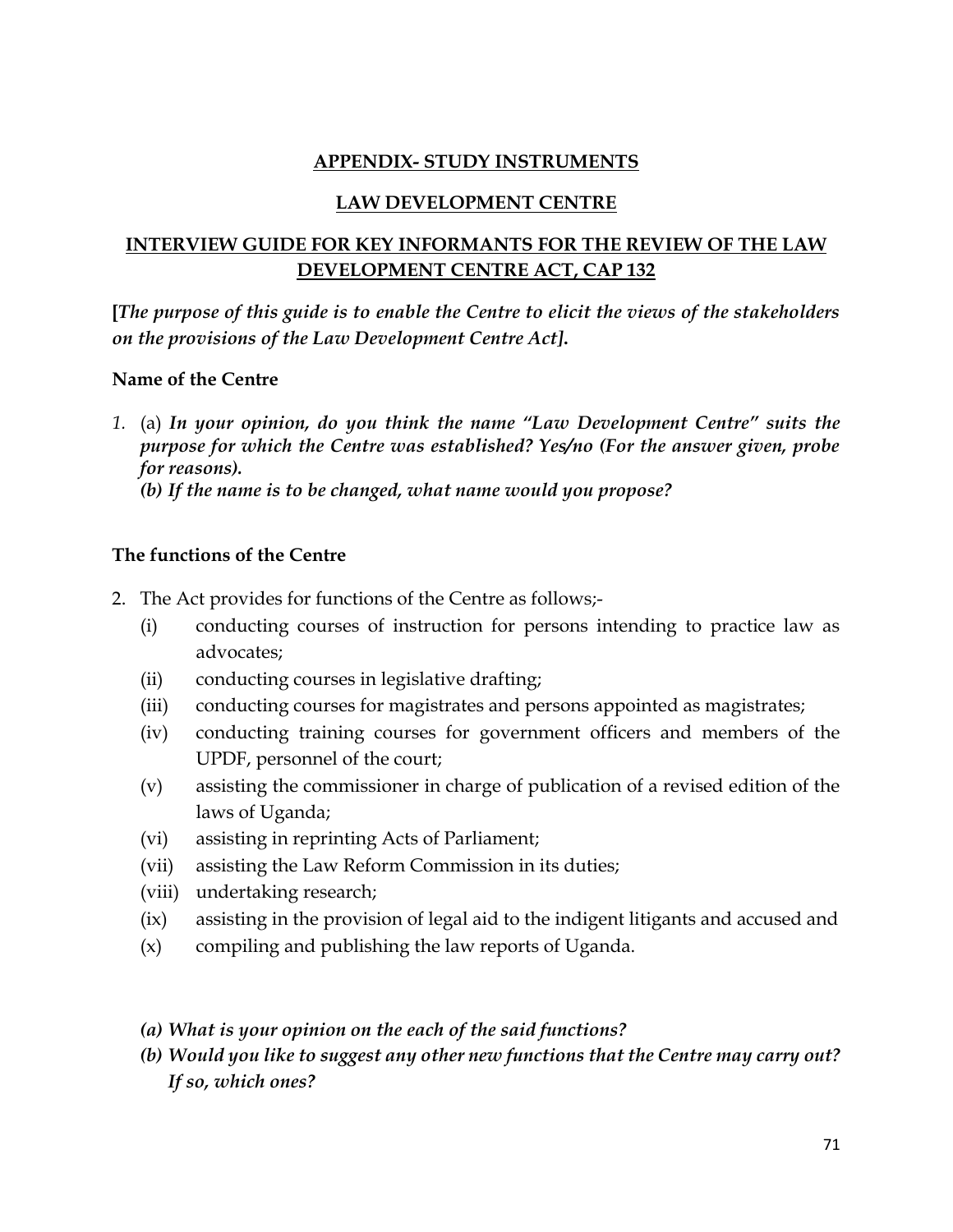## APPENDIX- STUDY INSTRUMENTS

## LAW DEVELOPMENT CENTRE

## INTERVIEW GUIDE FOR KEY INFORMANTS FOR THE REVIEW OF THE LAW DEVELOPMENT CENTRE ACT, CAP 132

**[*The purpose of this guide is to enable the Centre to elicit the views of the stakeholders on the provisions of the Law Development Centre Act*].**

**Name of the Centre**

1. (a) ***In your opinion, do you think the name "Law Development Centre" suits the purpose for which the Centre was established? Yes/no (For the answer given, probe for reasons).***
   ***(b) If the name is to be changed, what name would you propose?***

**The functions of the Centre**

2. The Act provides for functions of the Centre as follows;-
   (i) conducting courses of instruction for persons intending to practice law as advocates;
   (ii) conducting courses in legislative drafting;
   (iii) conducting courses for magistrates and persons appointed as magistrates;
   (iv) conducting training courses for government officers and members of the UPDF, personnel of the court;
   (v) assisting the commissioner in charge of publication of a revised edition of the laws of Uganda;
   (vi) assisting in reprinting Acts of Parliament;
   (vii) assisting the Law Reform Commission in its duties;
   (viii) undertaking research;
   (ix) assisting in the provision of legal aid to the indigent litigants and accused and
   (x) compiling and publishing the law reports of Uganda.

   ***(a) What is your opinion on the each of the said functions?***
   ***(b) Would you like to suggest any other new functions that the Centre may carry out? If so, which ones?***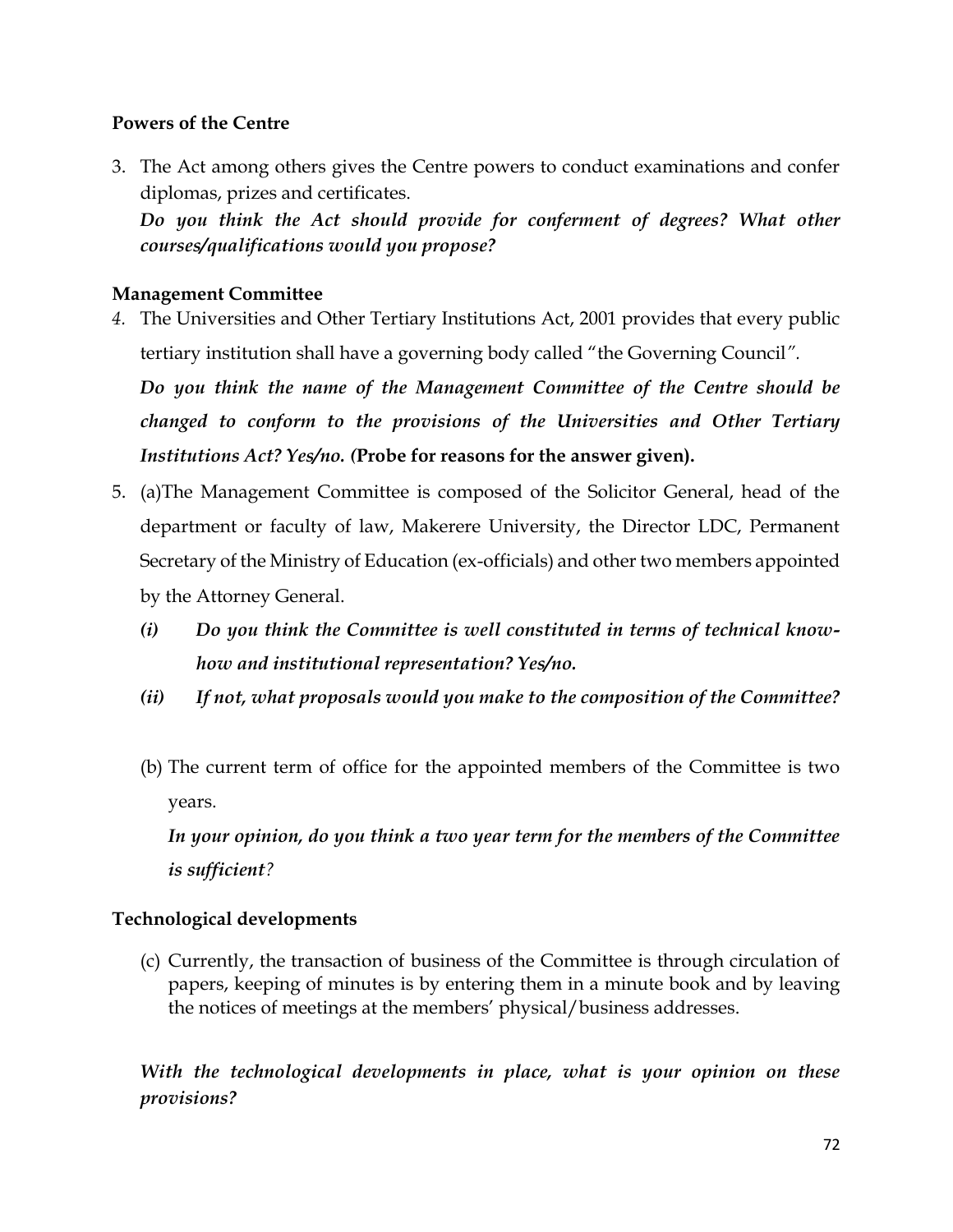**Powers of the Centre**

3. The Act among others gives the Centre powers to conduct examinations and confer diplomas, prizes and certificates.
   ***Do you think the Act should provide for conferment of degrees? What other courses/qualifications would you propose?***

**Management Committee**

4. The Universities and Other Tertiary Institutions Act, 2001 provides that every public tertiary institution shall have a governing body called "the Governing Council".
   ***Do you think the name of the Management Committee of the Centre should be changed to conform to the provisions of the Universities and Other Tertiary Institutions Act? Yes/no.*** **(Probe for reasons for the answer given).**

5. (a)The Management Committee is composed of the Solicitor General, head of the department or faculty of law, Makerere University, the Director LDC, Permanent Secretary of the Ministry of Education (ex-officials) and other two members appointed by the Attorney General.
   - ***(i) Do you think the Committee is well constituted in terms of technical know-how and institutional representation? Yes/no.***
   - ***(ii) If not, what proposals would you make to the composition of the Committee?***

   (b) The current term of office for the appointed members of the Committee is two years.
   ***In your opinion, do you think a two year term for the members of the Committee is sufficient?***

**Technological developments**

(c) Currently, the transaction of business of the Committee is through circulation of papers, keeping of minutes is by entering them in a minute book and by leaving the notices of meetings at the members' physical/business addresses.

***With the technological developments in place, what is your opinion on these provisions?***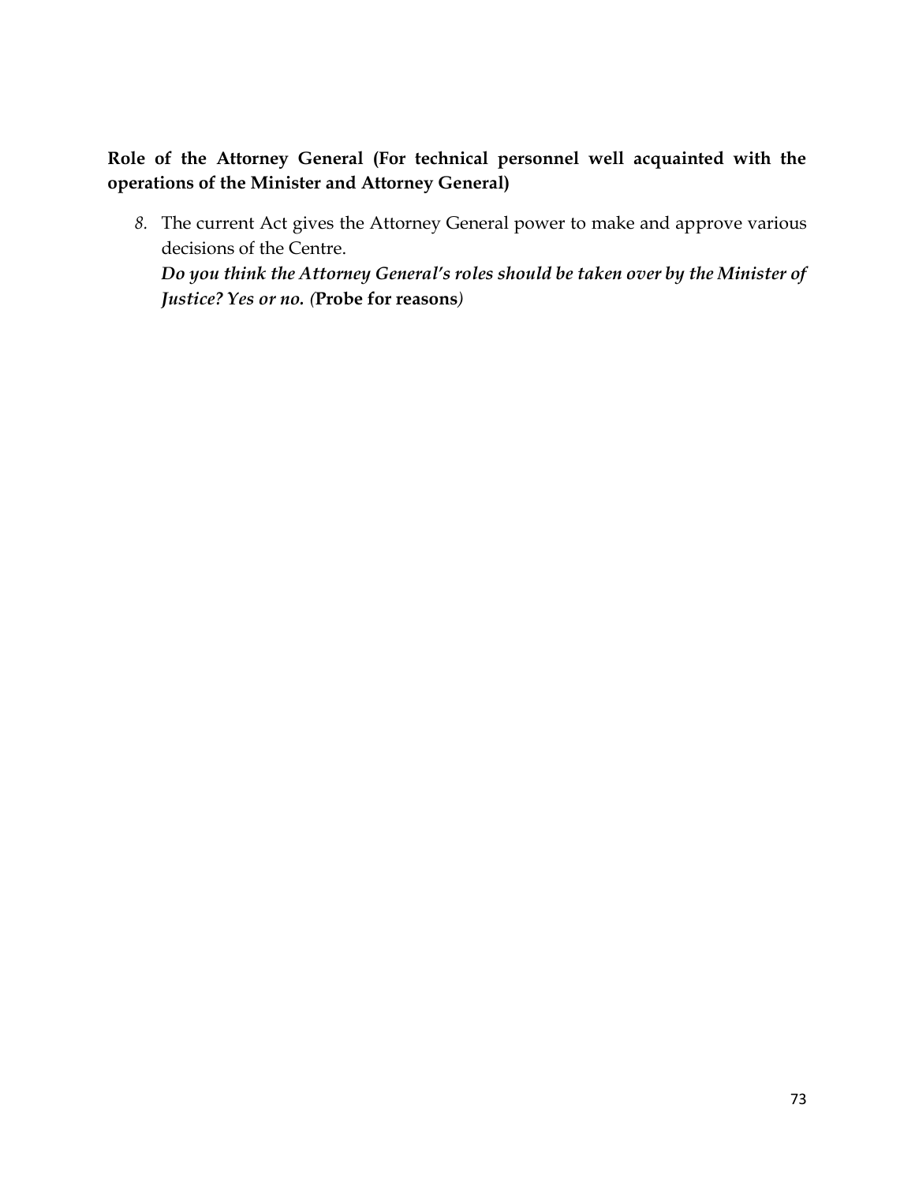**Role of the Attorney General (For technical personnel well acquainted with the operations of the Minister and Attorney General)**

*8.* The current Act gives the Attorney General power to make and approve various decisions of the Centre.
   ***Do you think the Attorney General's roles should be taken over by the Minister of Justice? Yes or no. (*****Probe for reasons*****)***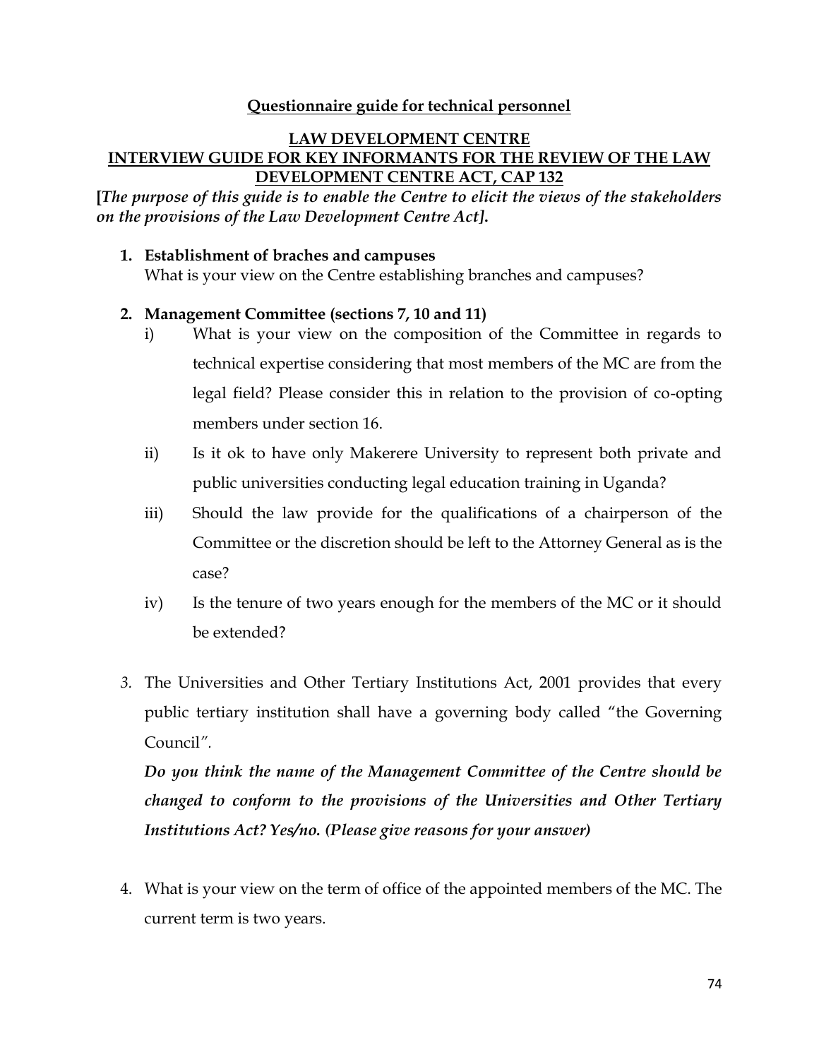**Questionnaire guide for technical personnel**

**LAW DEVELOPMENT CENTRE**
**INTERVIEW GUIDE FOR KEY INFORMANTS FOR THE REVIEW OF THE LAW DEVELOPMENT CENTRE ACT, CAP 132**

**[*The purpose of this guide is to enable the Centre to elicit the views of the stakeholders on the provisions of the Law Development Centre Act*].**

1. **Establishment of braches and campuses**
   What is your view on the Centre establishing branches and campuses?

2. **Management Committee (sections 7, 10 and 11)**
   i) What is your view on the composition of the Committee in regards to technical expertise considering that most members of the MC are from the legal field? Please consider this in relation to the provision of co-opting members under section 16.
   
   ii) Is it ok to have only Makerere University to represent both private and public universities conducting legal education training in Uganda?
   
   iii) Should the law provide for the qualifications of a chairperson of the Committee or the discretion should be left to the Attorney General as is the case?
   
   iv) Is the tenure of two years enough for the members of the MC or it should be extended?

3. The Universities and Other Tertiary Institutions Act, 2001 provides that every public tertiary institution shall have a governing body called "the Governing Council".

   ***Do you think the name of the Management Committee of the Centre should be changed to conform to the provisions of the Universities and Other Tertiary Institutions Act? Yes/no. (Please give reasons for your answer)***

4. What is your view on the term of office of the appointed members of the MC. The current term is two years.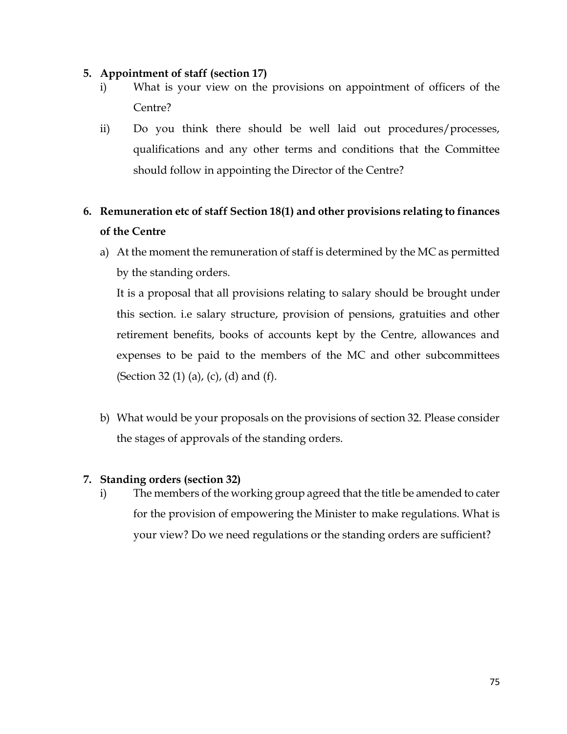**5. Appointment of staff (section 17)**

i) What is your view on the provisions on appointment of officers of the Centre?

ii) Do you think there should be well laid out procedures/processes, qualifications and any other terms and conditions that the Committee should follow in appointing the Director of the Centre?

**6. Remuneration etc of staff Section 18(1) and other provisions relating to finances of the Centre**

a) At the moment the remuneration of staff is determined by the MC as permitted by the standing orders.

   It is a proposal that all provisions relating to salary should be brought under this section. i.e salary structure, provision of pensions, gratuities and other retirement benefits, books of accounts kept by the Centre, allowances and expenses to be paid to the members of the MC and other subcommittees (Section 32 (1) (a), (c), (d) and (f).

b) What would be your proposals on the provisions of section 32. Please consider the stages of approvals of the standing orders.

**7. Standing orders (section 32)**

i) The members of the working group agreed that the title be amended to cater for the provision of empowering the Minister to make regulations. What is your view? Do we need regulations or the standing orders are sufficient?